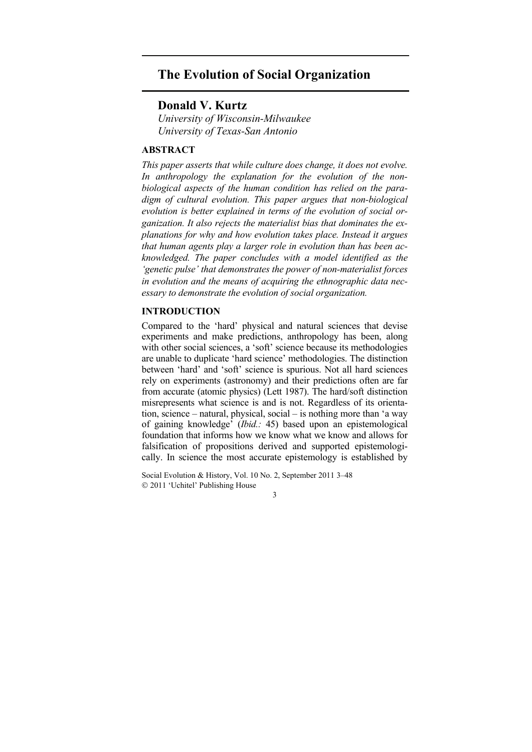# The Evolution of Social Organization

## Donald V. Kurtz

*University of Wisconsin-Milwaukee*
*University of Texas-San Antonio*

### ABSTRACT

*This paper asserts that while culture does change, it does not evolve. In anthropology the explanation for the evolution of the non-biological aspects of the human condition has relied on the paradigm of cultural evolution. This paper argues that non-biological evolution is better explained in terms of the evolution of social organization. It also rejects the materialist bias that dominates the explanations for why and how evolution takes place. Instead it argues that human agents play a larger role in evolution than has been acknowledged. The paper concludes with a model identified as the 'genetic pulse' that demonstrates the power of non-materialist forces in evolution and the means of acquiring the ethnographic data necessary to demonstrate the evolution of social organization.*

### INTRODUCTION

Compared to the 'hard' physical and natural sciences that devise experiments and make predictions, anthropology has been, along with other social sciences, a 'soft' science because its methodologies are unable to duplicate 'hard science' methodologies. The distinction between 'hard' and 'soft' science is spurious. Not all hard sciences rely on experiments (astronomy) and their predictions often are far from accurate (atomic physics) (Lett 1987). The hard/soft distinction misrepresents what science is and is not. Regardless of its orientation, science – natural, physical, social – is nothing more than 'a way of gaining knowledge' (*Ibid.:* 45) based upon an epistemological foundation that informs how we know what we know and allows for falsification of propositions derived and supported epistemologically. In science the most accurate epistemology is established by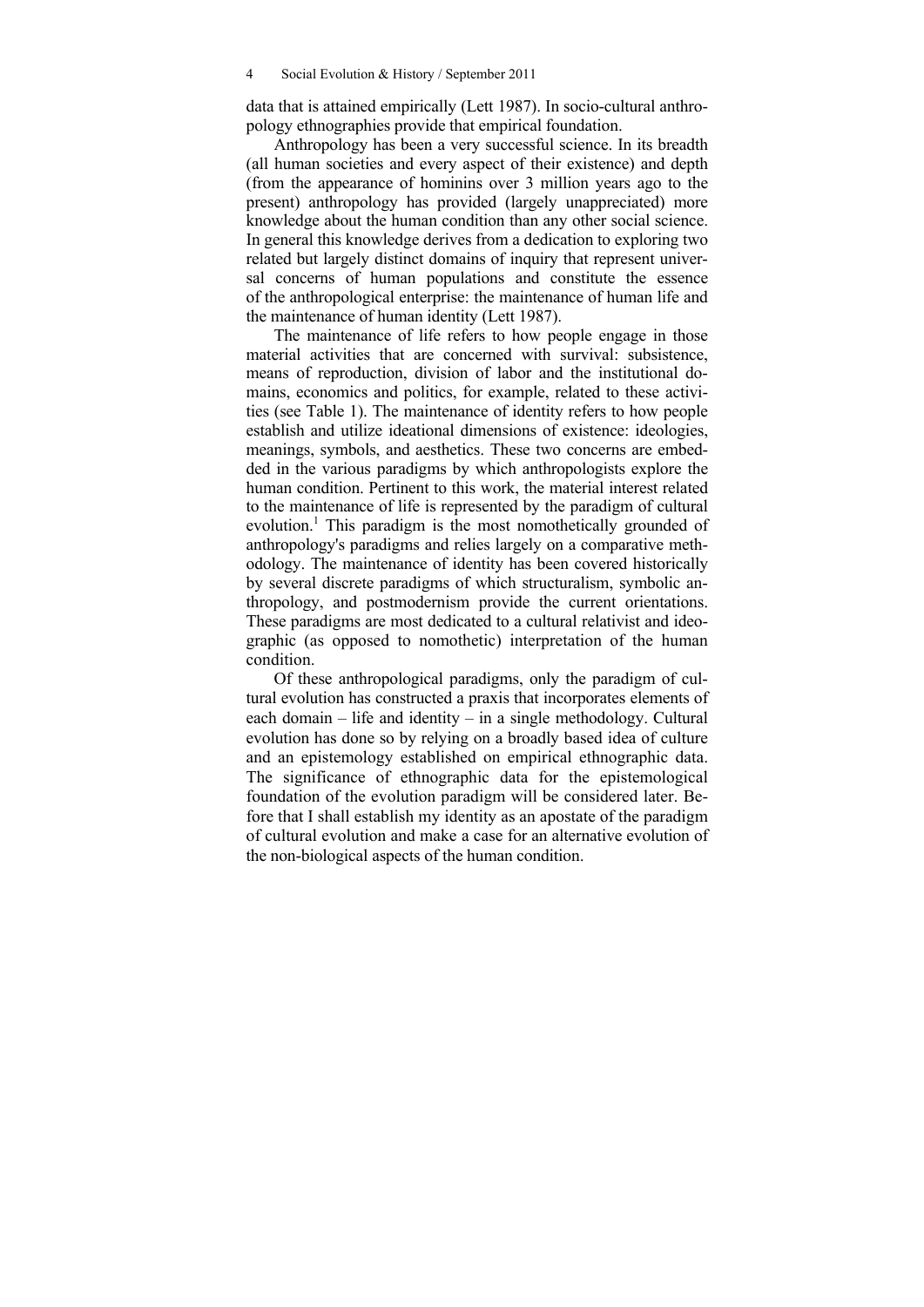data that is attained empirically (Lett 1987). In socio-cultural anthropology ethnographies provide that empirical foundation.

Anthropology has been a very successful science. In its breadth (all human societies and every aspect of their existence) and depth (from the appearance of hominins over 3 million years ago to the present) anthropology has provided (largely unappreciated) more knowledge about the human condition than any other social science. In general this knowledge derives from a dedication to exploring two related but largely distinct domains of inquiry that represent universal concerns of human populations and constitute the essence of the anthropological enterprise: the maintenance of human life and the maintenance of human identity (Lett 1987).

The maintenance of life refers to how people engage in those material activities that are concerned with survival: subsistence, means of reproduction, division of labor and the institutional domains, economics and politics, for example, related to these activities (see Table 1). The maintenance of identity refers to how people establish and utilize ideational dimensions of existence: ideologies, meanings, symbols, and aesthetics. These two concerns are embedded in the various paradigms by which anthropologists explore the human condition. Pertinent to this work, the material interest related to the maintenance of life is represented by the paradigm of cultural evolution.[1] This paradigm is the most nomothetically grounded of anthropology's paradigms and relies largely on a comparative methodology. The maintenance of identity has been covered historically by several discrete paradigms of which structuralism, symbolic anthropology, and postmodernism provide the current orientations. These paradigms are most dedicated to a cultural relativist and ideographic (as opposed to nomothetic) interpretation of the human condition.

Of these anthropological paradigms, only the paradigm of cultural evolution has constructed a praxis that incorporates elements of each domain – life and identity – in a single methodology. Cultural evolution has done so by relying on a broadly based idea of culture and an epistemology established on empirical ethnographic data. The significance of ethnographic data for the epistemological foundation of the evolution paradigm will be considered later. Before that I shall establish my identity as an apostate of the paradigm of cultural evolution and make a case for an alternative evolution of the non-biological aspects of the human condition.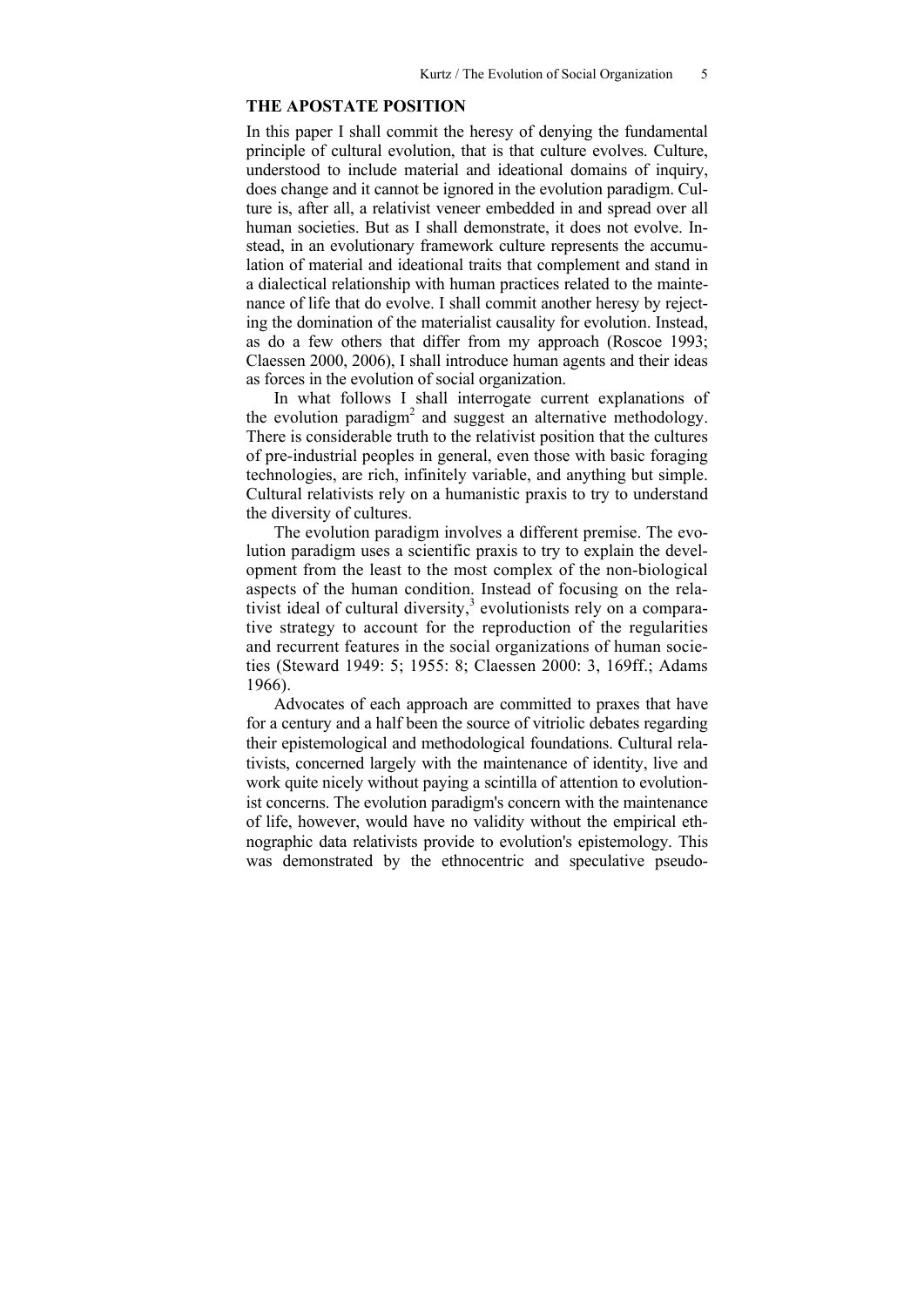## THE APOSTATE POSITION

In this paper I shall commit the heresy of denying the fundamental principle of cultural evolution, that is that culture evolves. Culture, understood to include material and ideational domains of inquiry, does change and it cannot be ignored in the evolution paradigm. Culture is, after all, a relativist veneer embedded in and spread over all human societies. But as I shall demonstrate, it does not evolve. Instead, in an evolutionary framework culture represents the accumulation of material and ideational traits that complement and stand in a dialectical relationship with human practices related to the maintenance of life that do evolve. I shall commit another heresy by rejecting the domination of the materialist causality for evolution. Instead, as do a few others that differ from my approach (Roscoe 1993; Claessen 2000, 2006), I shall introduce human agents and their ideas as forces in the evolution of social organization.

In what follows I shall interrogate current explanations of the evolution paradigm[2] and suggest an alternative methodology. There is considerable truth to the relativist position that the cultures of pre-industrial peoples in general, even those with basic foraging technologies, are rich, infinitely variable, and anything but simple. Cultural relativists rely on a humanistic praxis to try to understand the diversity of cultures.

The evolution paradigm involves a different premise. The evolution paradigm uses a scientific praxis to try to explain the development from the least to the most complex of the non-biological aspects of the human condition. Instead of focusing on the relativist ideal of cultural diversity,[3] evolutionists rely on a comparative strategy to account for the reproduction of the regularities and recurrent features in the social organizations of human societies (Steward 1949: 5; 1955: 8; Claessen 2000: 3, 169ff.; Adams 1966).

Advocates of each approach are committed to praxes that have for a century and a half been the source of vitriolic debates regarding their epistemological and methodological foundations. Cultural relativists, concerned largely with the maintenance of identity, live and work quite nicely without paying a scintilla of attention to evolutionist concerns. The evolution paradigm's concern with the maintenance of life, however, would have no validity without the empirical ethnographic data relativists provide to evolution's epistemology. This was demonstrated by the ethnocentric and speculative pseudo-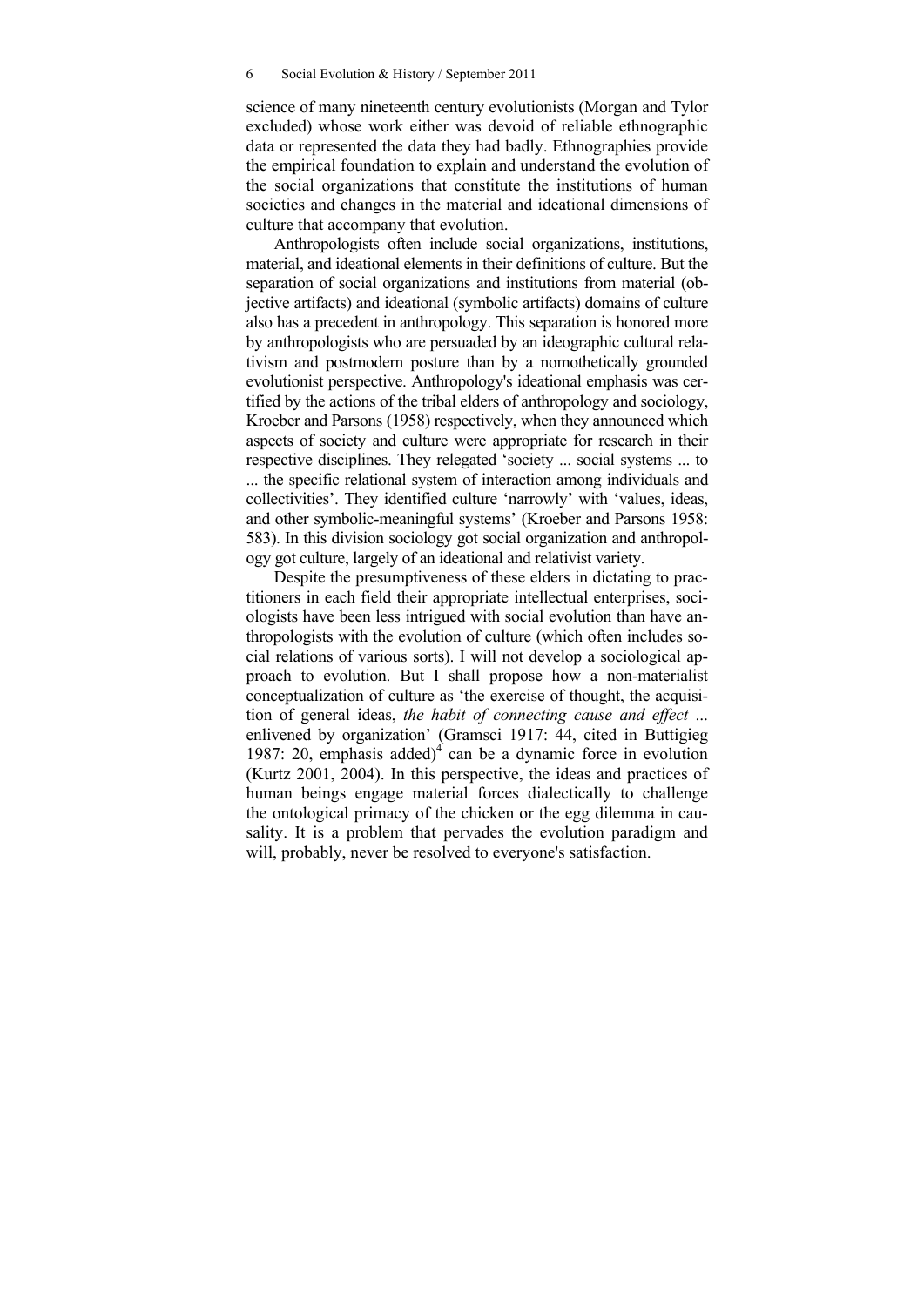science of many nineteenth century evolutionists (Morgan and Tylor excluded) whose work either was devoid of reliable ethnographic data or represented the data they had badly. Ethnographies provide the empirical foundation to explain and understand the evolution of the social organizations that constitute the institutions of human societies and changes in the material and ideational dimensions of culture that accompany that evolution.

Anthropologists often include social organizations, institutions, material, and ideational elements in their definitions of culture. But the separation of social organizations and institutions from material (objective artifacts) and ideational (symbolic artifacts) domains of culture also has a precedent in anthropology. This separation is honored more by anthropologists who are persuaded by an ideographic cultural relativism and postmodern posture than by a nomothetically grounded evolutionist perspective. Anthropology's ideational emphasis was certified by the actions of the tribal elders of anthropology and sociology, Kroeber and Parsons (1958) respectively, when they announced which aspects of society and culture were appropriate for research in their respective disciplines. They relegated 'society ... social systems ... to ... the specific relational system of interaction among individuals and collectivities'. They identified culture 'narrowly' with 'values, ideas, and other symbolic-meaningful systems' (Kroeber and Parsons 1958: 583). In this division sociology got social organization and anthropology got culture, largely of an ideational and relativist variety.

Despite the presumptiveness of these elders in dictating to practitioners in each field their appropriate intellectual enterprises, sociologists have been less intrigued with social evolution than have anthropologists with the evolution of culture (which often includes social relations of various sorts). I will not develop a sociological approach to evolution. But I shall propose how a non-materialist conceptualization of culture as 'the exercise of thought, the acquisition of general ideas, *the habit of connecting cause and effect* ... enlivened by organization' (Gramsci 1917: 44, cited in Buttigieg 1987: 20, emphasis added)[4] can be a dynamic force in evolution (Kurtz 2001, 2004). In this perspective, the ideas and practices of human beings engage material forces dialectically to challenge the ontological primacy of the chicken or the egg dilemma in causality. It is a problem that pervades the evolution paradigm and will, probably, never be resolved to everyone's satisfaction.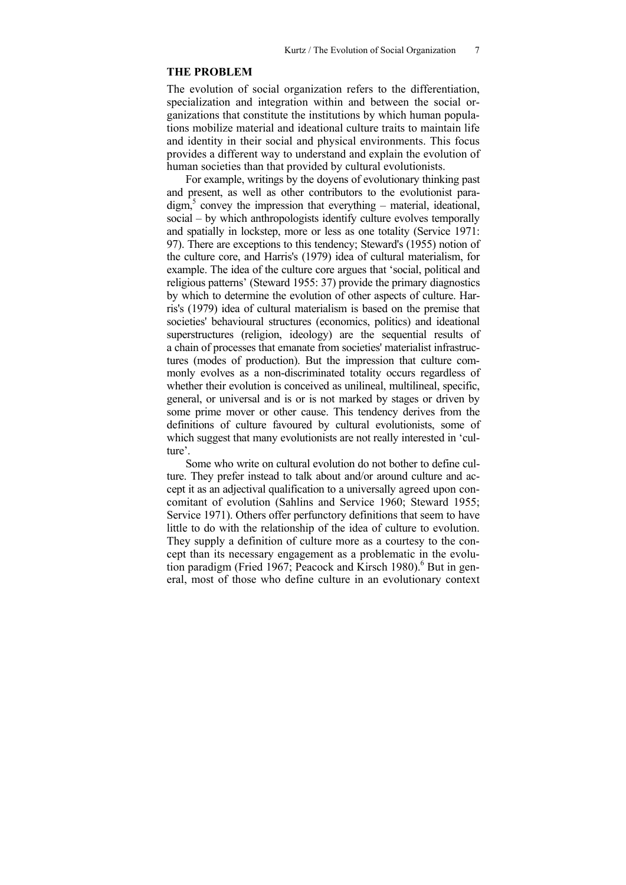## THE PROBLEM

The evolution of social organization refers to the differentiation, specialization and integration within and between the social organizations that constitute the institutions by which human populations mobilize material and ideational culture traits to maintain life and identity in their social and physical environments. This focus provides a different way to understand and explain the evolution of human societies than that provided by cultural evolutionists.

For example, writings by the doyens of evolutionary thinking past and present, as well as other contributors to the evolutionist paradigm,[5] convey the impression that everything – material, ideational, social – by which anthropologists identify culture evolves temporally and spatially in lockstep, more or less as one totality (Service 1971: 97). There are exceptions to this tendency; Steward's (1955) notion of the culture core, and Harris's (1979) idea of cultural materialism, for example. The idea of the culture core argues that 'social, political and religious patterns' (Steward 1955: 37) provide the primary diagnostics by which to determine the evolution of other aspects of culture. Harris's (1979) idea of cultural materialism is based on the premise that societies' behavioural structures (economics, politics) and ideational superstructures (religion, ideology) are the sequential results of a chain of processes that emanate from societies' materialist infrastructures (modes of production). But the impression that culture commonly evolves as a non-discriminated totality occurs regardless of whether their evolution is conceived as unilineal, multilineal, specific, general, or universal and is or is not marked by stages or driven by some prime mover or other cause. This tendency derives from the definitions of culture favoured by cultural evolutionists, some of which suggest that many evolutionists are not really interested in 'culture'.

Some who write on cultural evolution do not bother to define culture. They prefer instead to talk about and/or around culture and accept it as an adjectival qualification to a universally agreed upon concomitant of evolution (Sahlins and Service 1960; Steward 1955; Service 1971). Others offer perfunctory definitions that seem to have little to do with the relationship of the idea of culture to evolution. They supply a definition of culture more as a courtesy to the concept than its necessary engagement as a problematic in the evolution paradigm (Fried 1967; Peacock and Kirsch 1980).[6] But in general, most of those who define culture in an evolutionary context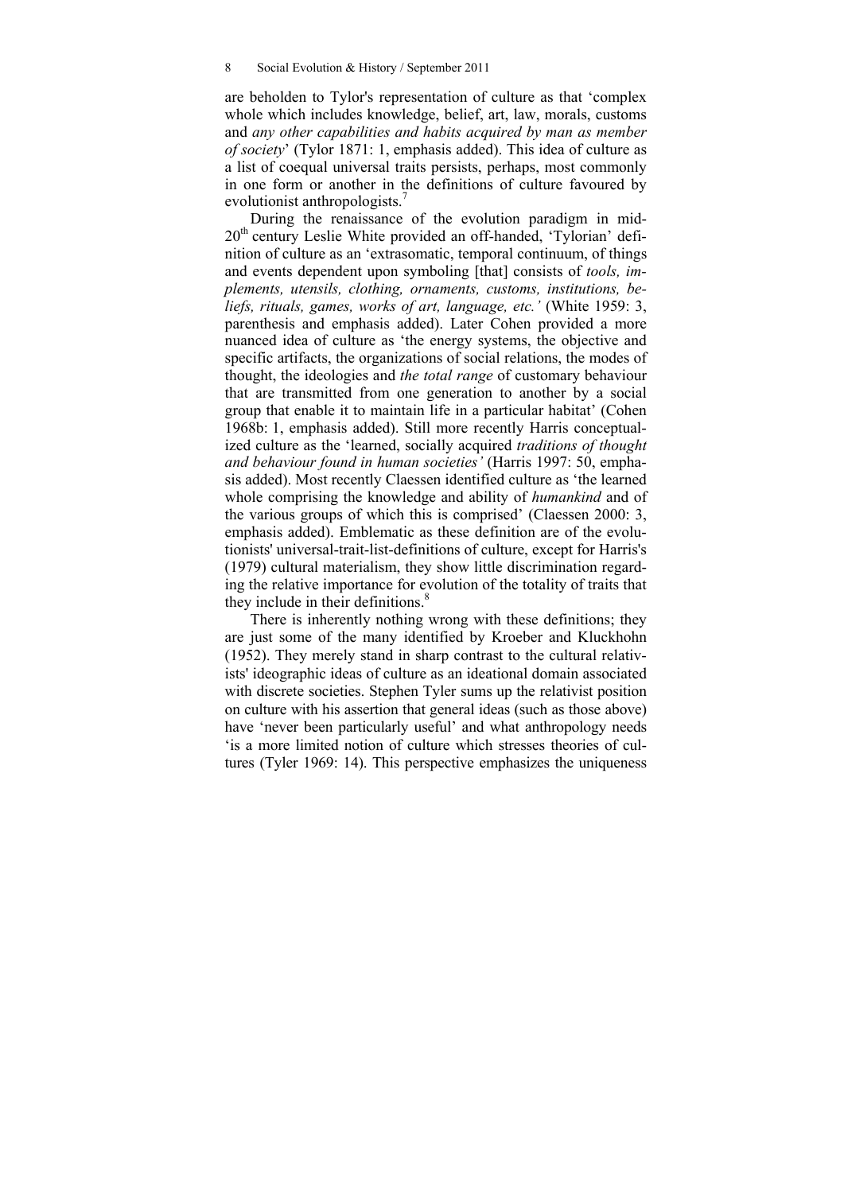are beholden to Tylor's representation of culture as that 'complex whole which includes knowledge, belief, art, law, morals, customs and *any other capabilities and habits acquired by man as member of society*' (Tylor 1871: 1, emphasis added). This idea of culture as a list of coequal universal traits persists, perhaps, most commonly in one form or another in the definitions of culture favoured by evolutionist anthropologists.[7]

During the renaissance of the evolution paradigm in mid-20th century Leslie White provided an off-handed, 'Tylorian' definition of culture as an 'extrasomatic, temporal continuum, of things and events dependent upon symboling [that] consists of *tools, implements, utensils, clothing, ornaments, customs, institutions, beliefs, rituals, games, works of art, language, etc.'* (White 1959: 3, parenthesis and emphasis added). Later Cohen provided a more nuanced idea of culture as 'the energy systems, the objective and specific artifacts, the organizations of social relations, the modes of thought, the ideologies and *the total range* of customary behaviour that are transmitted from one generation to another by a social group that enable it to maintain life in a particular habitat' (Cohen 1968b: 1, emphasis added). Still more recently Harris conceptualized culture as the 'learned, socially acquired *traditions of thought and behaviour found in human societies'* (Harris 1997: 50, emphasis added). Most recently Claessen identified culture as 'the learned whole comprising the knowledge and ability of *humankind* and of the various groups of which this is comprised' (Claessen 2000: 3, emphasis added). Emblematic as these definition are of the evolutionists' universal-trait-list-definitions of culture, except for Harris's (1979) cultural materialism, they show little discrimination regarding the relative importance for evolution of the totality of traits that they include in their definitions.[8]

There is inherently nothing wrong with these definitions; they are just some of the many identified by Kroeber and Kluckhohn (1952). They merely stand in sharp contrast to the cultural relativists' ideographic ideas of culture as an ideational domain associated with discrete societies. Stephen Tyler sums up the relativist position on culture with his assertion that general ideas (such as those above) have 'never been particularly useful' and what anthropology needs 'is a more limited notion of culture which stresses theories of cultures (Tyler 1969: 14). This perspective emphasizes the uniqueness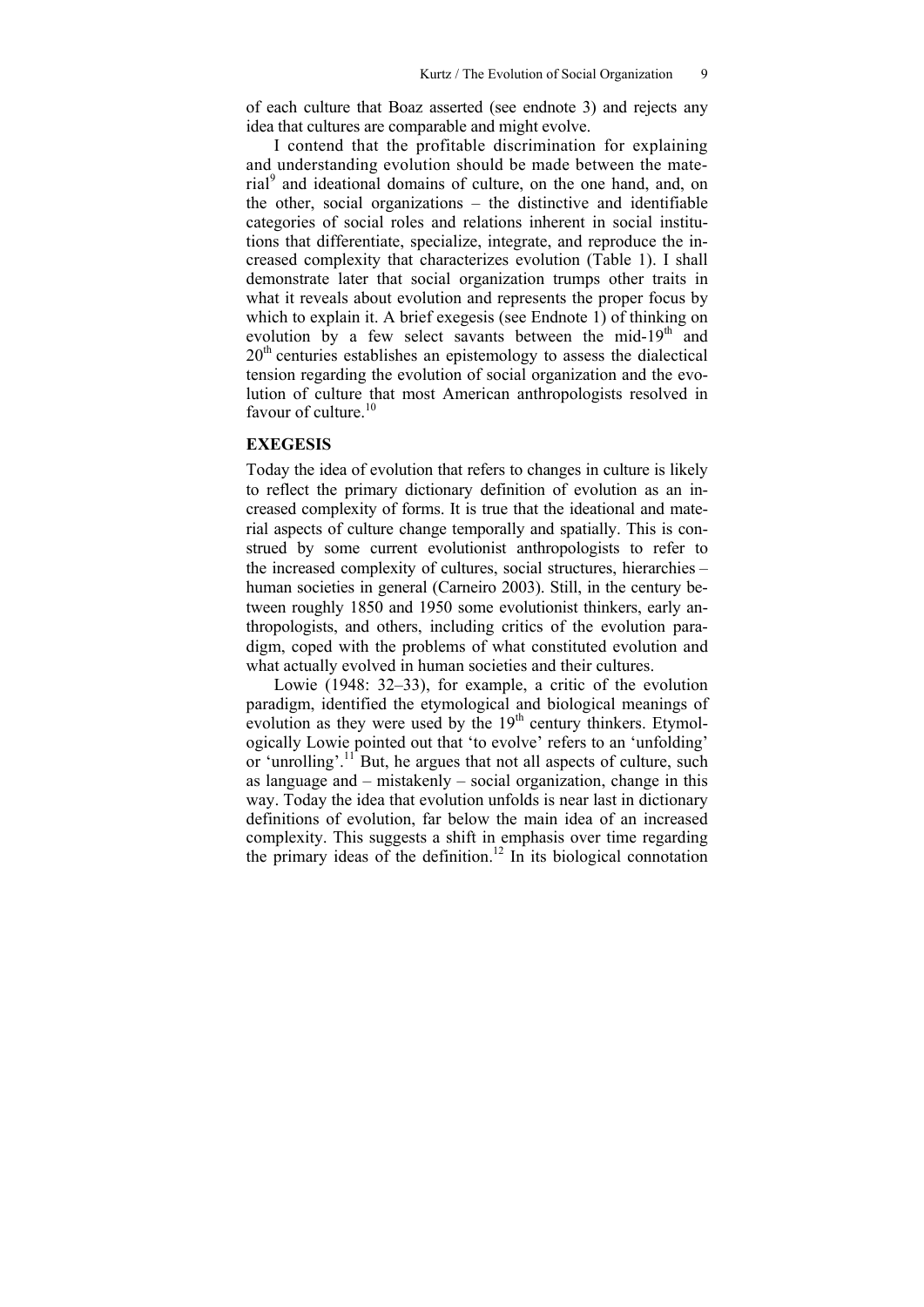of each culture that Boaz asserted (see endnote 3) and rejects any idea that cultures are comparable and might evolve.

I contend that the profitable discrimination for explaining and understanding evolution should be made between the material[9] and ideational domains of culture, on the one hand, and, on the other, social organizations – the distinctive and identifiable categories of social roles and relations inherent in social institutions that differentiate, specialize, integrate, and reproduce the increased complexity that characterizes evolution (Table 1). I shall demonstrate later that social organization trumps other traits in what it reveals about evolution and represents the proper focus by which to explain it. A brief exegesis (see Endnote 1) of thinking on evolution by a few select savants between the mid-19th and 20th centuries establishes an epistemology to assess the dialectical tension regarding the evolution of social organization and the evolution of culture that most American anthropologists resolved in favour of culture.[10]

## EXEGESIS

Today the idea of evolution that refers to changes in culture is likely to reflect the primary dictionary definition of evolution as an increased complexity of forms. It is true that the ideational and material aspects of culture change temporally and spatially. This is construed by some current evolutionist anthropologists to refer to the increased complexity of cultures, social structures, hierarchies – human societies in general (Carneiro 2003). Still, in the century between roughly 1850 and 1950 some evolutionist thinkers, early anthropologists, and others, including critics of the evolution paradigm, coped with the problems of what constituted evolution and what actually evolved in human societies and their cultures.

Lowie (1948: 32–33), for example, a critic of the evolution paradigm, identified the etymological and biological meanings of evolution as they were used by the 19th century thinkers. Etymologically Lowie pointed out that 'to evolve' refers to an 'unfolding' or 'unrolling'.[11] But, he argues that not all aspects of culture, such as language and – mistakenly – social organization, change in this way. Today the idea that evolution unfolds is near last in dictionary definitions of evolution, far below the main idea of an increased complexity. This suggests a shift in emphasis over time regarding the primary ideas of the definition.[12] In its biological connotation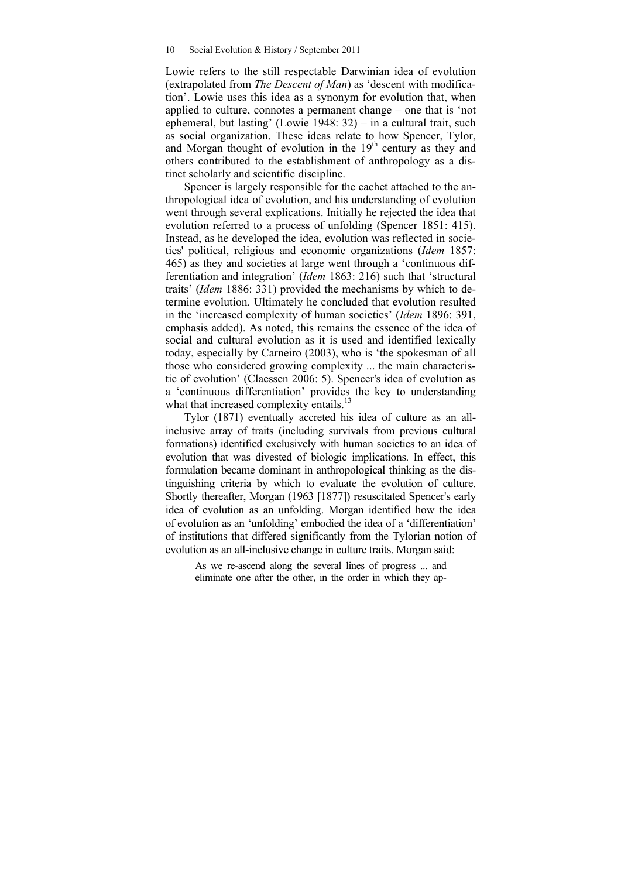Lowie refers to the still respectable Darwinian idea of evolution (extrapolated from *The Descent of Man*) as 'descent with modification'. Lowie uses this idea as a synonym for evolution that, when applied to culture, connotes a permanent change – one that is 'not ephemeral, but lasting' (Lowie 1948: 32) – in a cultural trait, such as social organization. These ideas relate to how Spencer, Tylor, and Morgan thought of evolution in the 19th century as they and others contributed to the establishment of anthropology as a distinct scholarly and scientific discipline.

Spencer is largely responsible for the cachet attached to the anthropological idea of evolution, and his understanding of evolution went through several explications. Initially he rejected the idea that evolution referred to a process of unfolding (Spencer 1851: 415). Instead, as he developed the idea, evolution was reflected in societies' political, religious and economic organizations (*Idem* 1857: 465) as they and societies at large went through a 'continuous differentiation and integration' (*Idem* 1863: 216) such that 'structural traits' (*Idem* 1886: 331) provided the mechanisms by which to determine evolution. Ultimately he concluded that evolution resulted in the 'increased complexity of human societies' (*Idem* 1896: 391, emphasis added). As noted, this remains the essence of the idea of social and cultural evolution as it is used and identified lexically today, especially by Carneiro (2003), who is 'the spokesman of all those who considered growing complexity ... the main characteristic of evolution' (Claessen 2006: 5). Spencer's idea of evolution as a 'continuous differentiation' provides the key to understanding what that increased complexity entails.[13]

Tylor (1871) eventually accreted his idea of culture as an all-inclusive array of traits (including survivals from previous cultural formations) identified exclusively with human societies to an idea of evolution that was divested of biologic implications. In effect, this formulation became dominant in anthropological thinking as the distinguishing criteria by which to evaluate the evolution of culture. Shortly thereafter, Morgan (1963 [1877]) resuscitated Spencer's early idea of evolution as an unfolding. Morgan identified how the idea of evolution as an 'unfolding' embodied the idea of a 'differentiation' of institutions that differed significantly from the Tylorian notion of evolution as an all-inclusive change in culture traits. Morgan said:

> As we re-ascend along the several lines of progress ... and eliminate one after the other, in the order in which they ap-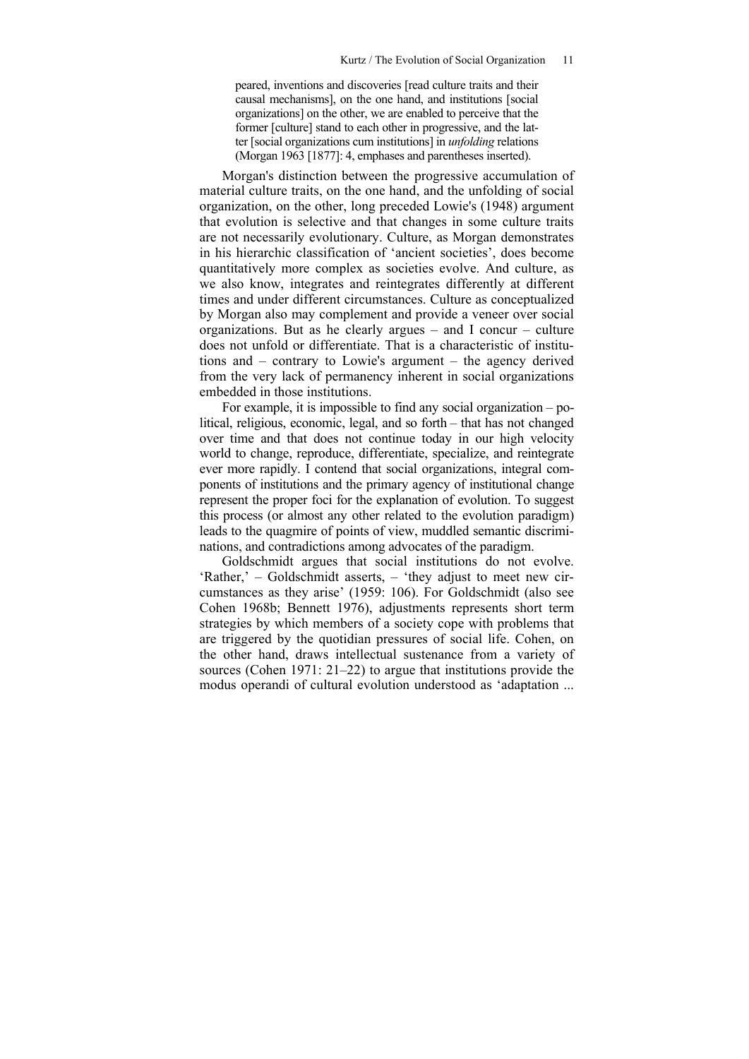> peared, inventions and discoveries [read culture traits and their causal mechanisms], on the one hand, and institutions [social organizations] on the other, we are enabled to perceive that the former [culture] stand to each other in progressive, and the latter [social organizations cum institutions] in *unfolding* relations (Morgan 1963 [1877]: 4, emphases and parentheses inserted).

Morgan's distinction between the progressive accumulation of material culture traits, on the one hand, and the unfolding of social organization, on the other, long preceded Lowie's (1948) argument that evolution is selective and that changes in some culture traits are not necessarily evolutionary. Culture, as Morgan demonstrates in his hierarchic classification of 'ancient societies', does become quantitatively more complex as societies evolve. And culture, as we also know, integrates and reintegrates differently at different times and under different circumstances. Culture as conceptualized by Morgan also may complement and provide a veneer over social organizations. But as he clearly argues – and I concur – culture does not unfold or differentiate. That is a characteristic of institutions and – contrary to Lowie's argument – the agency derived from the very lack of permanency inherent in social organizations embedded in those institutions.

For example, it is impossible to find any social organization – political, religious, economic, legal, and so forth – that has not changed over time and that does not continue today in our high velocity world to change, reproduce, differentiate, specialize, and reintegrate ever more rapidly. I contend that social organizations, integral components of institutions and the primary agency of institutional change represent the proper foci for the explanation of evolution. To suggest this process (or almost any other related to the evolution paradigm) leads to the quagmire of points of view, muddled semantic discriminations, and contradictions among advocates of the paradigm.

Goldschmidt argues that social institutions do not evolve. 'Rather,' – Goldschmidt asserts, – 'they adjust to meet new circumstances as they arise' (1959: 106). For Goldschmidt (also see Cohen 1968b; Bennett 1976), adjustments represents short term strategies by which members of a society cope with problems that are triggered by the quotidian pressures of social life. Cohen, on the other hand, draws intellectual sustenance from a variety of sources (Cohen 1971: 21–22) to argue that institutions provide the modus operandi of cultural evolution understood as 'adaptation ...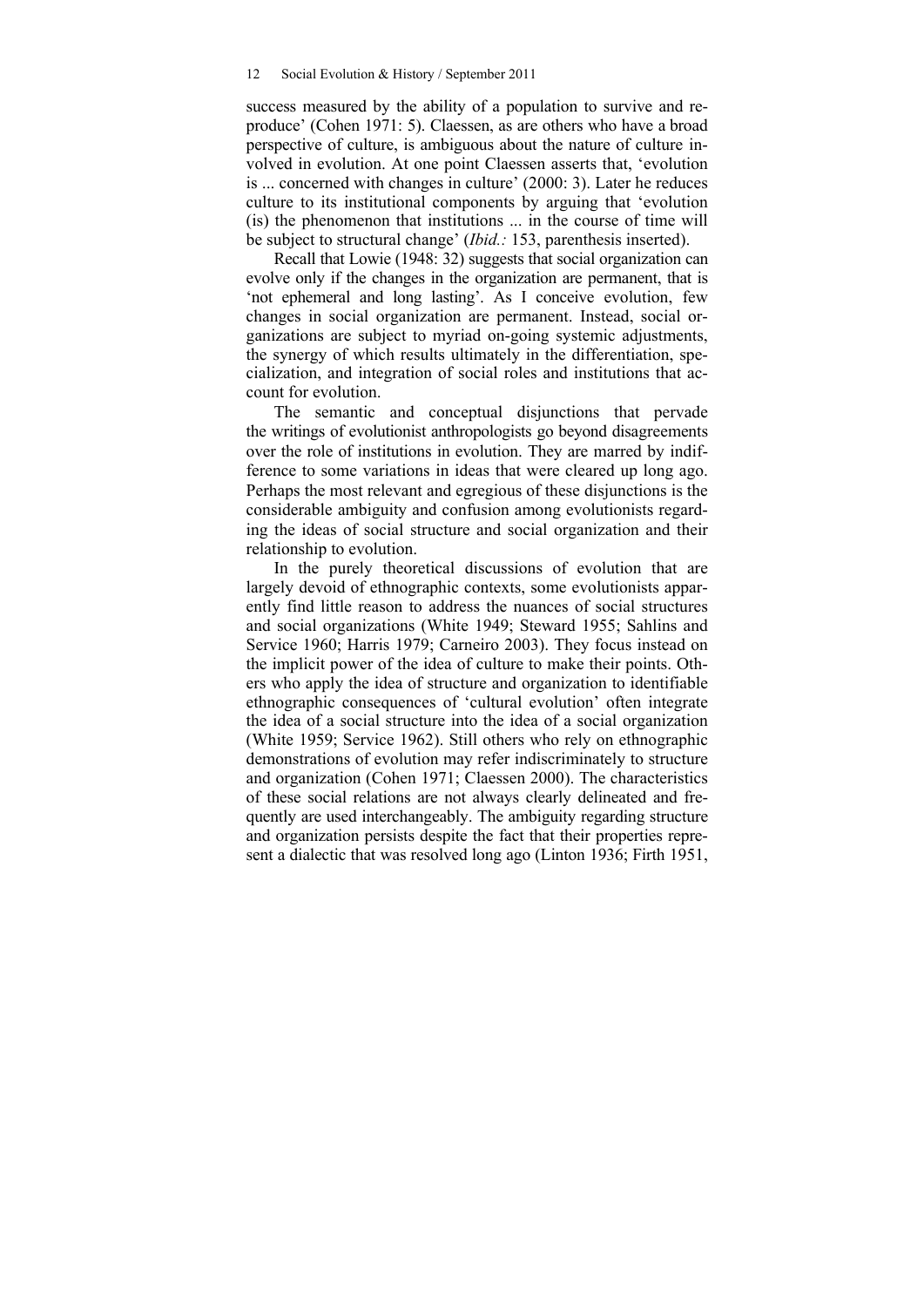success measured by the ability of a population to survive and reproduce' (Cohen 1971: 5). Claessen, as are others who have a broad perspective of culture, is ambiguous about the nature of culture involved in evolution. At one point Claessen asserts that, 'evolution is ... concerned with changes in culture' (2000: 3). Later he reduces culture to its institutional components by arguing that 'evolution (is) the phenomenon that institutions ... in the course of time will be subject to structural change' (*Ibid.:* 153, parenthesis inserted).

Recall that Lowie (1948: 32) suggests that social organization can evolve only if the changes in the organization are permanent, that is 'not ephemeral and long lasting'. As I conceive evolution, few changes in social organization are permanent. Instead, social organizations are subject to myriad on-going systemic adjustments, the synergy of which results ultimately in the differentiation, specialization, and integration of social roles and institutions that account for evolution.

The semantic and conceptual disjunctions that pervade the writings of evolutionist anthropologists go beyond disagreements over the role of institutions in evolution. They are marred by indifference to some variations in ideas that were cleared up long ago. Perhaps the most relevant and egregious of these disjunctions is the considerable ambiguity and confusion among evolutionists regarding the ideas of social structure and social organization and their relationship to evolution.

In the purely theoretical discussions of evolution that are largely devoid of ethnographic contexts, some evolutionists apparently find little reason to address the nuances of social structures and social organizations (White 1949; Steward 1955; Sahlins and Service 1960; Harris 1979; Carneiro 2003). They focus instead on the implicit power of the idea of culture to make their points. Others who apply the idea of structure and organization to identifiable ethnographic consequences of 'cultural evolution' often integrate the idea of a social structure into the idea of a social organization (White 1959; Service 1962). Still others who rely on ethnographic demonstrations of evolution may refer indiscriminately to structure and organization (Cohen 1971; Claessen 2000). The characteristics of these social relations are not always clearly delineated and frequently are used interchangeably. The ambiguity regarding structure and organization persists despite the fact that their properties represent a dialectic that was resolved long ago (Linton 1936; Firth 1951,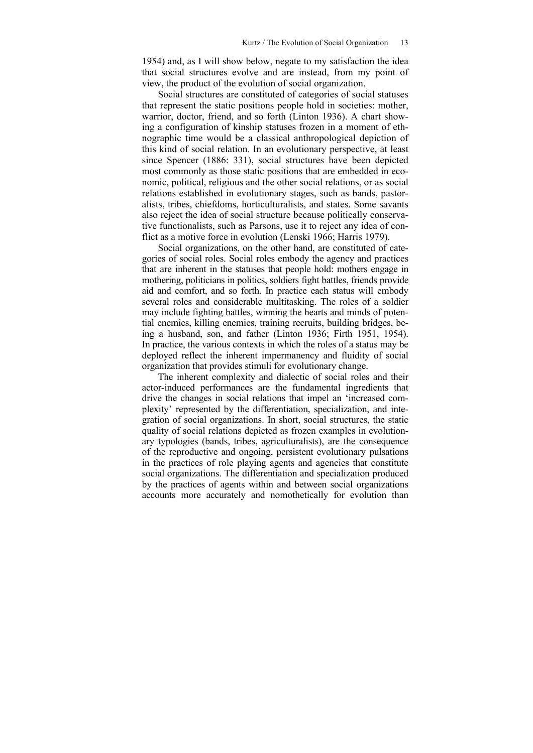1954) and, as I will show below, negate to my satisfaction the idea that social structures evolve and are instead, from my point of view, the product of the evolution of social organization.

Social structures are constituted of categories of social statuses that represent the static positions people hold in societies: mother, warrior, doctor, friend, and so forth (Linton 1936). A chart showing a configuration of kinship statuses frozen in a moment of ethnographic time would be a classical anthropological depiction of this kind of social relation. In an evolutionary perspective, at least since Spencer (1886: 331), social structures have been depicted most commonly as those static positions that are embedded in economic, political, religious and the other social relations, or as social relations established in evolutionary stages, such as bands, pastoralists, tribes, chiefdoms, horticulturalists, and states. Some savants also reject the idea of social structure because politically conservative functionalists, such as Parsons, use it to reject any idea of conflict as a motive force in evolution (Lenski 1966; Harris 1979).

Social organizations, on the other hand, are constituted of categories of social roles. Social roles embody the agency and practices that are inherent in the statuses that people hold: mothers engage in mothering, politicians in politics, soldiers fight battles, friends provide aid and comfort, and so forth. In practice each status will embody several roles and considerable multitasking. The roles of a soldier may include fighting battles, winning the hearts and minds of potential enemies, killing enemies, training recruits, building bridges, being a husband, son, and father (Linton 1936; Firth 1951, 1954). In practice, the various contexts in which the roles of a status may be deployed reflect the inherent impermanency and fluidity of social organization that provides stimuli for evolutionary change.

The inherent complexity and dialectic of social roles and their actor-induced performances are the fundamental ingredients that drive the changes in social relations that impel an 'increased complexity' represented by the differentiation, specialization, and integration of social organizations. In short, social structures, the static quality of social relations depicted as frozen examples in evolutionary typologies (bands, tribes, agriculturalists), are the consequence of the reproductive and ongoing, persistent evolutionary pulsations in the practices of role playing agents and agencies that constitute social organizations. The differentiation and specialization produced by the practices of agents within and between social organizations accounts more accurately and nomothetically for evolution than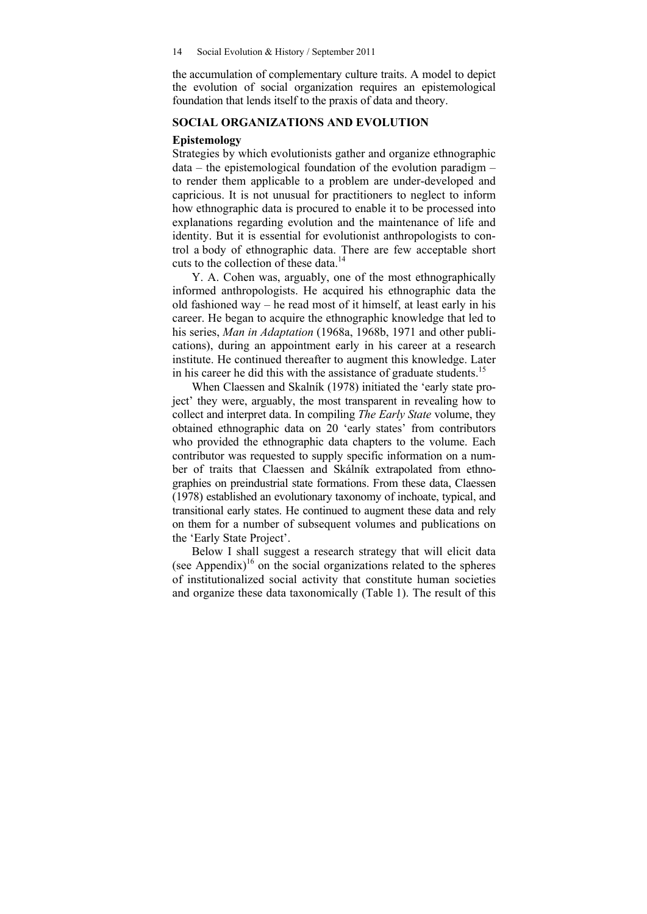the accumulation of complementary culture traits. A model to depict the evolution of social organization requires an epistemological foundation that lends itself to the praxis of data and theory.

## SOCIAL ORGANIZATIONS AND EVOLUTION

### Epistemology

Strategies by which evolutionists gather and organize ethnographic data – the epistemological foundation of the evolution paradigm – to render them applicable to a problem are under-developed and capricious. It is not unusual for practitioners to neglect to inform how ethnographic data is procured to enable it to be processed into explanations regarding evolution and the maintenance of life and identity. But it is essential for evolutionist anthropologists to control a body of ethnographic data. There are few acceptable short cuts to the collection of these data.[14]

Y. A. Cohen was, arguably, one of the most ethnographically informed anthropologists. He acquired his ethnographic data the old fashioned way – he read most of it himself, at least early in his career. He began to acquire the ethnographic knowledge that led to his series, *Man in Adaptation* (1968a, 1968b, 1971 and other publications), during an appointment early in his career at a research institute. He continued thereafter to augment this knowledge. Later in his career he did this with the assistance of graduate students.[15]

When Claessen and Skalník (1978) initiated the 'early state project' they were, arguably, the most transparent in revealing how to collect and interpret data. In compiling *The Early State* volume, they obtained ethnographic data on 20 'early states' from contributors who provided the ethnographic data chapters to the volume. Each contributor was requested to supply specific information on a number of traits that Claessen and Skálník extrapolated from ethnographies on preindustrial state formations. From these data, Claessen (1978) established an evolutionary taxonomy of inchoate, typical, and transitional early states. He continued to augment these data and rely on them for a number of subsequent volumes and publications on the 'Early State Project'.

Below I shall suggest a research strategy that will elicit data (see Appendix)[16] on the social organizations related to the spheres of institutionalized social activity that constitute human societies and organize these data taxonomically (Table 1). The result of this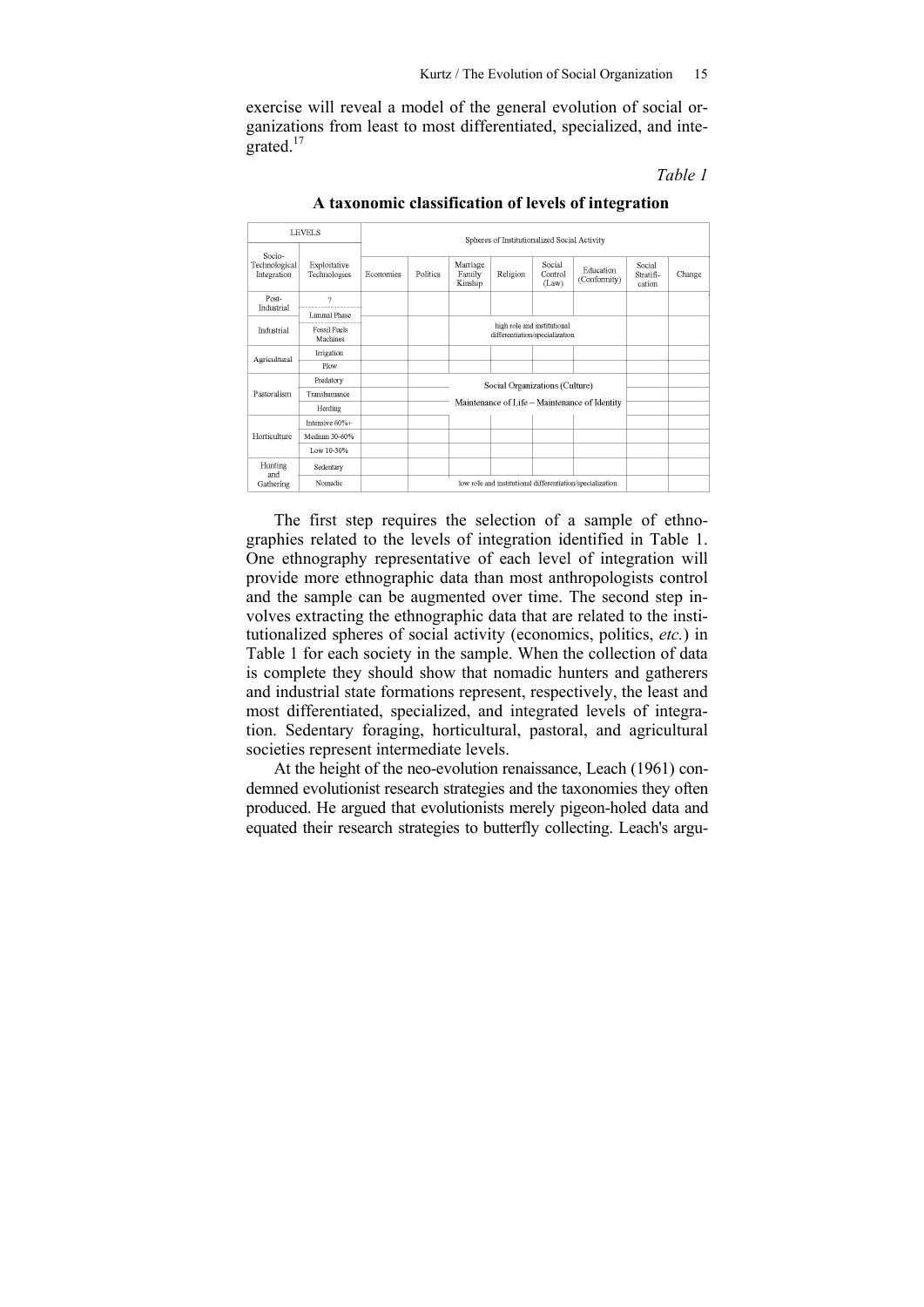exercise will reveal a model of the general evolution of social organizations from least to most differentiated, specialized, and integrated.[17]

*Table 1*

**A taxonomic classification of levels of integration**

| LEVELS | | Spheres of Institutionalized Social Activity | | | | | | | |
|---|---|---|---|---|---|---|---|---|---|
| Socio-Technological Integration | Exploitative Technologies | Economics | Politics | Marriage Family Kinship | Religion | Social Control (Law) | Education (Conformity) | Social Stratification | Change |
| Post-Industrial | ? | | | | | | | | |
| | Liminal Phase | | | | | | | | |
| Industrial | Fossil Fuels Machines | | | high role and institutional differentiation/specialization | | | | | |
| Agricultural | Irrigation | | | | | | | | |
| | Plow | | | | | | | | |
| Pastoralism | Predatory | | | Social Organizations (Culture) | | | | | |
| | Transhumance | | | Maintenance of Life – Maintenance of Identity | | | | | |
| | Herding | | | | | | | | |
| Horticulture | Intensive 60%+ | | | | | | | | |
| | Medium 30-60% | | | | | | | | |
| | Low 10-30% | | | | | | | | |
| Hunting and Gathering | Sedentary | | | | | | | | |
| | Nomadic | | low role and institutional differentiation/specialization | | | | | | |

The first step requires the selection of a sample of ethnographies related to the levels of integration identified in Table 1. One ethnography representative of each level of integration will provide more ethnographic data than most anthropologists control and the sample can be augmented over time. The second step involves extracting the ethnographic data that are related to the institutionalized spheres of social activity (economics, politics, *etc.*) in Table 1 for each society in the sample. When the collection of data is complete they should show that nomadic hunters and gatherers and industrial state formations represent, respectively, the least and most differentiated, specialized, and integrated levels of integration. Sedentary foraging, horticultural, pastoral, and agricultural societies represent intermediate levels.

At the height of the neo-evolution renaissance, Leach (1961) condemned evolutionist research strategies and the taxonomies they often produced. He argued that evolutionists merely pigeon-holed data and equated their research strategies to butterfly collecting. Leach's argu-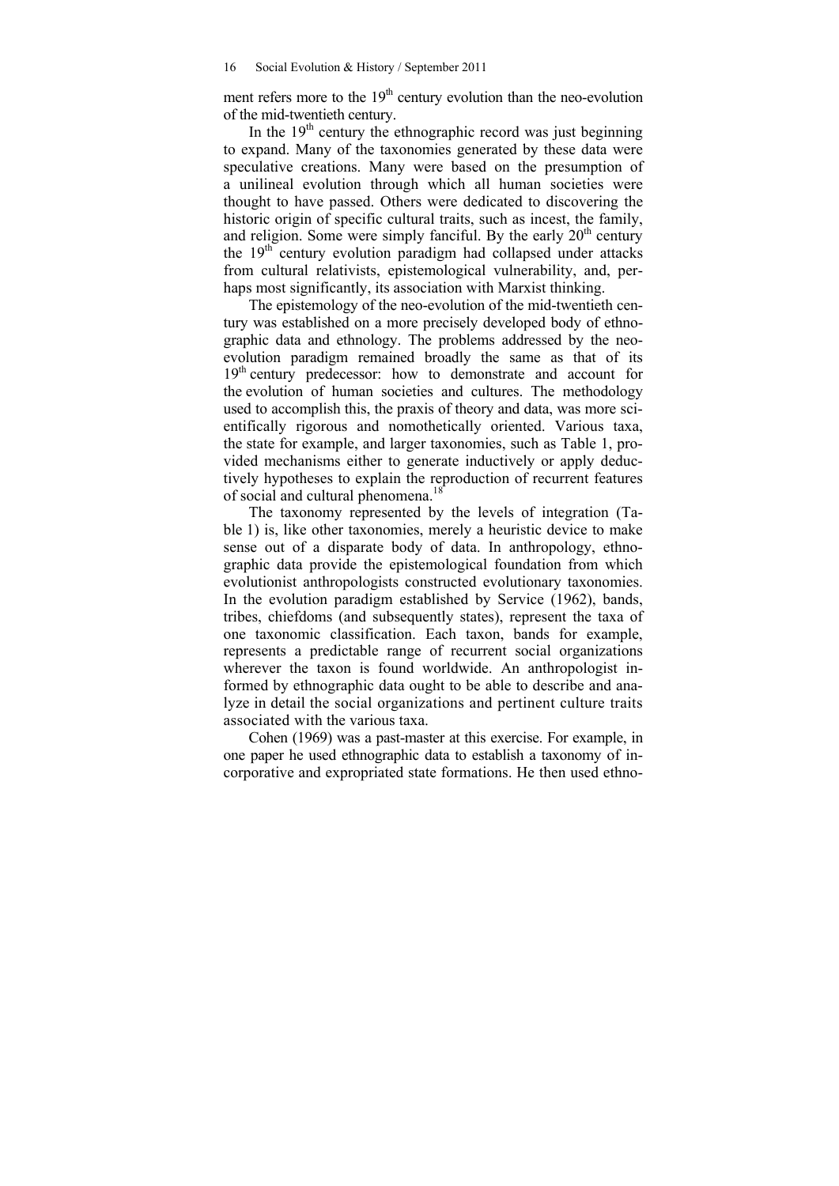ment refers more to the 19th century evolution than the neo-evolution of the mid-twentieth century.

In the 19th century the ethnographic record was just beginning to expand. Many of the taxonomies generated by these data were speculative creations. Many were based on the presumption of a unilineal evolution through which all human societies were thought to have passed. Others were dedicated to discovering the historic origin of specific cultural traits, such as incest, the family, and religion. Some were simply fanciful. By the early 20th century the 19th century evolution paradigm had collapsed under attacks from cultural relativists, epistemological vulnerability, and, perhaps most significantly, its association with Marxist thinking.

The epistemology of the neo-evolution of the mid-twentieth century was established on a more precisely developed body of ethnographic data and ethnology. The problems addressed by the neo-evolution paradigm remained broadly the same as that of its 19th century predecessor: how to demonstrate and account for the evolution of human societies and cultures. The methodology used to accomplish this, the praxis of theory and data, was more scientifically rigorous and nomothetically oriented. Various taxa, the state for example, and larger taxonomies, such as Table 1, provided mechanisms either to generate inductively or apply deductively hypotheses to explain the reproduction of recurrent features of social and cultural phenomena.[18]

The taxonomy represented by the levels of integration (Table 1) is, like other taxonomies, merely a heuristic device to make sense out of a disparate body of data. In anthropology, ethnographic data provide the epistemological foundation from which evolutionist anthropologists constructed evolutionary taxonomies. In the evolution paradigm established by Service (1962), bands, tribes, chiefdoms (and subsequently states), represent the taxa of one taxonomic classification. Each taxon, bands for example, represents a predictable range of recurrent social organizations wherever the taxon is found worldwide. An anthropologist informed by ethnographic data ought to be able to describe and analyze in detail the social organizations and pertinent culture traits associated with the various taxa.

Cohen (1969) was a past-master at this exercise. For example, in one paper he used ethnographic data to establish a taxonomy of incorporative and expropriated state formations. He then used ethno-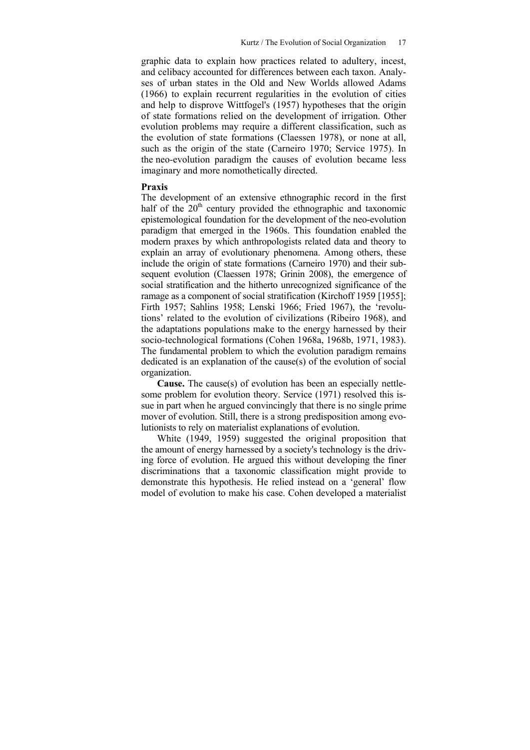graphic data to explain how practices related to adultery, incest, and celibacy accounted for differences between each taxon. Analyses of urban states in the Old and New Worlds allowed Adams (1966) to explain recurrent regularities in the evolution of cities and help to disprove Wittfogel's (1957) hypotheses that the origin of state formations relied on the development of irrigation. Other evolution problems may require a different classification, such as the evolution of state formations (Claessen 1978), or none at all, such as the origin of the state (Carneiro 1970; Service 1975). In the neo-evolution paradigm the causes of evolution became less imaginary and more nomothetically directed.

**Praxis**

The development of an extensive ethnographic record in the first half of the 20th century provided the ethnographic and taxonomic epistemological foundation for the development of the neo-evolution paradigm that emerged in the 1960s. This foundation enabled the modern praxes by which anthropologists related data and theory to explain an array of evolutionary phenomena. Among others, these include the origin of state formations (Carneiro 1970) and their subsequent evolution (Claessen 1978; Grinin 2008), the emergence of social stratification and the hitherto unrecognized significance of the ramage as a component of social stratification (Kirchoff 1959 [1955]; Firth 1957; Sahlins 1958; Lenski 1966; Fried 1967), the 'revolutions' related to the evolution of civilizations (Ribeiro 1968), and the adaptations populations make to the energy harnessed by their socio-technological formations (Cohen 1968a, 1968b, 1971, 1983). The fundamental problem to which the evolution paradigm remains dedicated is an explanation of the cause(s) of the evolution of social organization.

**Cause.** The cause(s) of evolution has been an especially nettlesome problem for evolution theory. Service (1971) resolved this issue in part when he argued convincingly that there is no single prime mover of evolution. Still, there is a strong predisposition among evolutionists to rely on materialist explanations of evolution.

White (1949, 1959) suggested the original proposition that the amount of energy harnessed by a society's technology is the driving force of evolution. He argued this without developing the finer discriminations that a taxonomic classification might provide to demonstrate this hypothesis. He relied instead on a 'general' flow model of evolution to make his case. Cohen developed a materialist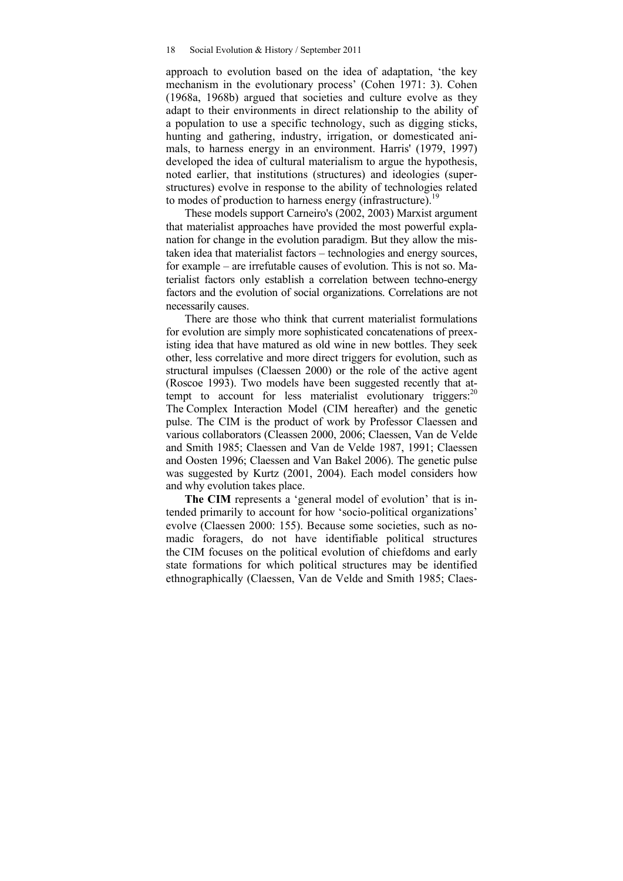approach to evolution based on the idea of adaptation, 'the key mechanism in the evolutionary process' (Cohen 1971: 3). Cohen (1968a, 1968b) argued that societies and culture evolve as they adapt to their environments in direct relationship to the ability of a population to use a specific technology, such as digging sticks, hunting and gathering, industry, irrigation, or domesticated animals, to harness energy in an environment. Harris' (1979, 1997) developed the idea of cultural materialism to argue the hypothesis, noted earlier, that institutions (structures) and ideologies (superstructures) evolve in response to the ability of technologies related to modes of production to harness energy (infrastructure).[19]

These models support Carneiro's (2002, 2003) Marxist argument that materialist approaches have provided the most powerful explanation for change in the evolution paradigm. But they allow the mistaken idea that materialist factors – technologies and energy sources, for example – are irrefutable causes of evolution. This is not so. Materialist factors only establish a correlation between techno-energy factors and the evolution of social organizations. Correlations are not necessarily causes.

There are those who think that current materialist formulations for evolution are simply more sophisticated concatenations of preexisting idea that have matured as old wine in new bottles. They seek other, less correlative and more direct triggers for evolution, such as structural impulses (Claessen 2000) or the role of the active agent (Roscoe 1993). Two models have been suggested recently that attempt to account for less materialist evolutionary triggers:[20] The Complex Interaction Model (CIM hereafter) and the genetic pulse. The CIM is the product of work by Professor Claessen and various collaborators (Cleassen 2000, 2006; Claessen, Van de Velde and Smith 1985; Claessen and Van de Velde 1987, 1991; Claessen and Oosten 1996; Claessen and Van Bakel 2006). The genetic pulse was suggested by Kurtz (2001, 2004). Each model considers how and why evolution takes place.

**The CIM** represents a 'general model of evolution' that is intended primarily to account for how 'socio-political organizations' evolve (Claessen 2000: 155). Because some societies, such as nomadic foragers, do not have identifiable political structures the CIM focuses on the political evolution of chiefdoms and early state formations for which political structures may be identified ethnographically (Claessen, Van de Velde and Smith 1985; Claes-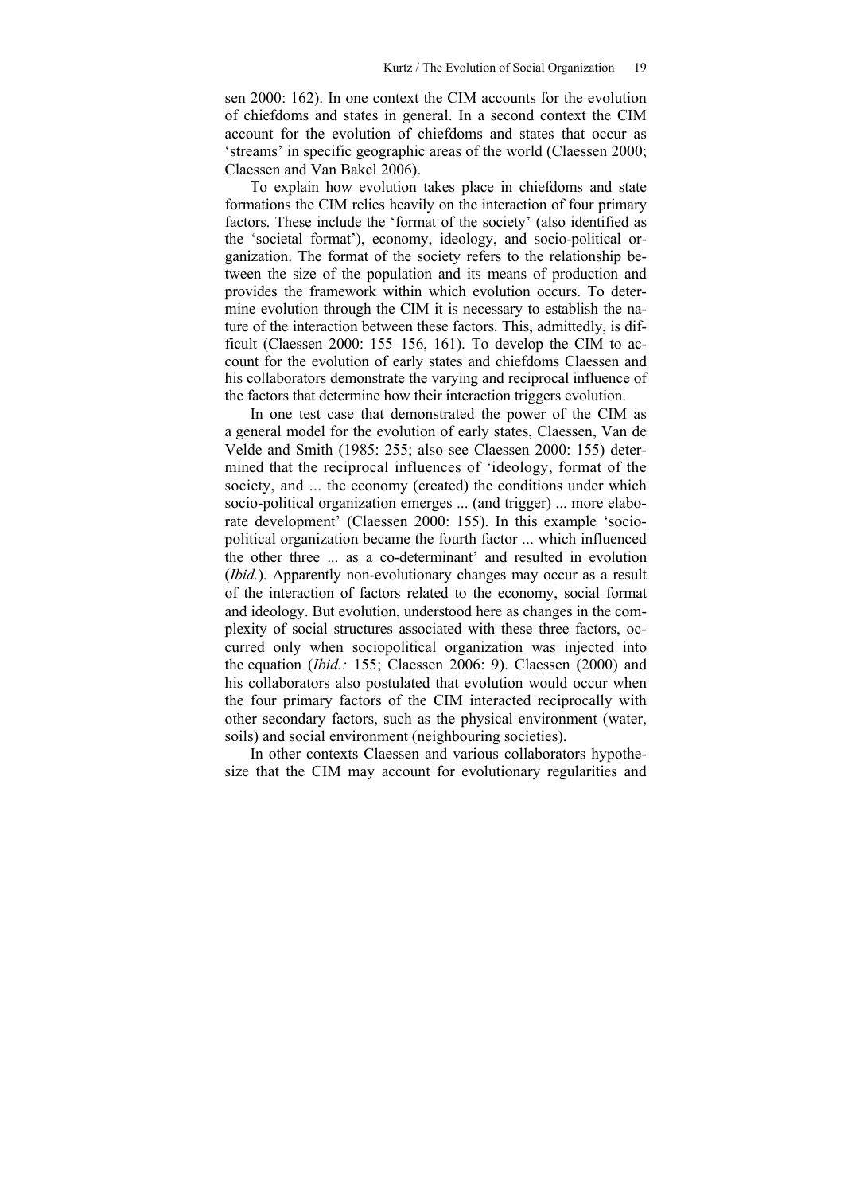sen 2000: 162). In one context the CIM accounts for the evolution of chiefdoms and states in general. In a second context the CIM account for the evolution of chiefdoms and states that occur as 'streams' in specific geographic areas of the world (Claessen 2000; Claessen and Van Bakel 2006).

To explain how evolution takes place in chiefdoms and state formations the CIM relies heavily on the interaction of four primary factors. These include the 'format of the society' (also identified as the 'societal format'), economy, ideology, and socio-political organization. The format of the society refers to the relationship between the size of the population and its means of production and provides the framework within which evolution occurs. To determine evolution through the CIM it is necessary to establish the nature of the interaction between these factors. This, admittedly, is difficult (Claessen 2000: 155–156, 161). To develop the CIM to account for the evolution of early states and chiefdoms Claessen and his collaborators demonstrate the varying and reciprocal influence of the factors that determine how their interaction triggers evolution.

In one test case that demonstrated the power of the CIM as a general model for the evolution of early states, Claessen, Van de Velde and Smith (1985: 255; also see Claessen 2000: 155) determined that the reciprocal influences of 'ideology, format of the society, and ... the economy (created) the conditions under which socio-political organization emerges ... (and trigger) ... more elaborate development' (Claessen 2000: 155). In this example 'socio-political organization became the fourth factor ... which influenced the other three ... as a co-determinant' and resulted in evolution (*Ibid.*). Apparently non-evolutionary changes may occur as a result of the interaction of factors related to the economy, social format and ideology. But evolution, understood here as changes in the complexity of social structures associated with these three factors, occurred only when sociopolitical organization was injected into the equation (*Ibid.:* 155; Claessen 2006: 9). Claessen (2000) and his collaborators also postulated that evolution would occur when the four primary factors of the CIM interacted reciprocally with other secondary factors, such as the physical environment (water, soils) and social environment (neighbouring societies).

In other contexts Claessen and various collaborators hypothesize that the CIM may account for evolutionary regularities and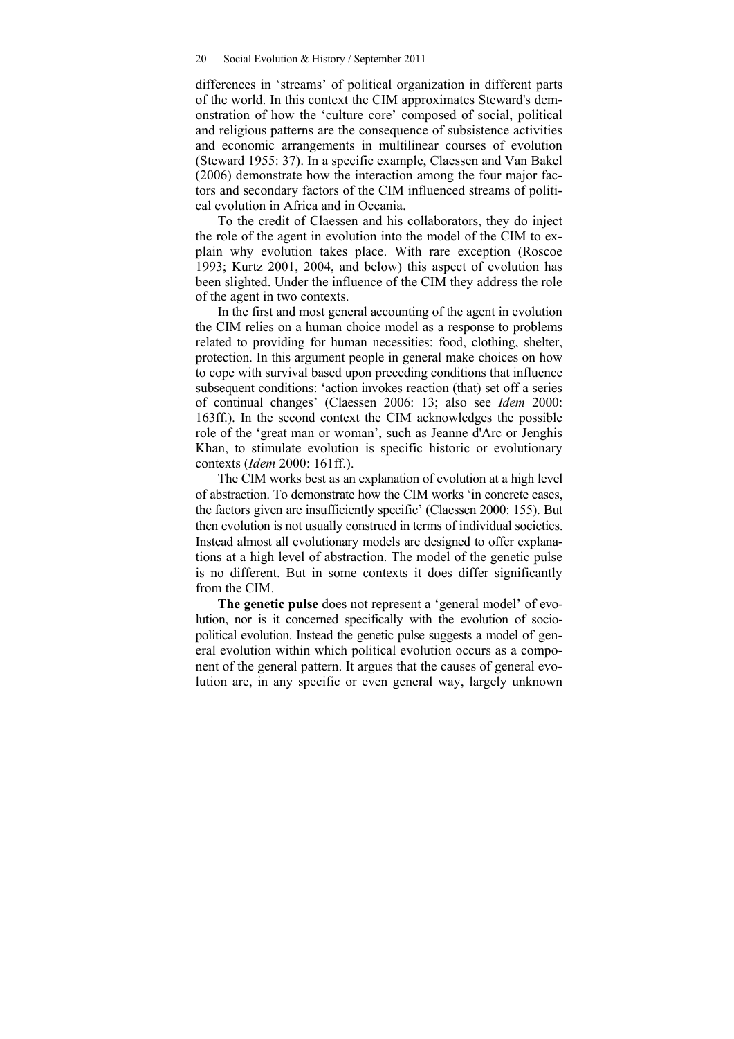differences in 'streams' of political organization in different parts of the world. In this context the CIM approximates Steward's demonstration of how the 'culture core' composed of social, political and religious patterns are the consequence of subsistence activities and economic arrangements in multilinear courses of evolution (Steward 1955: 37). In a specific example, Claessen and Van Bakel (2006) demonstrate how the interaction among the four major factors and secondary factors of the CIM influenced streams of political evolution in Africa and in Oceania.

To the credit of Claessen and his collaborators, they do inject the role of the agent in evolution into the model of the CIM to explain why evolution takes place. With rare exception (Roscoe 1993; Kurtz 2001, 2004, and below) this aspect of evolution has been slighted. Under the influence of the CIM they address the role of the agent in two contexts.

In the first and most general accounting of the agent in evolution the CIM relies on a human choice model as a response to problems related to providing for human necessities: food, clothing, shelter, protection. In this argument people in general make choices on how to cope with survival based upon preceding conditions that influence subsequent conditions: 'action invokes reaction (that) set off a series of continual changes' (Claessen 2006: 13; also see *Idem* 2000: 163ff.). In the second context the CIM acknowledges the possible role of the 'great man or woman', such as Jeanne d'Arc or Jenghis Khan, to stimulate evolution is specific historic or evolutionary contexts (*Idem* 2000: 161ff.).

The CIM works best as an explanation of evolution at a high level of abstraction. To demonstrate how the CIM works 'in concrete cases, the factors given are insufficiently specific' (Claessen 2000: 155). But then evolution is not usually construed in terms of individual societies. Instead almost all evolutionary models are designed to offer explanations at a high level of abstraction. The model of the genetic pulse is no different. But in some contexts it does differ significantly from the CIM.

**The genetic pulse** does not represent a 'general model' of evolution, nor is it concerned specifically with the evolution of sociopolitical evolution. Instead the genetic pulse suggests a model of general evolution within which political evolution occurs as a component of the general pattern. It argues that the causes of general evolution are, in any specific or even general way, largely unknown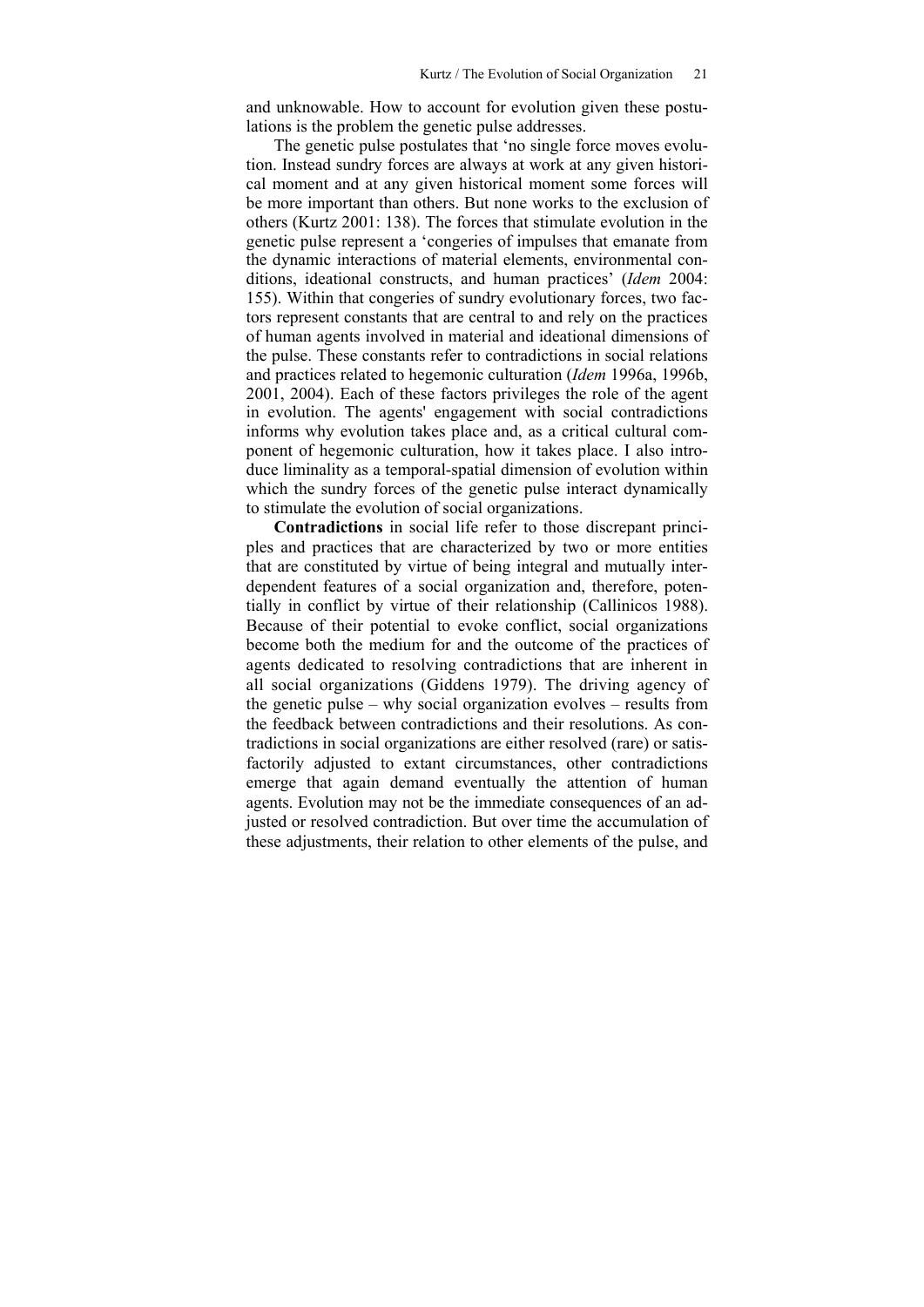and unknowable. How to account for evolution given these postulations is the problem the genetic pulse addresses.

The genetic pulse postulates that 'no single force moves evolution. Instead sundry forces are always at work at any given historical moment and at any given historical moment some forces will be more important than others. But none works to the exclusion of others (Kurtz 2001: 138). The forces that stimulate evolution in the genetic pulse represent a 'congeries of impulses that emanate from the dynamic interactions of material elements, environmental conditions, ideational constructs, and human practices' (*Idem* 2004: 155). Within that congeries of sundry evolutionary forces, two factors represent constants that are central to and rely on the practices of human agents involved in material and ideational dimensions of the pulse. These constants refer to contradictions in social relations and practices related to hegemonic culturation (*Idem* 1996a, 1996b, 2001, 2004). Each of these factors privileges the role of the agent in evolution. The agents' engagement with social contradictions informs why evolution takes place and, as a critical cultural component of hegemonic culturation, how it takes place. I also introduce liminality as a temporal-spatial dimension of evolution within which the sundry forces of the genetic pulse interact dynamically to stimulate the evolution of social organizations.

**Contradictions** in social life refer to those discrepant principles and practices that are characterized by two or more entities that are constituted by virtue of being integral and mutually interdependent features of a social organization and, therefore, potentially in conflict by virtue of their relationship (Callinicos 1988). Because of their potential to evoke conflict, social organizations become both the medium for and the outcome of the practices of agents dedicated to resolving contradictions that are inherent in all social organizations (Giddens 1979). The driving agency of the genetic pulse – why social organization evolves – results from the feedback between contradictions and their resolutions. As contradictions in social organizations are either resolved (rare) or satisfactorily adjusted to extant circumstances, other contradictions emerge that again demand eventually the attention of human agents. Evolution may not be the immediate consequences of an adjusted or resolved contradiction. But over time the accumulation of these adjustments, their relation to other elements of the pulse, and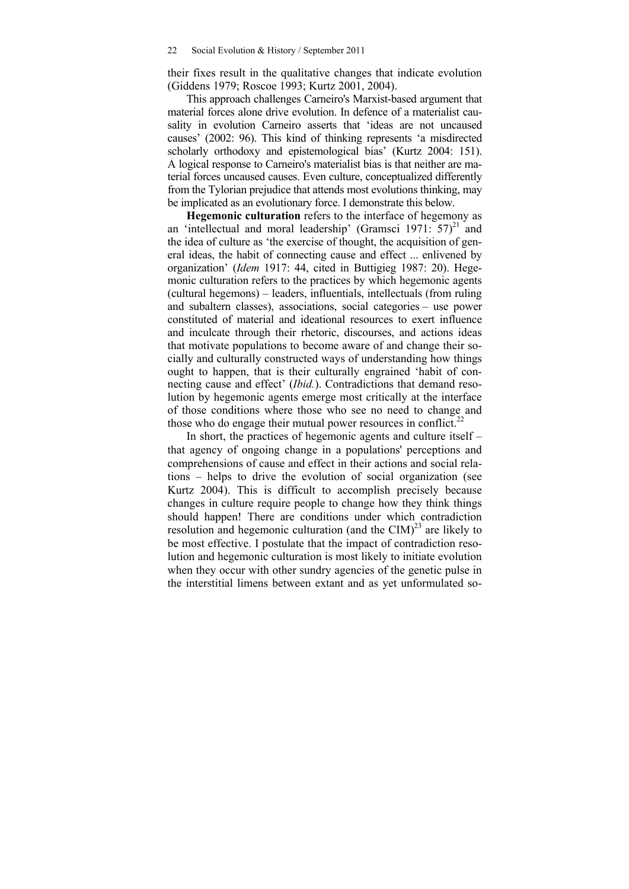their fixes result in the qualitative changes that indicate evolution (Giddens 1979; Roscoe 1993; Kurtz 2001, 2004).

This approach challenges Carneiro's Marxist-based argument that material forces alone drive evolution. In defence of a materialist causality in evolution Carneiro asserts that 'ideas are not uncaused causes' (2002: 96). This kind of thinking represents 'a misdirected scholarly orthodoxy and epistemological bias' (Kurtz 2004: 151). A logical response to Carneiro's materialist bias is that neither are material forces uncaused causes. Even culture, conceptualized differently from the Tylorian prejudice that attends most evolutions thinking, may be implicated as an evolutionary force. I demonstrate this below.

**Hegemonic culturation** refers to the interface of hegemony as an 'intellectual and moral leadership' (Gramsci 1971: 57)[21] and the idea of culture as 'the exercise of thought, the acquisition of general ideas, the habit of connecting cause and effect ... enlivened by organization' (*Idem* 1917: 44, cited in Buttigieg 1987: 20). Hegemonic culturation refers to the practices by which hegemonic agents (cultural hegemons) – leaders, influentials, intellectuals (from ruling and subaltern classes), associations, social categories – use power constituted of material and ideational resources to exert influence and inculcate through their rhetoric, discourses, and actions ideas that motivate populations to become aware of and change their socially and culturally constructed ways of understanding how things ought to happen, that is their culturally engrained 'habit of connecting cause and effect' (*Ibid.*). Contradictions that demand resolution by hegemonic agents emerge most critically at the interface of those conditions where those who see no need to change and those who do engage their mutual power resources in conflict.[22]

In short, the practices of hegemonic agents and culture itself – that agency of ongoing change in a populations' perceptions and comprehensions of cause and effect in their actions and social relations – helps to drive the evolution of social organization (see Kurtz 2004). This is difficult to accomplish precisely because changes in culture require people to change how they think things should happen! There are conditions under which contradiction resolution and hegemonic culturation (and the CIM)[23] are likely to be most effective. I postulate that the impact of contradiction resolution and hegemonic culturation is most likely to initiate evolution when they occur with other sundry agencies of the genetic pulse in the interstitial limens between extant and as yet unformulated so-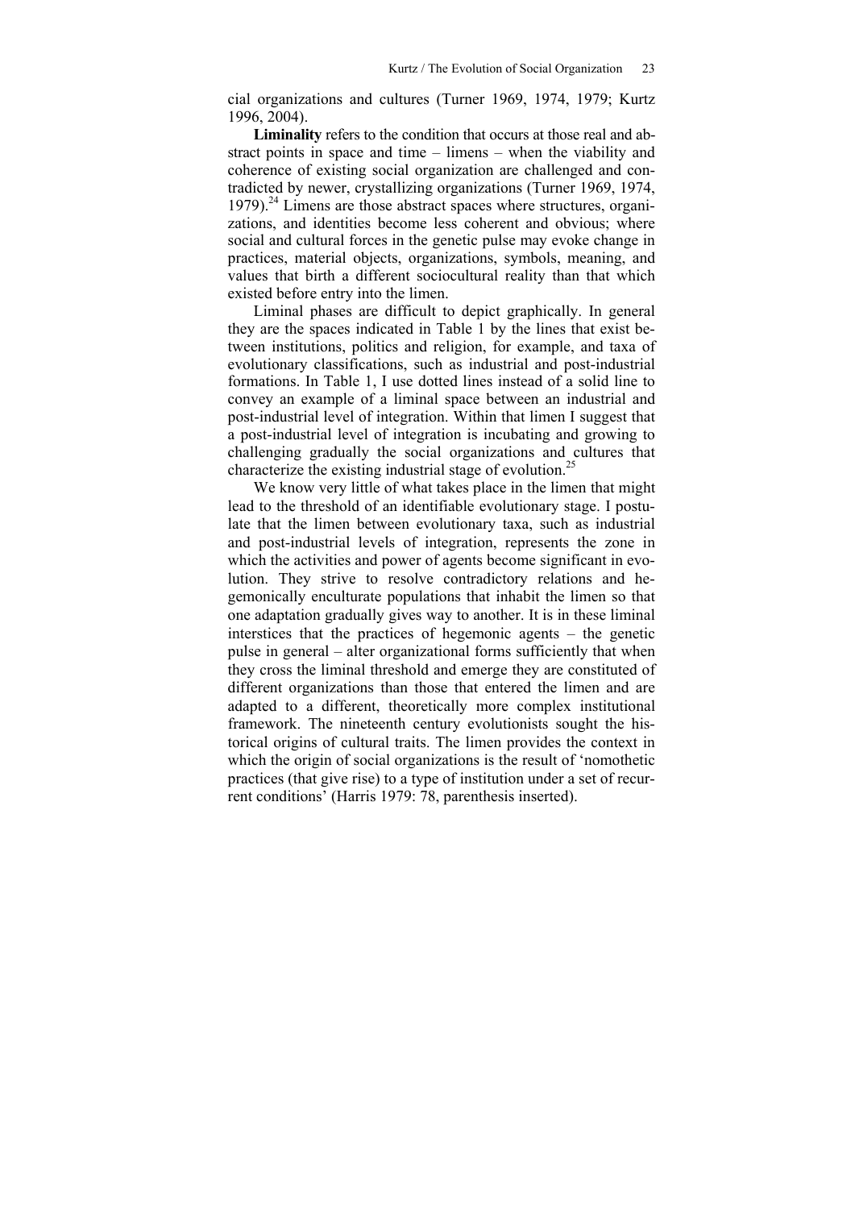cial organizations and cultures (Turner 1969, 1974, 1979; Kurtz 1996, 2004).

**Liminality** refers to the condition that occurs at those real and abstract points in space and time – limens – when the viability and coherence of existing social organization are challenged and contradicted by newer, crystallizing organizations (Turner 1969, 1974, 1979).[24] Limens are those abstract spaces where structures, organizations, and identities become less coherent and obvious; where social and cultural forces in the genetic pulse may evoke change in practices, material objects, organizations, symbols, meaning, and values that birth a different sociocultural reality than that which existed before entry into the limen.

Liminal phases are difficult to depict graphically. In general they are the spaces indicated in Table 1 by the lines that exist between institutions, politics and religion, for example, and taxa of evolutionary classifications, such as industrial and post-industrial formations. In Table 1, I use dotted lines instead of a solid line to convey an example of a liminal space between an industrial and post-industrial level of integration. Within that limen I suggest that a post-industrial level of integration is incubating and growing to challenging gradually the social organizations and cultures that characterize the existing industrial stage of evolution.[25]

We know very little of what takes place in the limen that might lead to the threshold of an identifiable evolutionary stage. I postulate that the limen between evolutionary taxa, such as industrial and post-industrial levels of integration, represents the zone in which the activities and power of agents become significant in evolution. They strive to resolve contradictory relations and hegemonically enculturate populations that inhabit the limen so that one adaptation gradually gives way to another. It is in these liminal interstices that the practices of hegemonic agents – the genetic pulse in general – alter organizational forms sufficiently that when they cross the liminal threshold and emerge they are constituted of different organizations than those that entered the limen and are adapted to a different, theoretically more complex institutional framework. The nineteenth century evolutionists sought the historical origins of cultural traits. The limen provides the context in which the origin of social organizations is the result of 'nomothetic practices (that give rise) to a type of institution under a set of recurrent conditions' (Harris 1979: 78, parenthesis inserted).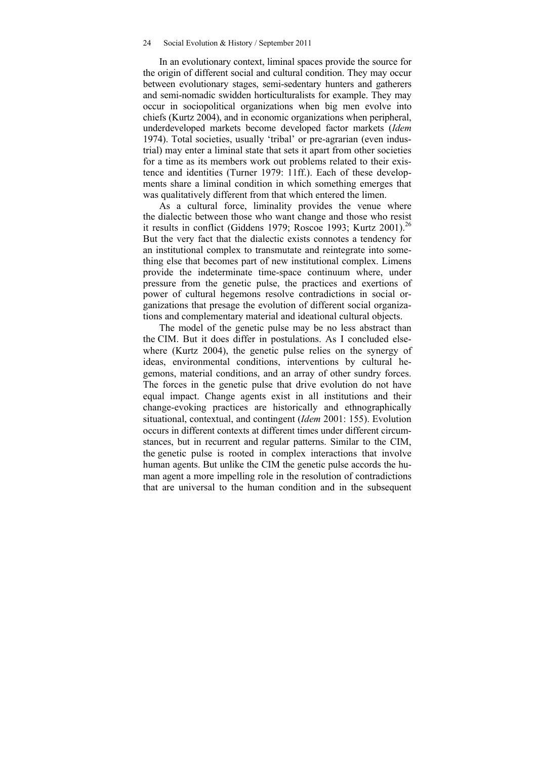In an evolutionary context, liminal spaces provide the source for the origin of different social and cultural condition. They may occur between evolutionary stages, semi-sedentary hunters and gatherers and semi-nomadic swidden horticulturalists for example. They may occur in sociopolitical organizations when big men evolve into chiefs (Kurtz 2004), and in economic organizations when peripheral, underdeveloped markets become developed factor markets (*Idem* 1974). Total societies, usually 'tribal' or pre-agrarian (even industrial) may enter a liminal state that sets it apart from other societies for a time as its members work out problems related to their existence and identities (Turner 1979: 11ff.). Each of these developments share a liminal condition in which something emerges that was qualitatively different from that which entered the limen.

As a cultural force, liminality provides the venue where the dialectic between those who want change and those who resist it results in conflict (Giddens 1979; Roscoe 1993; Kurtz 2001).[26] But the very fact that the dialectic exists connotes a tendency for an institutional complex to transmutate and reintegrate into something else that becomes part of new institutional complex. Limens provide the indeterminate time-space continuum where, under pressure from the genetic pulse, the practices and exertions of power of cultural hegemons resolve contradictions in social organizations that presage the evolution of different social organizations and complementary material and ideational cultural objects.

The model of the genetic pulse may be no less abstract than the CIM. But it does differ in postulations. As I concluded elsewhere (Kurtz 2004), the genetic pulse relies on the synergy of ideas, environmental conditions, interventions by cultural hegemons, material conditions, and an array of other sundry forces. The forces in the genetic pulse that drive evolution do not have equal impact. Change agents exist in all institutions and their change-evoking practices are historically and ethnographically situational, contextual, and contingent (*Idem* 2001: 155). Evolution occurs in different contexts at different times under different circumstances, but in recurrent and regular patterns. Similar to the CIM, the genetic pulse is rooted in complex interactions that involve human agents. But unlike the CIM the genetic pulse accords the human agent a more impelling role in the resolution of contradictions that are universal to the human condition and in the subsequent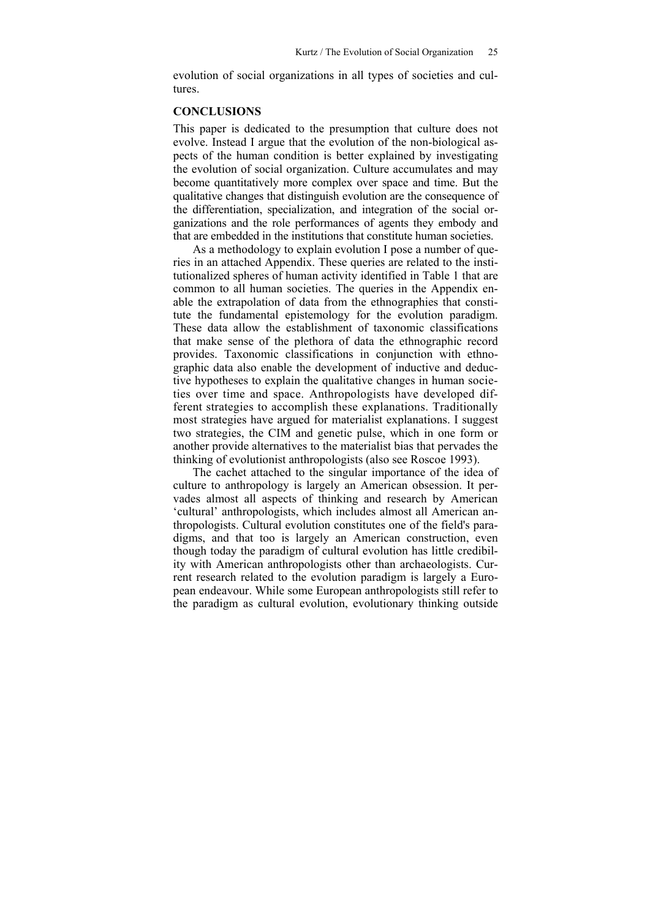evolution of social organizations in all types of societies and cultures.

## CONCLUSIONS

This paper is dedicated to the presumption that culture does not evolve. Instead I argue that the evolution of the non-biological aspects of the human condition is better explained by investigating the evolution of social organization. Culture accumulates and may become quantitatively more complex over space and time. But the qualitative changes that distinguish evolution are the consequence of the differentiation, specialization, and integration of the social organizations and the role performances of agents they embody and that are embedded in the institutions that constitute human societies.

As a methodology to explain evolution I pose a number of queries in an attached Appendix. These queries are related to the institutionalized spheres of human activity identified in Table 1 that are common to all human societies. The queries in the Appendix enable the extrapolation of data from the ethnographies that constitute the fundamental epistemology for the evolution paradigm. These data allow the establishment of taxonomic classifications that make sense of the plethora of data the ethnographic record provides. Taxonomic classifications in conjunction with ethnographic data also enable the development of inductive and deductive hypotheses to explain the qualitative changes in human societies over time and space. Anthropologists have developed different strategies to accomplish these explanations. Traditionally most strategies have argued for materialist explanations. I suggest two strategies, the CIM and genetic pulse, which in one form or another provide alternatives to the materialist bias that pervades the thinking of evolutionist anthropologists (also see Roscoe 1993).

The cachet attached to the singular importance of the idea of culture to anthropology is largely an American obsession. It pervades almost all aspects of thinking and research by American 'cultural' anthropologists, which includes almost all American anthropologists. Cultural evolution constitutes one of the field's paradigms, and that too is largely an American construction, even though today the paradigm of cultural evolution has little credibility with American anthropologists other than archaeologists. Current research related to the evolution paradigm is largely a European endeavour. While some European anthropologists still refer to the paradigm as cultural evolution, evolutionary thinking outside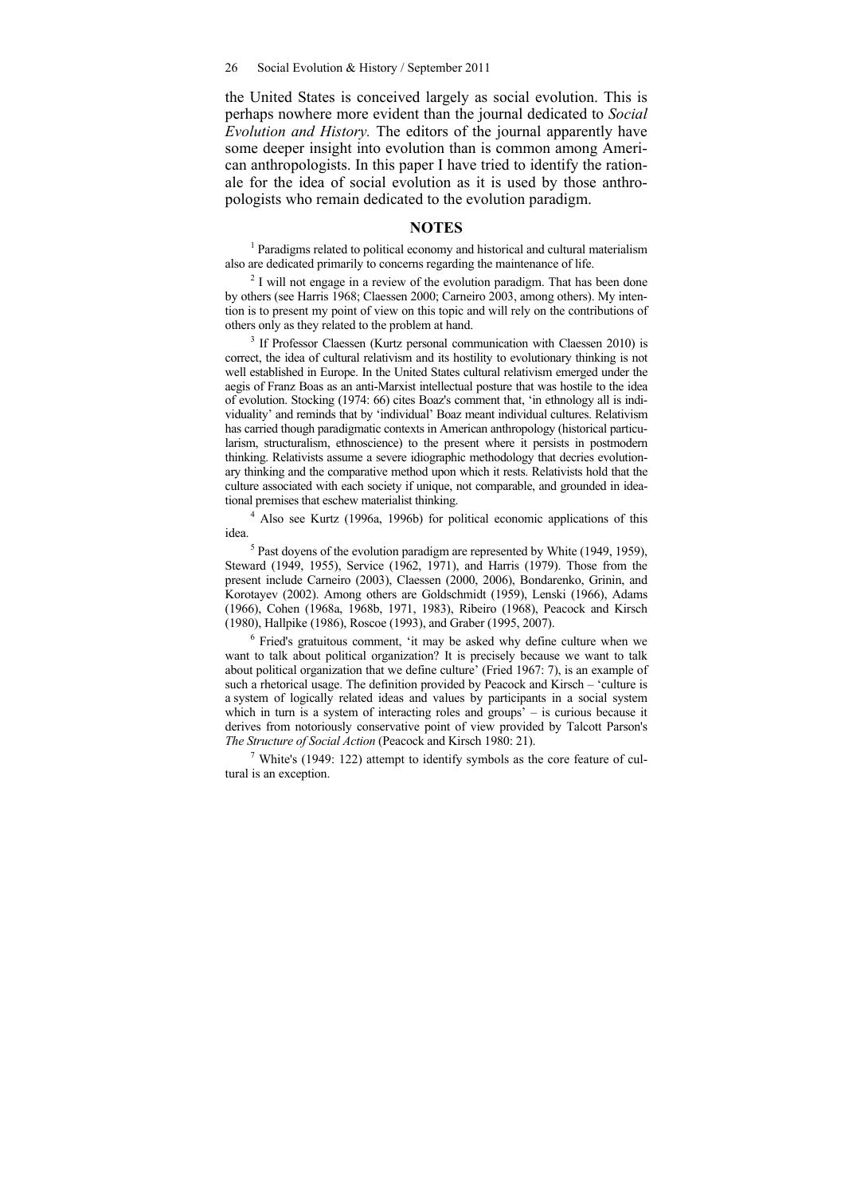the United States is conceived largely as social evolution. This is perhaps nowhere more evident than the journal dedicated to *Social Evolution and History.* The editors of the journal apparently have some deeper insight into evolution than is common among American anthropologists. In this paper I have tried to identify the rationale for the idea of social evolution as it is used by those anthropologists who remain dedicated to the evolution paradigm.

## NOTES

[1] Paradigms related to political economy and historical and cultural materialism also are dedicated primarily to concerns regarding the maintenance of life.

[2] I will not engage in a review of the evolution paradigm. That has been done by others (see Harris 1968; Claessen 2000; Carneiro 2003, among others). My intention is to present my point of view on this topic and will rely on the contributions of others only as they related to the problem at hand.

[3] If Professor Claessen (Kurtz personal communication with Claessen 2010) is correct, the idea of cultural relativism and its hostility to evolutionary thinking is not well established in Europe. In the United States cultural relativism emerged under the aegis of Franz Boas as an anti-Marxist intellectual posture that was hostile to the idea of evolution. Stocking (1974: 66) cites Boaz's comment that, 'in ethnology all is individuality' and reminds that by 'individual' Boaz meant individual cultures. Relativism has carried though paradigmatic contexts in American anthropology (historical particularism, structuralism, ethnoscience) to the present where it persists in postmodern thinking. Relativists assume a severe idiographic methodology that decries evolutionary thinking and the comparative method upon which it rests. Relativists hold that the culture associated with each society if unique, not comparable, and grounded in ideational premises that eschew materialist thinking.

[4] Also see Kurtz (1996a, 1996b) for political economic applications of this idea.

[5] Past doyens of the evolution paradigm are represented by White (1949, 1959), Steward (1949, 1955), Service (1962, 1971), and Harris (1979). Those from the present include Carneiro (2003), Claessen (2000, 2006), Bondarenko, Grinin, and Korotayev (2002). Among others are Goldschmidt (1959), Lenski (1966), Adams (1966), Cohen (1968a, 1968b, 1971, 1983), Ribeiro (1968), Peacock and Kirsch (1980), Hallpike (1986), Roscoe (1993), and Graber (1995, 2007).

[6] Fried's gratuitous comment, 'it may be asked why define culture when we want to talk about political organization? It is precisely because we want to talk about political organization that we define culture' (Fried 1967: 7), is an example of such a rhetorical usage. The definition provided by Peacock and Kirsch – 'culture is a system of logically related ideas and values by participants in a social system which in turn is a system of interacting roles and groups' – is curious because it derives from notoriously conservative point of view provided by Talcott Parson's *The Structure of Social Action* (Peacock and Kirsch 1980: 21).

[7] White's (1949: 122) attempt to identify symbols as the core feature of cultural is an exception.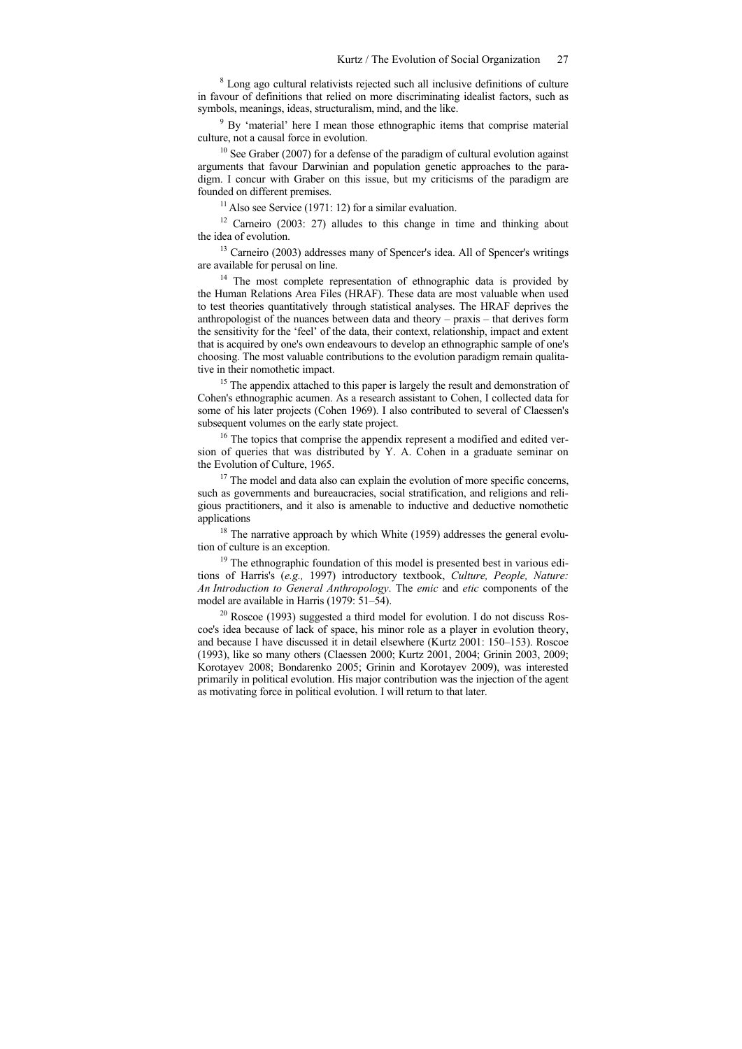[8] Long ago cultural relativists rejected such all inclusive definitions of culture in favour of definitions that relied on more discriminating idealist factors, such as symbols, meanings, ideas, structuralism, mind, and the like.

[9] By 'material' here I mean those ethnographic items that comprise material culture, not a causal force in evolution.

[10] See Graber (2007) for a defense of the paradigm of cultural evolution against arguments that favour Darwinian and population genetic approaches to the paradigm. I concur with Graber on this issue, but my criticisms of the paradigm are founded on different premises.

[11] Also see Service (1971: 12) for a similar evaluation.

[12] Carneiro (2003: 27) alludes to this change in time and thinking about the idea of evolution.

[13] Carneiro (2003) addresses many of Spencer's idea. All of Spencer's writings are available for perusal on line.

[14] The most complete representation of ethnographic data is provided by the Human Relations Area Files (HRAF). These data are most valuable when used to test theories quantitatively through statistical analyses. The HRAF deprives the anthropologist of the nuances between data and theory – praxis – that derives form the sensitivity for the 'feel' of the data, their context, relationship, impact and extent that is acquired by one's own endeavours to develop an ethnographic sample of one's choosing. The most valuable contributions to the evolution paradigm remain qualitative in their nomothetic impact.

[15] The appendix attached to this paper is largely the result and demonstration of Cohen's ethnographic acumen. As a research assistant to Cohen, I collected data for some of his later projects (Cohen 1969). I also contributed to several of Claessen's subsequent volumes on the early state project.

[16] The topics that comprise the appendix represent a modified and edited version of queries that was distributed by Y. A. Cohen in a graduate seminar on the Evolution of Culture, 1965.

[17] The model and data also can explain the evolution of more specific concerns, such as governments and bureaucracies, social stratification, and religions and religious practitioners, and it also is amenable to inductive and deductive nomothetic applications

[18] The narrative approach by which White (1959) addresses the general evolution of culture is an exception.

[19] The ethnographic foundation of this model is presented best in various editions of Harris's (*e.g.,* 1997) introductory textbook, *Culture, People, Nature: An Introduction to General Anthropology*. The *emic* and *etic* components of the model are available in Harris (1979: 51–54).

[20] Roscoe (1993) suggested a third model for evolution. I do not discuss Roscoe's idea because of lack of space, his minor role as a player in evolution theory, and because I have discussed it in detail elsewhere (Kurtz 2001: 150–153). Roscoe (1993), like so many others (Claessen 2000; Kurtz 2001, 2004; Grinin 2003, 2009; Korotayev 2008; Bondarenko 2005; Grinin and Korotayev 2009), was interested primarily in political evolution. His major contribution was the injection of the agent as motivating force in political evolution. I will return to that later.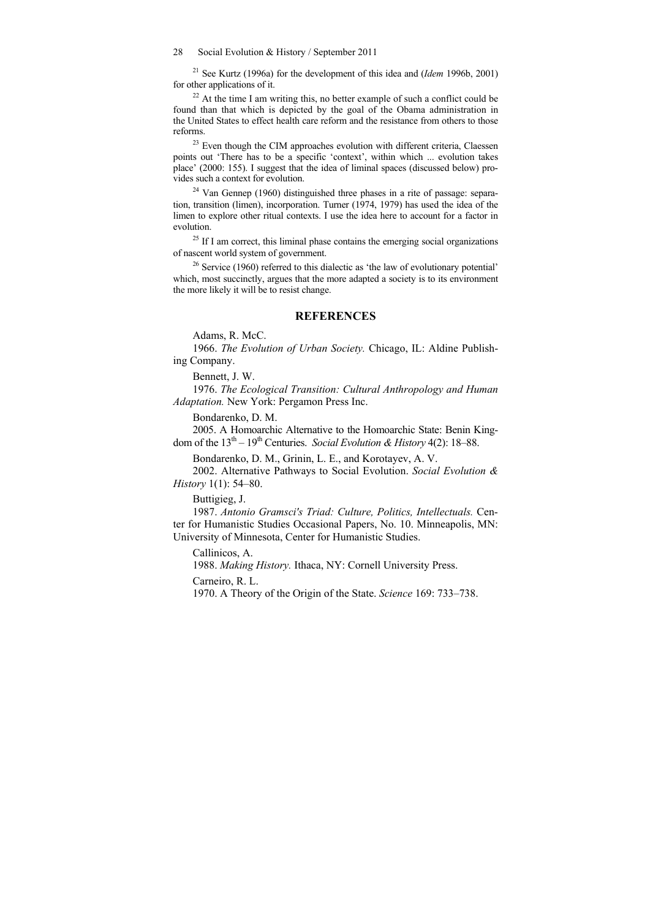[21] See Kurtz (1996a) for the development of this idea and (*Idem* 1996b, 2001) for other applications of it.

[22] At the time I am writing this, no better example of such a conflict could be found than that which is depicted by the goal of the Obama administration in the United States to effect health care reform and the resistance from others to those reforms.

[23] Even though the CIM approaches evolution with different criteria, Claessen points out 'There has to be a specific 'context', within which ... evolution takes place' (2000: 155). I suggest that the idea of liminal spaces (discussed below) provides such a context for evolution.

[24] Van Gennep (1960) distinguished three phases in a rite of passage: separation, transition (limen), incorporation. Turner (1974, 1979) has used the idea of the limen to explore other ritual contexts. I use the idea here to account for a factor in evolution.

[25] If I am correct, this liminal phase contains the emerging social organizations of nascent world system of government.

[26] Service (1960) referred to this dialectic as 'the law of evolutionary potential' which, most succinctly, argues that the more adapted a society is to its environment the more likely it will be to resist change.

## REFERENCES

Adams, R. McC.

1966. *The Evolution of Urban Society.* Chicago, IL: Aldine Publishing Company.

Bennett, J. W.

1976. *The Ecological Transition: Cultural Anthropology and Human Adaptation.* New York: Pergamon Press Inc.

Bondarenko, D. M.

2005. A Homoarchic Alternative to the Homoarchic State: Benin Kingdom of the 13th – 19th Centuries. *Social Evolution & History* 4(2): 18–88.

Bondarenko, D. M., Grinin, L. E., and Korotayev, A. V.

2002. Alternative Pathways to Social Evolution. *Social Evolution & History* 1(1): 54–80.

Buttigieg, J.

1987. *Antonio Gramsci's Triad: Culture, Politics, Intellectuals.* Center for Humanistic Studies Occasional Papers, No. 10. Minneapolis, MN: University of Minnesota, Center for Humanistic Studies.

Callinicos, A.

1988. *Making History.* Ithaca, NY: Cornell University Press.

Carneiro, R. L.

1970. A Theory of the Origin of the State. *Science* 169: 733–738.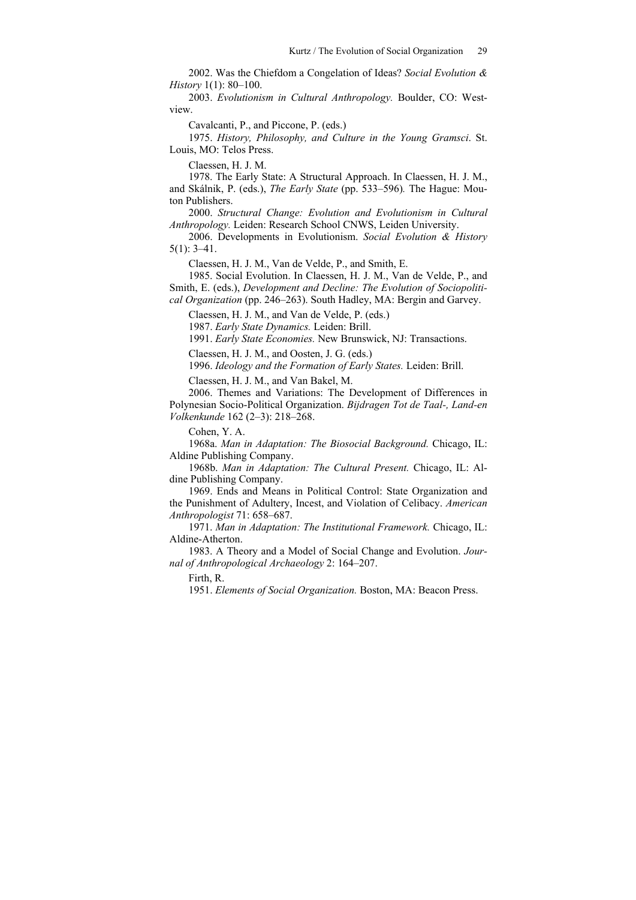2002. Was the Chiefdom a Congelation of Ideas? *Social Evolution & History* 1(1): 80–100.

2003. *Evolutionism in Cultural Anthropology.* Boulder, CO: Westview.

Cavalcanti, P., and Piccone, P. (eds.)

1975. *History, Philosophy, and Culture in the Young Gramsci*. St. Louis, MO: Telos Press.

Claessen, H. J. M.

1978. The Early State: A Structural Approach. In Claessen, H. J. M., and Skálnik, P. (eds.), *The Early State* (pp. 533–596)*.* The Hague: Mouton Publishers.

2000. *Structural Change: Evolution and Evolutionism in Cultural Anthropology.* Leiden: Research School CNWS, Leiden University.

2006. Developments in Evolutionism. *Social Evolution & History* 5(1): 3–41.

Claessen, H. J. M., Van de Velde, P., and Smith, E.

1985. Social Evolution. In Claessen, H. J. M., Van de Velde, P., and Smith, E. (eds.), *Development and Decline: The Evolution of Sociopolitical Organization* (pp. 246–263). South Hadley, MA: Bergin and Garvey.

Claessen, H. J. M., and Van de Velde, P. (eds.)

1987. *Early State Dynamics.* Leiden: Brill.

1991. *Early State Economies.* New Brunswick, NJ: Transactions.

Claessen, H. J. M., and Oosten, J. G. (eds.)

1996. *Ideology and the Formation of Early States.* Leiden: Brill.

Claessen, H. J. M., and Van Bakel, M.

2006. Themes and Variations: The Development of Differences in Polynesian Socio-Political Organization. *Bijdragen Tot de Taal-, Land-en Volkenkunde* 162 (2–3): 218–268.

Cohen, Y. A.

1968a. *Man in Adaptation: The Biosocial Background.* Chicago, IL: Aldine Publishing Company.

1968b. *Man in Adaptation: The Cultural Present.* Chicago, IL: Aldine Publishing Company.

1969. Ends and Means in Political Control: State Organization and the Punishment of Adultery, Incest, and Violation of Celibacy. *American Anthropologist* 71: 658–687.

1971. *Man in Adaptation: The Institutional Framework.* Chicago, IL: Aldine-Atherton.

1983. A Theory and a Model of Social Change and Evolution. *Journal of Anthropological Archaeology* 2: 164–207.

Firth, R.

1951. *Elements of Social Organization.* Boston, MA: Beacon Press.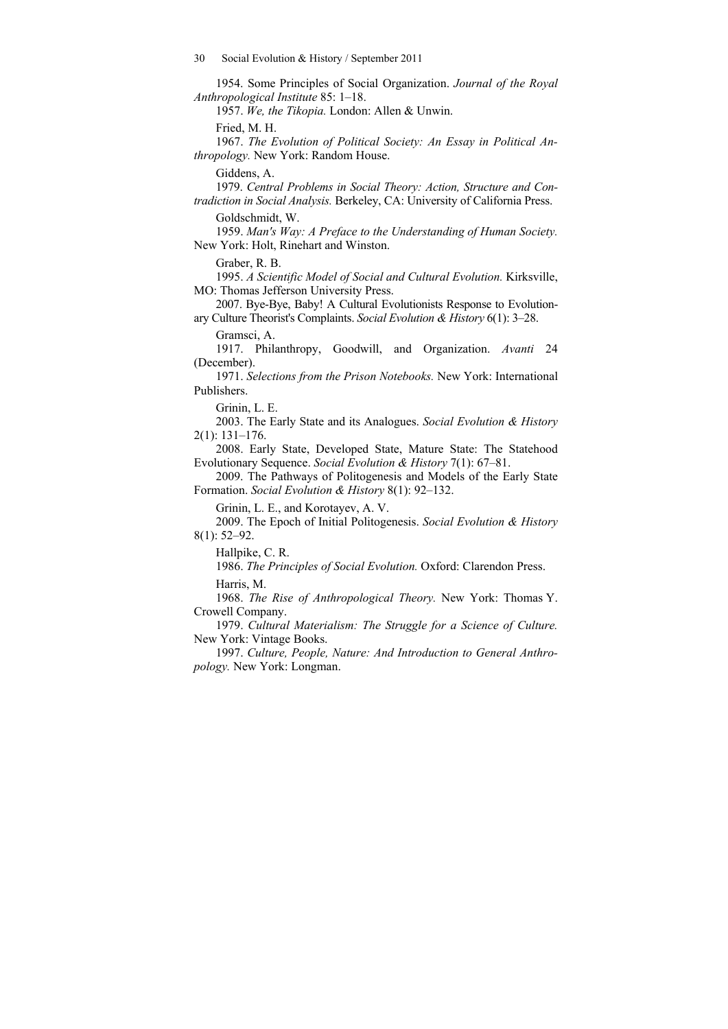1954. Some Principles of Social Organization. *Journal of the Royal Anthropological Institute* 85: 1–18.

1957. *We, the Tikopia.* London: Allen & Unwin.

Fried, M. H.

1967. *The Evolution of Political Society: An Essay in Political Anthropology.* New York: Random House.

Giddens, A.

1979. *Central Problems in Social Theory: Action, Structure and Contradiction in Social Analysis.* Berkeley, CA: University of California Press.

Goldschmidt, W.

1959. *Man's Way: A Preface to the Understanding of Human Society.* New York: Holt, Rinehart and Winston.

Graber, R. B.

1995. *A Scientific Model of Social and Cultural Evolution.* Kirksville, MO: Thomas Jefferson University Press.

2007. Bye-Bye, Baby! A Cultural Evolutionists Response to Evolutionary Culture Theorist's Complaints. *Social Evolution & History* 6(1): 3–28.

Gramsci, A.

1917. Philanthropy, Goodwill, and Organization. *Avanti* 24 (December).

1971. *Selections from the Prison Notebooks.* New York: International Publishers.

Grinin, L. E.

2003. The Early State and its Analogues. *Social Evolution & History* 2(1): 131–176.

2008. Early State, Developed State, Mature State: The Statehood Evolutionary Sequence. *Social Evolution & History* 7(1): 67–81.

2009. The Pathways of Politogenesis and Models of the Early State Formation. *Social Evolution & History* 8(1): 92–132.

Grinin, L. E., and Korotayev, A. V.

2009. The Epoch of Initial Politogenesis. *Social Evolution & History* 8(1): 52–92.

Hallpike, C. R.

1986. *The Principles of Social Evolution.* Oxford: Clarendon Press.

Harris, M.

1968. *The Rise of Anthropological Theory.* New York: Thomas Y. Crowell Company.

1979. *Cultural Materialism: The Struggle for a Science of Culture.* New York: Vintage Books.

1997. *Culture, People, Nature: And Introduction to General Anthropology.* New York: Longman.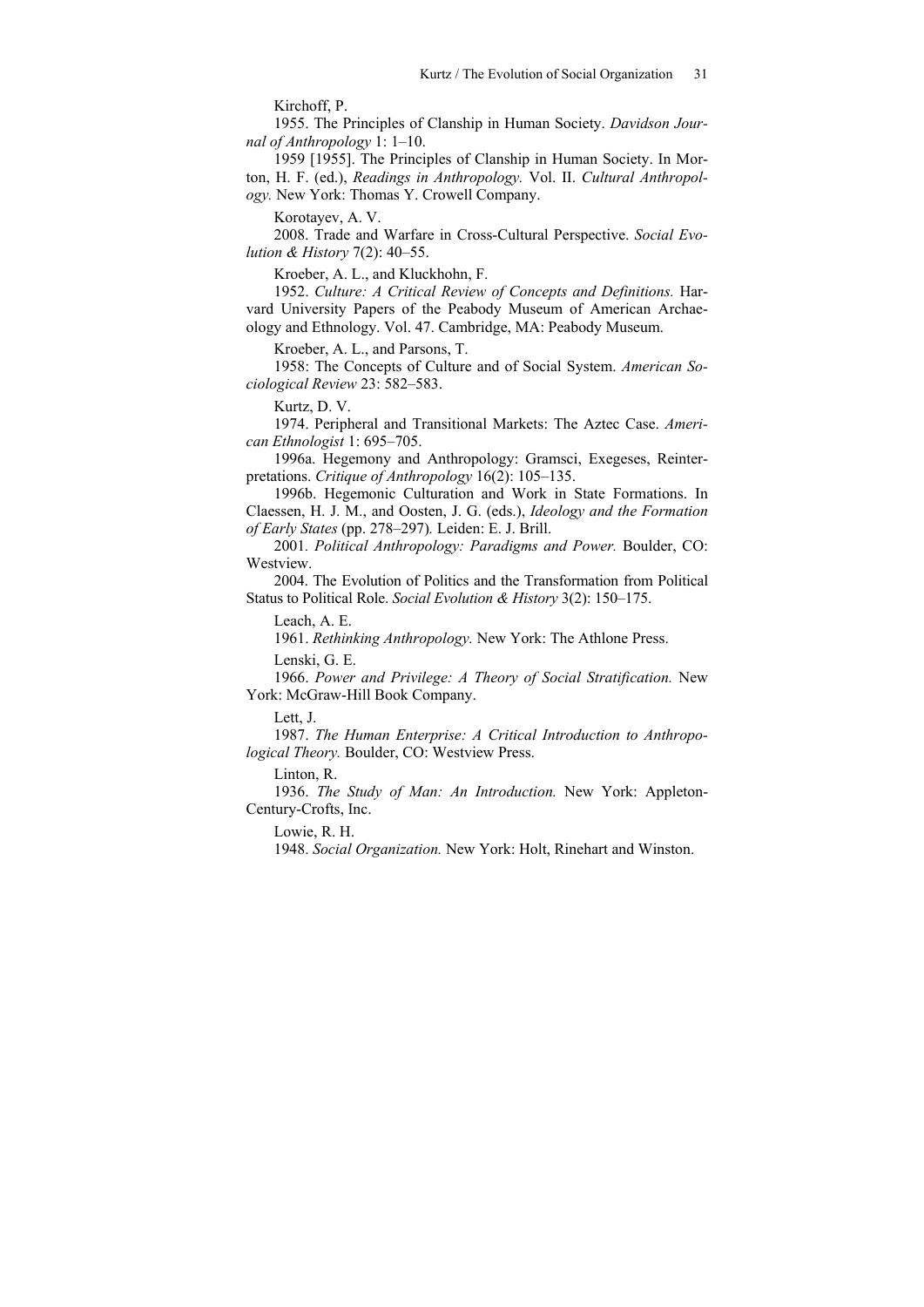Kirchoff, P.

1955. The Principles of Clanship in Human Society. *Davidson Journal of Anthropology* 1: 1–10.

1959 [1955]. The Principles of Clanship in Human Society. In Morton, H. F. (ed.), *Readings in Anthropology.* Vol. II. *Cultural Anthropology.* New York: Thomas Y. Crowell Company.

Korotayev, A. V.

2008. Trade and Warfare in Cross-Cultural Perspective. *Social Evolution & History* 7(2): 40–55.

Kroeber, A. L., and Kluckhohn, F.

1952. *Culture: A Critical Review of Concepts and Definitions.* Harvard University Papers of the Peabody Museum of American Archaeology and Ethnology. Vol. 47. Cambridge, MA: Peabody Museum.

Kroeber, A. L., and Parsons, T.

1958: The Concepts of Culture and of Social System. *American Sociological Review* 23: 582–583.

Kurtz, D. V.

1974. Peripheral and Transitional Markets: The Aztec Case. *American Ethnologist* 1: 695–705.

1996a. Hegemony and Anthropology: Gramsci, Exegeses, Reinterpretations. *Critique of Anthropology* 16(2): 105–135.

1996b. Hegemonic Culturation and Work in State Formations. In Claessen, H. J. M., and Oosten, J. G. (eds.), *Ideology and the Formation of Early States* (pp. 278–297)*.* Leiden: E. J. Brill.

2001*. Political Anthropology: Paradigms and Power.* Boulder, CO: Westview.

2004. The Evolution of Politics and the Transformation from Political Status to Political Role. *Social Evolution & History* 3(2): 150–175.

Leach, A. E.

1961. *Rethinking Anthropology.* New York: The Athlone Press.

Lenski, G. E.

1966. *Power and Privilege: A Theory of Social Stratification.* New York: McGraw-Hill Book Company.

Lett, J.

1987. *The Human Enterprise: A Critical Introduction to Anthropological Theory.* Boulder, CO: Westview Press.

Linton, R.

1936. *The Study of Man: An Introduction.* New York: Appleton-Century-Crofts, Inc.

Lowie, R. H.

1948. *Social Organization.* New York: Holt, Rinehart and Winston.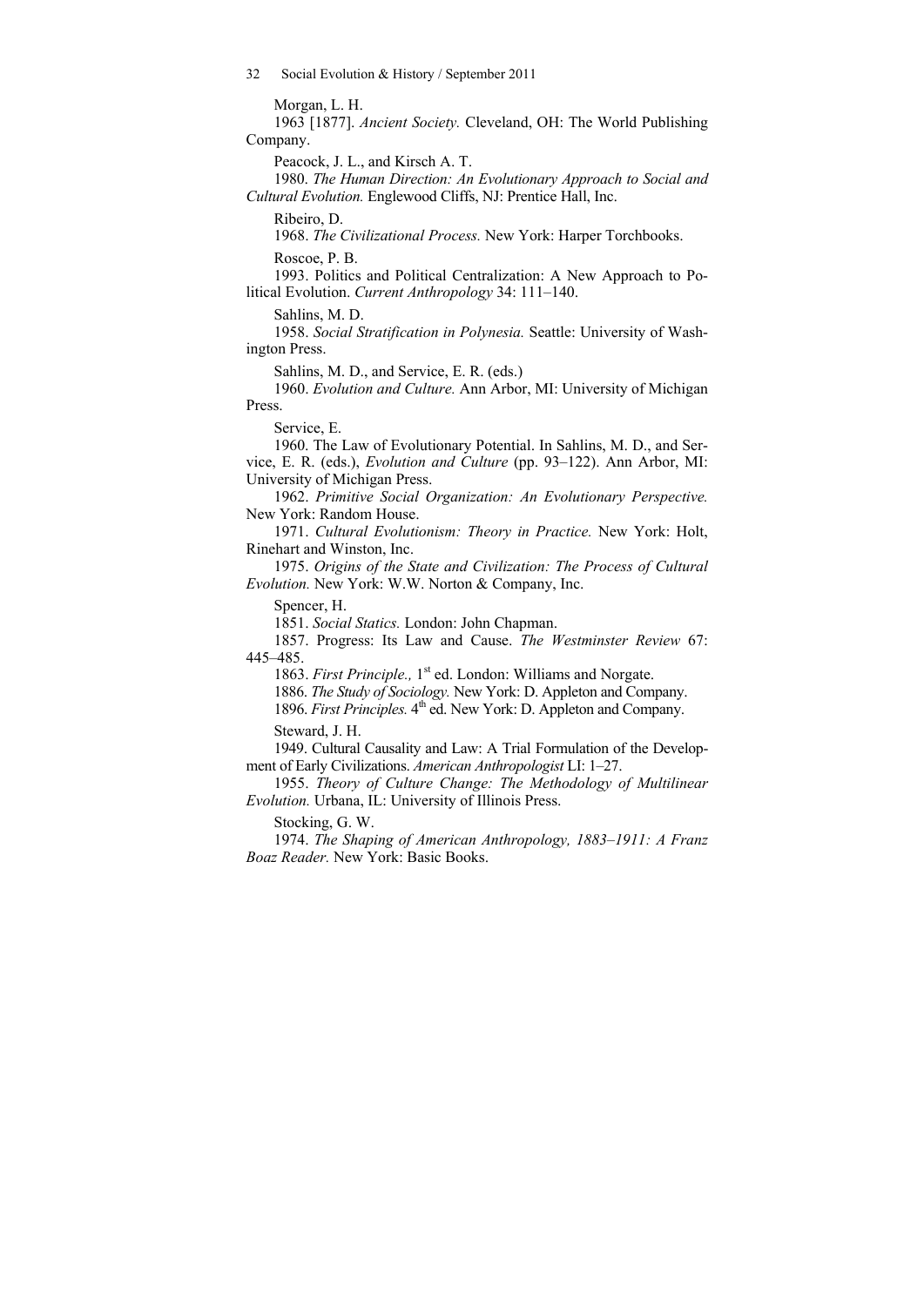Morgan, L. H.

1963 [1877]. *Ancient Society.* Cleveland, OH: The World Publishing Company.

Peacock, J. L., and Kirsch A. T.

1980. *The Human Direction: An Evolutionary Approach to Social and Cultural Evolution.* Englewood Cliffs, NJ: Prentice Hall, Inc.

Ribeiro, D.

1968. *The Civilizational Process.* New York: Harper Torchbooks.

Roscoe, P. B.

1993. Politics and Political Centralization: A New Approach to Political Evolution. *Current Anthropology* 34: 111–140.

Sahlins, M. D.

1958. *Social Stratification in Polynesia.* Seattle: University of Washington Press.

Sahlins, M. D., and Service, E. R. (eds.)

1960. *Evolution and Culture.* Ann Arbor, MI: University of Michigan Press.

Service, E.

1960. The Law of Evolutionary Potential. In Sahlins, M. D., and Service, E. R. (eds.), *Evolution and Culture* (pp. 93–122). Ann Arbor, MI: University of Michigan Press.

1962. *Primitive Social Organization: An Evolutionary Perspective.* New York: Random House.

1971. *Cultural Evolutionism: Theory in Practice.* New York: Holt, Rinehart and Winston, Inc.

1975. *Origins of the State and Civilization: The Process of Cultural Evolution.* New York: W.W. Norton & Company, Inc.

Spencer, H.

1851. *Social Statics.* London: John Chapman.

1857. Progress: Its Law and Cause. *The Westminster Review* 67: 445–485.

1863. *First Principle.,* 1st ed. London: Williams and Norgate.

1886. *The Study of Sociology.* New York: D. Appleton and Company.

1896. *First Principles.* 4th ed. New York: D. Appleton and Company.

Steward, J. H.

1949. Cultural Causality and Law: A Trial Formulation of the Development of Early Civilizations. *American Anthropologist* LI: 1–27.

1955. *Theory of Culture Change: The Methodology of Multilinear Evolution.* Urbana, IL: University of Illinois Press.

Stocking, G. W.

1974. *The Shaping of American Anthropology, 1883–1911: A Franz Boaz Reader.* New York: Basic Books.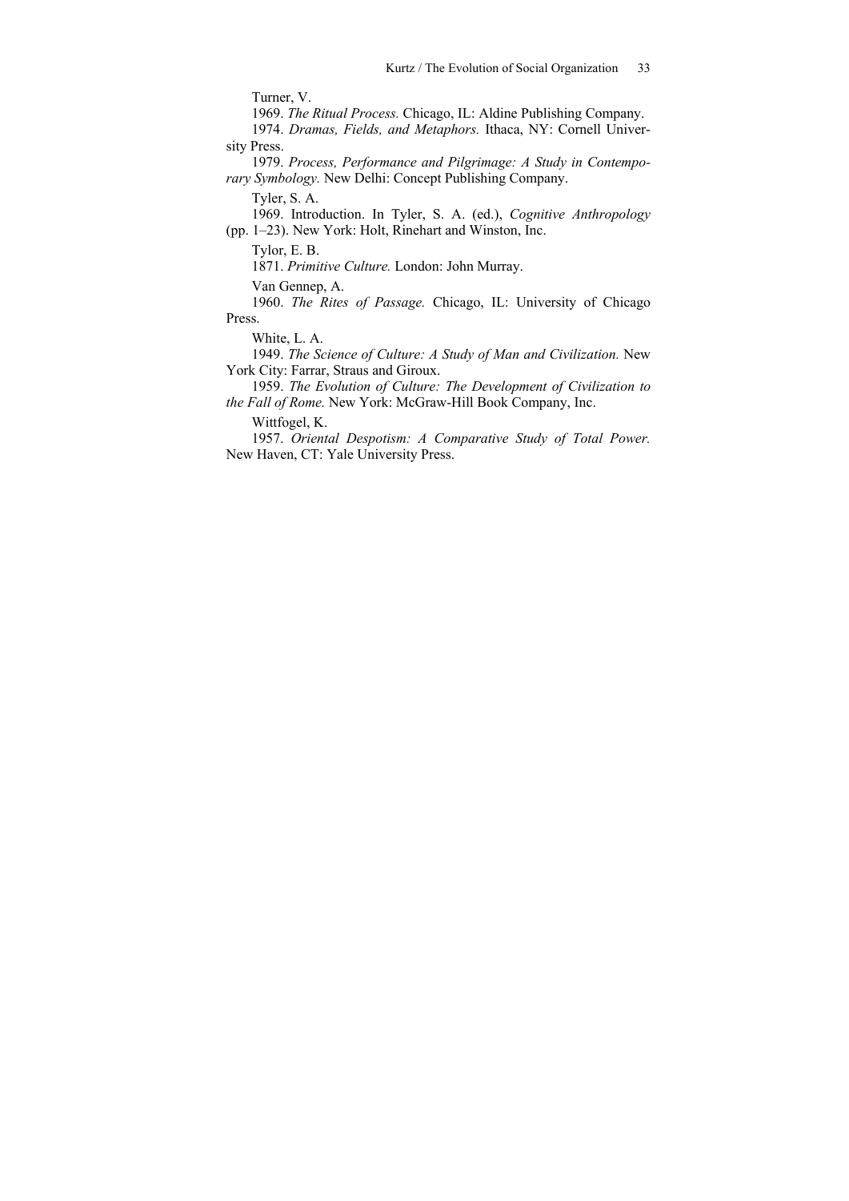Turner, V.

1969. *The Ritual Process.* Chicago, IL: Aldine Publishing Company.

1974. *Dramas, Fields, and Metaphors.* Ithaca, NY: Cornell University Press.

1979. *Process, Performance and Pilgrimage: A Study in Contemporary Symbology.* New Delhi: Concept Publishing Company.

Tyler, S. A.

1969. Introduction. In Tyler, S. A. (ed.), *Cognitive Anthropology* (pp. 1–23). New York: Holt, Rinehart and Winston, Inc.

Tylor, E. B.

1871. *Primitive Culture.* London: John Murray.

Van Gennep, A.

1960. *The Rites of Passage.* Chicago, IL: University of Chicago Press.

White, L. A.

1949. *The Science of Culture: A Study of Man and Civilization.* New York City: Farrar, Straus and Giroux.

1959. *The Evolution of Culture: The Development of Civilization to the Fall of Rome.* New York: McGraw-Hill Book Company, Inc.

Wittfogel, K.

1957. *Oriental Despotism: A Comparative Study of Total Power.* New Haven, CT: Yale University Press.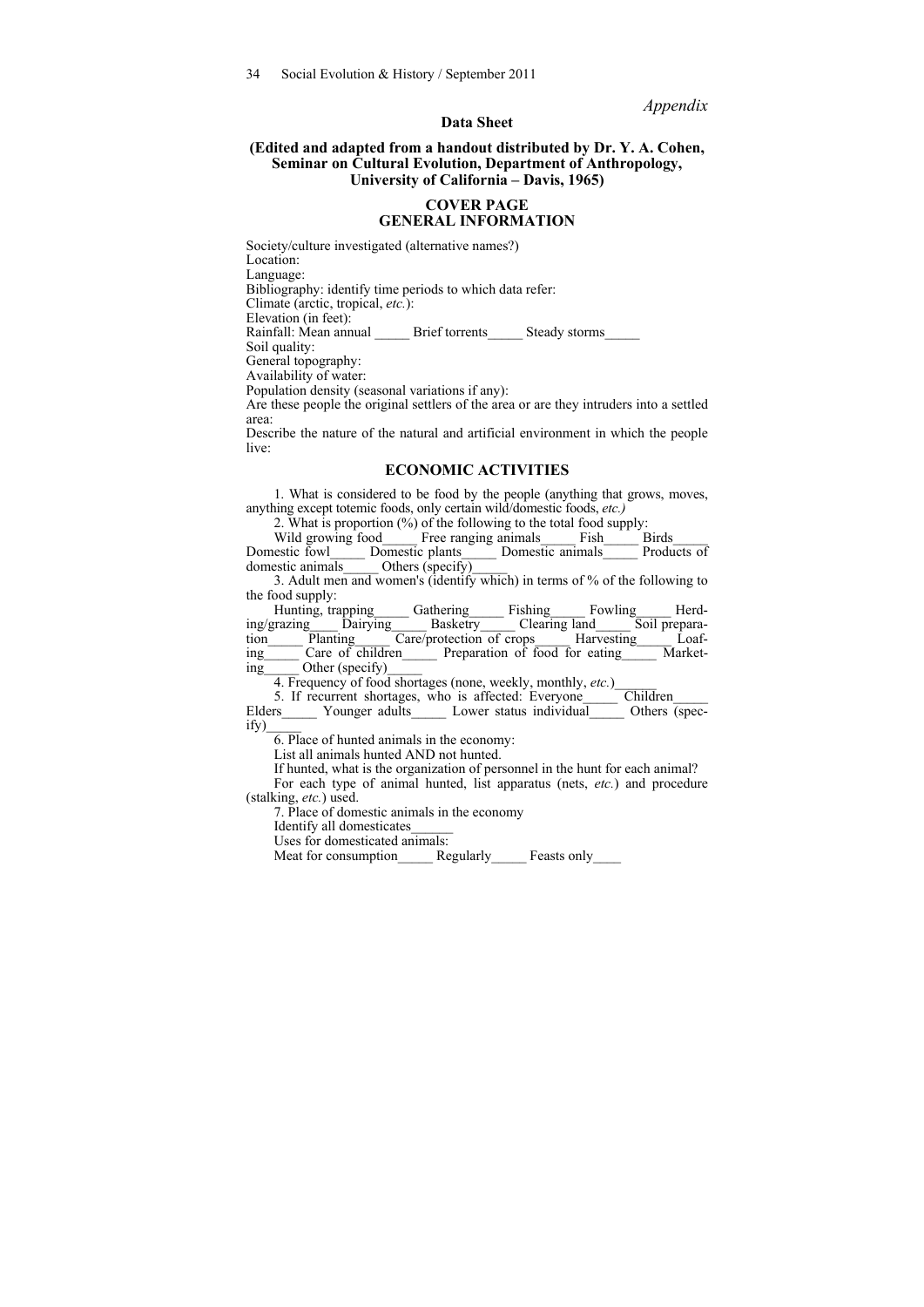*Appendix*

**Data Sheet**

**(Edited and adapted from a handout distributed by Dr. Y. A. Cohen, Seminar on Cultural Evolution, Department of Anthropology, University of California – Davis, 1965)**

## COVER PAGE
## GENERAL INFORMATION

Society/culture investigated (alternative names?)
Location:
Language:
Bibliography: identify time periods to which data refer:
Climate (arctic, tropical, *etc.*):
Elevation (in feet):
Rainfall: Mean annual _____ Brief torrents_____ Steady storms_____
Soil quality:
General topography:
Availability of water:
Population density (seasonal variations if any):
Are these people the original settlers of the area or are they intruders into a settled area:
Describe the nature of the natural and artificial environment in which the people live:

## ECONOMIC ACTIVITIES

1. What is considered to be food by the people (anything that grows, moves, anything except totemic foods, only certain wild/domestic foods, *etc.)*

2. What is proportion (%) of the following to the total food supply:

Wild growing food_____ Free ranging animals_____ Fish_____ Birds_____ Domestic fowl_____ Domestic plants_____ Domestic animals_____ Products of domestic animals_____ Others (specify)_____

3. Adult men and women's (identify which) in terms of % of the following to the food supply:

Hunting, trapping_____ Gathering_____ Fishing_____ Fowling_____ Herding/grazing____ Dairying_____ Basketry_____ Clearing land_____ Soil preparation_____ Planting_____ Care/protection of crops_____ Harvesting_____ Loafing_____ Care of children_____ Preparation of food for eating_____ Marketing_____ Other (specify)_____

4. Frequency of food shortages (none, weekly, monthly, *etc.*)______

5. If recurrent shortages, who is affected: Everyone_____ Children_____ Elders_____ Younger adults_____ Lower status individual_____ Others (specify)_____

6. Place of hunted animals in the economy:

List all animals hunted AND not hunted.

If hunted, what is the organization of personnel in the hunt for each animal?

For each type of animal hunted, list apparatus (nets, *etc.*) and procedure (stalking, *etc.*) used.

7. Place of domestic animals in the economy

Identify all domesticates______

Uses for domesticated animals:

Meat for consumption_____ Regularly_____ Feasts only____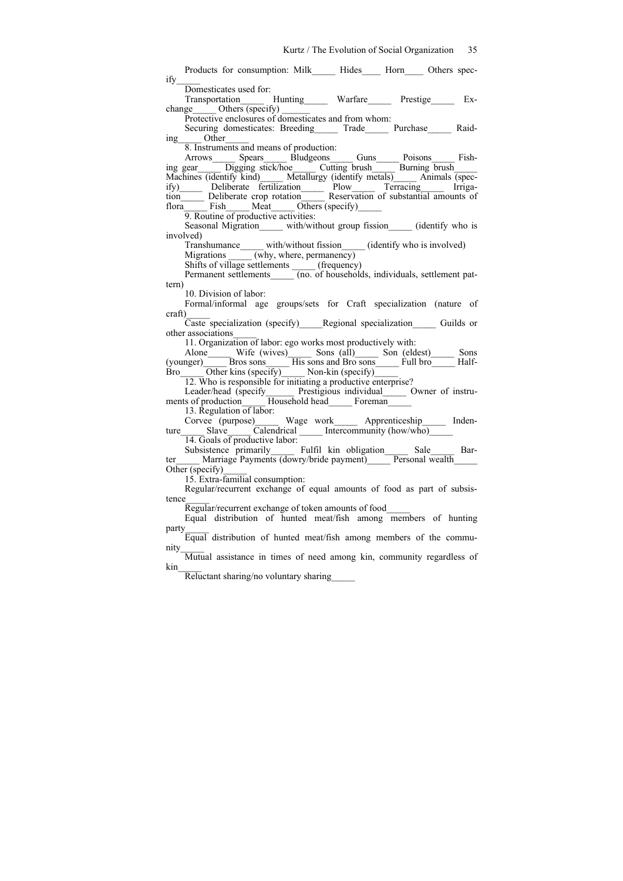Products for consumption: Milk_____ Hides____ Horn____ Others specify_____

Domesticates used for:

Transportation_____ Hunting_____ Warfare_____ Prestige_____ Exchange_____ Others (specify) ______

Protective enclosures of domesticates and from whom:

Securing domesticates: Breeding_____ Trade_____ Purchase_____ Raiding_____ Other_____

8. Instruments and means of production:

Arrows_____ Spears_____ Bludgeons_____ Guns_____ Poisons_____ Fishing gear_____ Digging stick/hoe_____ Cutting brush_____ Burning brush_____ Machines (identify kind)_____ Metallurgy (identify metals)_____ Animals (specify)_____ Deliberate fertilization_____ Plow_____ Terracing_____ Irrigation_____ Deliberate crop rotation_____ Reservation of substantial amounts of flora_____ Fish_____ Meat_____ Others (specify)_____

9. Routine of productive activities:

Seasonal Migration_____ with/without group fission_____ (identify who is involved)

Transhumance_____ with/without fission_____ (identify who is involved)

Migrations _____ (why, where, permanency)

Shifts of village settlements _____ (frequency)

Permanent settlements_____ (no. of households, individuals, settlement pattern)

10. Division of labor:

Formal/informal age groups/sets for Craft specialization (nature of craft)_____

Caste specialization (specify)_____Regional specialization_____ Guilds or other associations_____

11. Organization of labor: ego works most productively with:

Alone_____ Wife (wives)_____ Sons (all)_____ Son (eldest)_____ Sons (younger)_____ Bros sons_____ His sons and Bro sons_____ Full bro_____ Half-Bro_____ Other kins (specify)_____ Non-kin (specify)_____

12. Who is responsible for initiating a productive enterprise?

Leader/head (specify______ Prestigious individual_____ Owner of instruments of production_____ Household head_____ Foreman_____

13. Regulation of labor:

Corvee (purpose)_____ Wage work_____ Apprenticeship_____ Indenture_____ Slave_____ Calendrical _____ Intercommunity (how/who)_____

14. Goals of productive labor:

Subsistence primarily_____ Fulfil kin obligation_____ Sale_____ Barter_____ Marriage Payments (dowry/bride payment)_____ Personal wealth_____ Other (specify)_____

15. Extra-familial consumption:

Regular/recurrent exchange of equal amounts of food as part of subsistence_____

Regular/recurrent exchange of token amounts of food_____

Equal distribution of hunted meat/fish among members of hunting party_____

Equal distribution of hunted meat/fish among members of the community_____

Mutual assistance in times of need among kin, community regardless of kin_____

Reluctant sharing/no voluntary sharing_____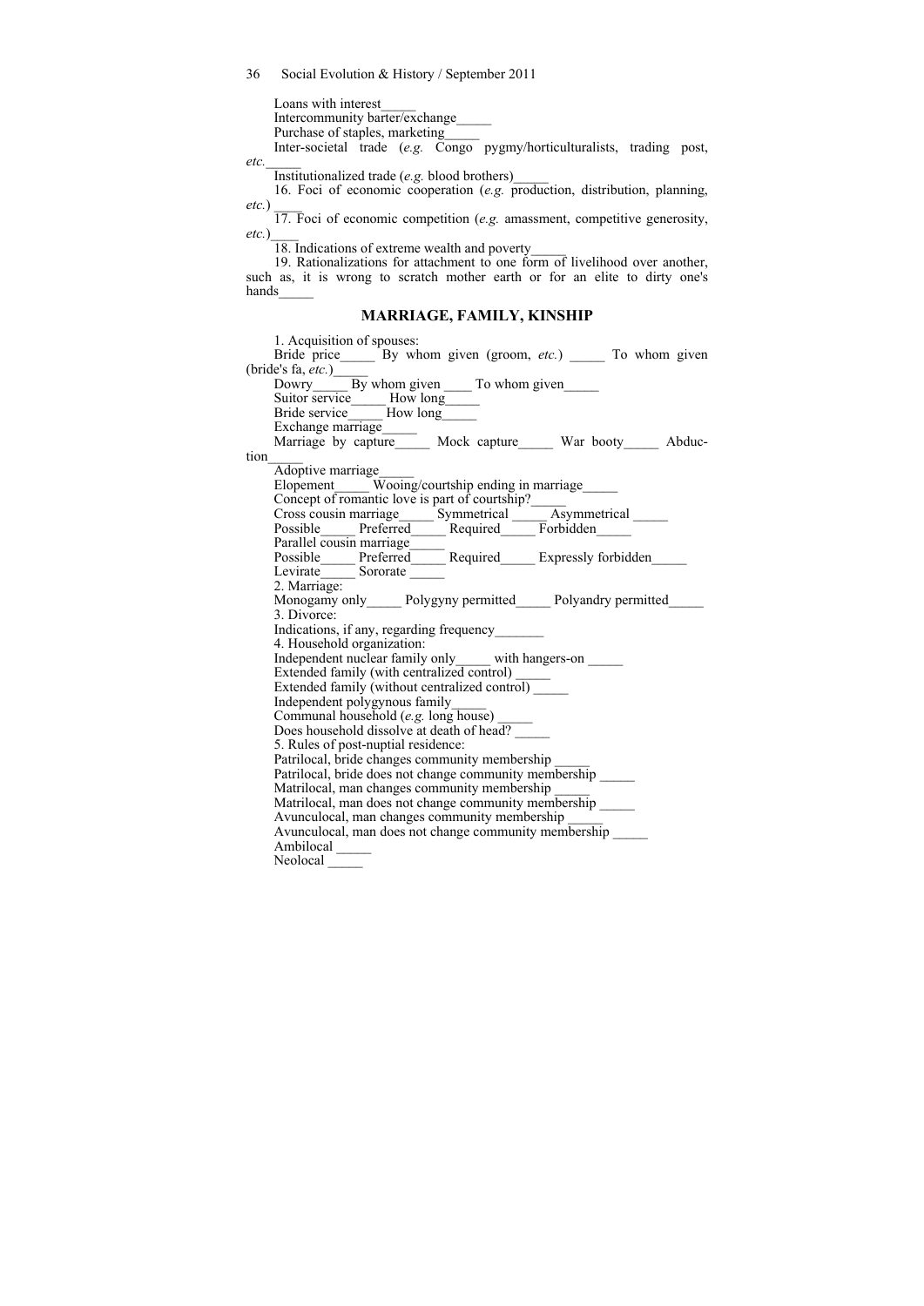Loans with interest_____

Intercommunity barter/exchange_____

Purchase of staples, marketing_____

Inter-societal trade (*e.g.* Congo pygmy/horticulturalists, trading post, *etc.*_____

Institutionalized trade (*e.g.* blood brothers)_____

16. Foci of economic cooperation (*e.g.* production, distribution, planning, *etc.*) ____

17. Foci of economic competition (*e.g.* amassment, competitive generosity, *etc.*)____

18. Indications of extreme wealth and poverty_____

19. Rationalizations for attachment to one form of livelihood over another, such as, it is wrong to scratch mother earth or for an elite to dirty one's hands_____

## MARRIAGE, FAMILY, KINSHIP

1. Acquisition of spouses:

Bride price_____ By whom given (groom, *etc.*) _____ To whom given (bride's fa, *etc.*)_____

Dowry_____ By whom given ____ To whom given_____

Suitor service_____ How long_____

Bride service_____ How long_____

Exchange marriage_____

Marriage by capture_____ Mock capture_____ War booty_____ Abduction_____

Adoptive marriage_____

Elopement_____ Wooing/courtship ending in marriage_____

Concept of romantic love is part of courtship?_____

Cross cousin marriage_____ Symmetrical _____ Asymmetrical _____

Possible_____ Preferred_____ Required_____ Forbidden_____

Parallel cousin marriage_____

Possible_____ Preferred_____ Required_____ Expressly forbidden_____

Levirate_____ Sororate _____

2. Marriage:

Monogamy only_____ Polygyny permitted_____ Polyandry permitted_____

3. Divorce:

Indications, if any, regarding frequency_______

4. Household organization:

Independent nuclear family only_____ with hangers-on _____

Extended family (with centralized control) _____

Extended family (without centralized control) _____

Independent polygynous family_____

Communal household (*e.g.* long house) _____

Does household dissolve at death of head? _____

5. Rules of post-nuptial residence:

Patrilocal, bride changes community membership _____

Patrilocal, bride does not change community membership _____

Matrilocal, man changes community membership _____

Matrilocal, man does not change community membership _____

Avunculocal, man changes community membership _____

Avunculocal, man does not change community membership _____

Ambilocal _____

Neolocal _____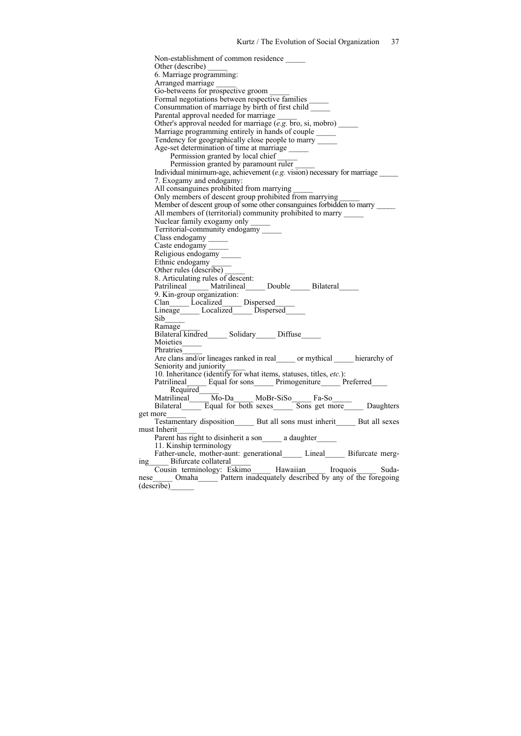Non-establishment of common residence _____
Other (describe) _____
6. Marriage programming:
Arranged marriage _____
Go-betweens for prospective groom _____
Formal negotiations between respective families _____
Consummation of marriage by birth of first child _____
Parental approval needed for marriage _____
Other's approval needed for marriage (*e.g.* bro, si, mobro) _____
Marriage programming entirely in hands of couple _____
Tendency for geographically close people to marry _____
Age-set determination of time at marriage _____
  Permission granted by local chief _____
  Permission granted by paramount ruler _____
Individual minimum-age, achievement (*e.g.* vision) necessary for marriage _____
7. Exogamy and endogamy:
All consanguines prohibited from marrying _____
Only members of descent group prohibited from marrying _____
Member of descent group of some other consanguines forbidden to marry _____
All members of (territorial) community prohibited to marry _____
Nuclear family exogamy only _____
Territorial-community endogamy _____
Class endogamy _____
Caste endogamy _____
Religious endogamy _____
Ethnic endogamy _____
Other rules (describe) _____
8. Articulating rules of descent:
Patrilineal _____ Matrilineal_____ Double_____ Bilateral_____
9. Kin-group organization:
Clan_____ Localized_____ Dispersed_____
Lineage_____ Localized_____ Dispersed_____
Sib_____
Ramage_____
Bilateral kindred_____ Solidary_____ Diffuse_____
Moieties_____
Phratries_____
Are clans and/or lineages ranked in real_____ or mythical _____ hierarchy of Seniority and juniority_____
10. Inheritance (identify for what items, statuses, titles, *etc.*):
Patrilineal_____ Equal for sons_____ Primogeniture_____ Preferred____
  Required_____
Matrilineal_____ Mo-Da_____ MoBr-SiSo_____ Fa-So_____
Bilateral_____ Equal for both sexes_____ Sons get more_____ Daughters get more_____
Testamentary disposition_____ But all sons must inherit_____ But all sexes must Inherit_____
Parent has right to disinherit a son_____ a daughter_____
11. Kinship terminology
Father-uncle, mother-aunt: generational_____ Lineal_____ Bifurcate merging_____ Bifurcate collateral_____
Cousin terminology: Eskimo_____ Hawaiian_____ Iroquois_____ Sudanese_____ Omaha_____ Pattern inadequately described by any of the foregoing (describe)______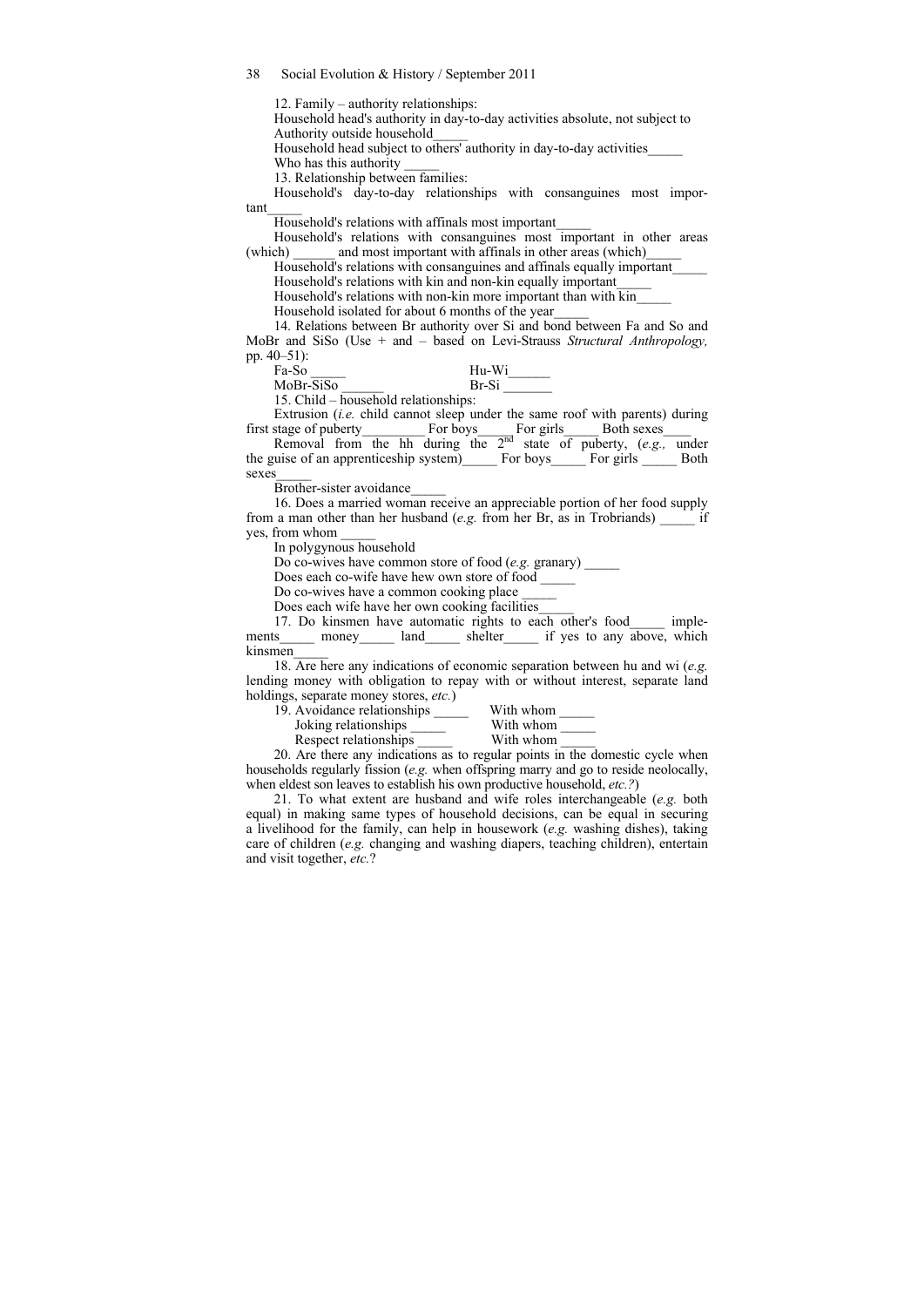12. Family – authority relationships:

Household head's authority in day-to-day activities absolute, not subject to Authority outside household_____

Household head subject to others' authority in day-to-day activities_____

Who has this authority _____

13. Relationship between families:

Household's day-to-day relationships with consanguines most important_____

Household's relations with affinals most important_____

Household's relations with consanguines most important in other areas (which) ______ and most important with affinals in other areas (which)_____

Household's relations with consanguines and affinals equally important_____

Household's relations with kin and non-kin equally important_____

Household's relations with non-kin more important than with kin_____

Household isolated for about 6 months of the year_____

14. Relations between Br authority over Si and bond between Fa and So and MoBr and SiSo (Use + and – based on Levi-Strauss *Structural Anthropology,* pp. 40–51):

Fa-So _____ Hu-Wi______

MoBr-SiSo ______ Br-Si _______

15. Child – household relationships:

Extrusion (*i.e.* child cannot sleep under the same roof with parents) during first stage of puberty_________ For boys_____ For girls_____ Both sexes____

Removal from the hh during the 2nd state of puberty, (*e.g.,* under the guise of an apprenticeship system)_____ For boys_____ For girls _____ Both sexes_____

Brother-sister avoidance_____

16. Does a married woman receive an appreciable portion of her food supply from a man other than her husband (*e.g.* from her Br, as in Trobriands) _____ if yes, from whom _____

In polygynous household

Do co-wives have common store of food (*e.g.* granary) _____

Does each co-wife have hew own store of food _____

Do co-wives have a common cooking place _____

Does each wife have her own cooking facilities_____

17. Do kinsmen have automatic rights to each other's food_____ implements_____ money_____ land_____ shelter_____ if yes to any above, which kinsmen_____

18. Are here any indications of economic separation between hu and wi (*e.g.* lending money with obligation to repay with or without interest, separate land holdings, separate money stores, *etc.*)

19. Avoidance relationships _____ With whom _____

Joking relationships _____ With whom _____

Respect relationships _____ With whom _____

20. Are there any indications as to regular points in the domestic cycle when households regularly fission (*e.g.* when offspring marry and go to reside neolocally, when eldest son leaves to establish his own productive household, *etc.?*)

21. To what extent are husband and wife roles interchangeable (*e.g.* both equal) in making same types of household decisions, can be equal in securing a livelihood for the family, can help in housework (*e.g.* washing dishes), taking care of children (*e.g.* changing and washing diapers, teaching children), entertain and visit together, *etc.*?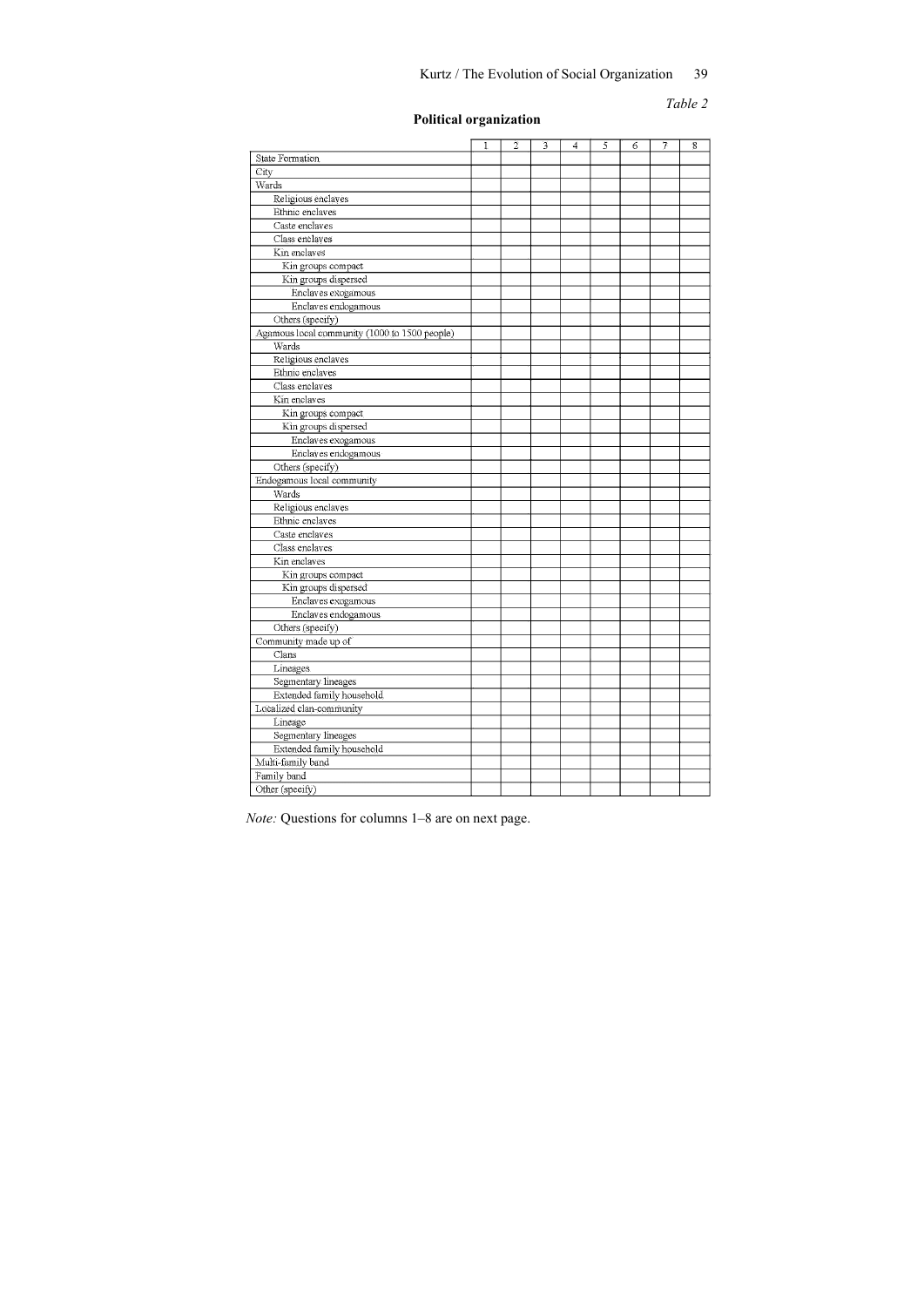*Table 2*

**Political organization**

| | 1 | 2 | 3 | 4 | 5 | 6 | 7 | 8 |
|---|---|---|---|---|---|---|---|---|
| State Formation | | | | | | | | |
| City | | | | | | | | |
| Wards | | | | | | | | |
| Religious enclaves | | | | | | | | |
| Ethnic enclaves | | | | | | | | |
| Caste enclaves | | | | | | | | |
| Class enclaves | | | | | | | | |
| Kin enclaves | | | | | | | | |
| Kin groups compact | | | | | | | | |
| Kin groups dispersed | | | | | | | | |
| Enclaves exogamous | | | | | | | | |
| Enclaves endogamous | | | | | | | | |
| Others (specify) | | | | | | | | |
| Agamous local community (1000 to 1500 people) | | | | | | | | |
| Wards | | | | | | | | |
| Religious enclaves | | | | | | | | |
| Ethnic enclaves | | | | | | | | |
| Class enclaves | | | | | | | | |
| Kin enclaves | | | | | | | | |
| Kin groups compact | | | | | | | | |
| Kin groups dispersed | | | | | | | | |
| Enclaves exogamous | | | | | | | | |
| Enclaves endogamous | | | | | | | | |
| Others (specify) | | | | | | | | |
| Endogamous local community | | | | | | | | |
| Wards | | | | | | | | |
| Religious enclaves | | | | | | | | |
| Ethnic enclaves | | | | | | | | |
| Caste enclaves | | | | | | | | |
| Class enclaves | | | | | | | | |
| Kin enclaves | | | | | | | | |
| Kin groups compact | | | | | | | | |
| Kin groups dispersed | | | | | | | | |
| Enclaves exogamous | | | | | | | | |
| Enclaves endogamous | | | | | | | | |
| Others (specify) | | | | | | | | |
| Community made up of | | | | | | | | |
| Clans | | | | | | | | |
| Lineages | | | | | | | | |
| Segmentary lineages | | | | | | | | |
| Extended family household | | | | | | | | |
| Localized clan-community | | | | | | | | |
| Lineage | | | | | | | | |
| Segmentary lineages | | | | | | | | |
| Extended family household | | | | | | | | |
| Multi-family band | | | | | | | | |
| Family band | | | | | | | | |
| Other (specify) | | | | | | | | |

*Note:* Questions for columns 1–8 are on next page.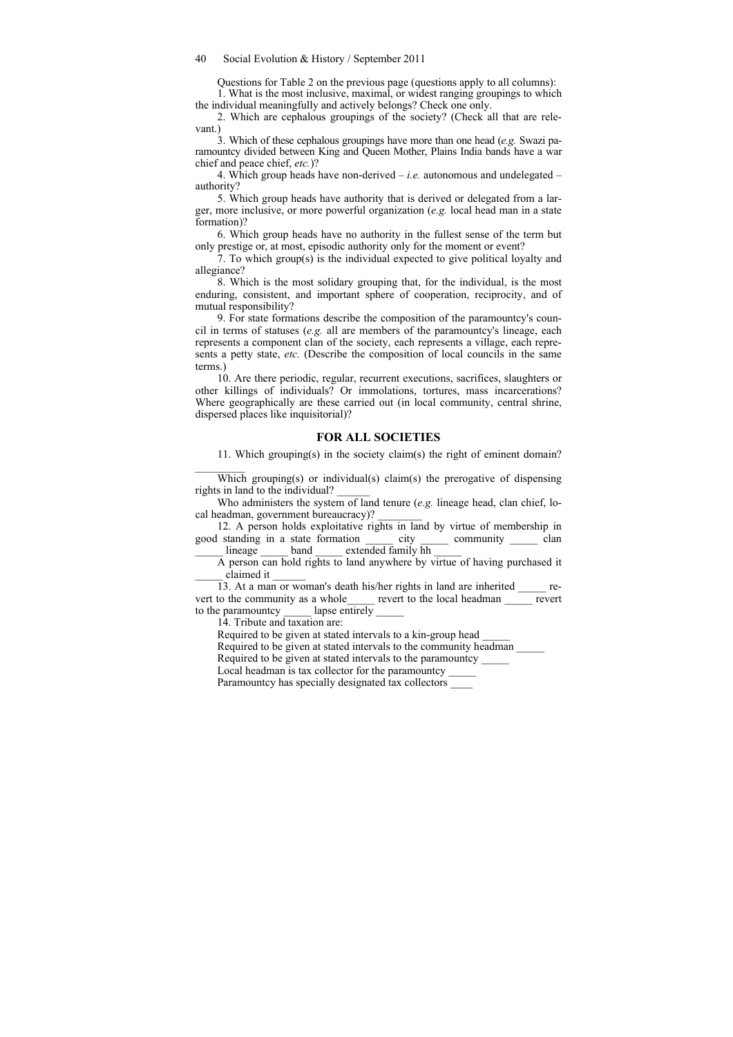Questions for Table 2 on the previous page (questions apply to all columns):

1. What is the most inclusive, maximal, or widest ranging groupings to which the individual meaningfully and actively belongs? Check one only.

2. Which are cephalous groupings of the society? (Check all that are relevant.)

3. Which of these cephalous groupings have more than one head (*e.g.* Swazi paramountcy divided between King and Queen Mother, Plains India bands have a war chief and peace chief, *etc.*)?

4. Which group heads have non-derived – *i.e.* autonomous and undelegated – authority?

5. Which group heads have authority that is derived or delegated from a larger, more inclusive, or more powerful organization (*e.g.* local head man in a state formation)?

6. Which group heads have no authority in the fullest sense of the term but only prestige or, at most, episodic authority only for the moment or event?

7. To which group(s) is the individual expected to give political loyalty and allegiance?

8. Which is the most solidary grouping that, for the individual, is the most enduring, consistent, and important sphere of cooperation, reciprocity, and of mutual responsibility?

9. For state formations describe the composition of the paramountcy's council in terms of statuses (*e.g.* all are members of the paramountcy's lineage, each represents a component clan of the society, each represents a village, each represents a petty state, *etc.* (Describe the composition of local councils in the same terms.)

10. Are there periodic, regular, recurrent executions, sacrifices, slaughters or other killings of individuals? Or immolations, tortures, mass incarcerations? Where geographically are these carried out (in local community, central shrine, dispersed places like inquisitorial)?

## FOR ALL SOCIETIES

11. Which grouping(s) in the society claim(s) the right of eminent domain? _________

Which grouping(s) or individual(s) claim(s) the prerogative of dispensing rights in land to the individual? ______

Who administers the system of land tenure (*e.g.* lineage head, clan chief, local headman, government bureaucracy)? ________

12. A person holds exploitative rights in land by virtue of membership in good standing in a state formation _____ city _____ community _____ clan _____ lineage _____ band _____ extended family hh _____

A person can hold rights to land anywhere by virtue of having purchased it _____ claimed it ______

13. At a man or woman's death his/her rights in land are inherited _____ revert to the community as a whole_____ revert to the local headman _____ revert to the paramountcy _____ lapse entirely _____

14. Tribute and taxation are:

Required to be given at stated intervals to a kin-group head _____

Required to be given at stated intervals to the community headman _____

Required to be given at stated intervals to the paramountcy _____

Local headman is tax collector for the paramountcy _____

Paramountcy has specially designated tax collectors ____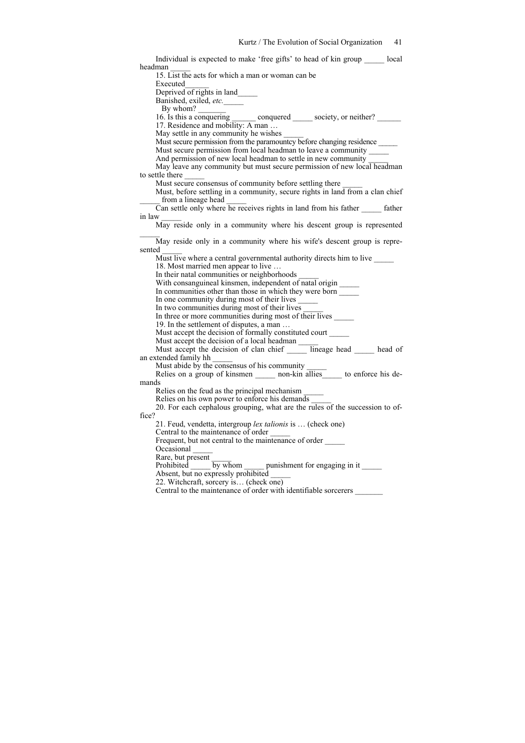Individual is expected to make 'free gifts' to head of kin group _____ local headman _____

15. List the acts for which a man or woman can be

Executed______

Deprived of rights in land_____

Banished, exiled, *etc.*_____

By whom? _______

16. Is this a conquering ______ conquered _____ society, or neither? ______

17. Residence and mobility: A man …

May settle in any community he wishes _____

Must secure permission from the paramountcy before changing residence _____

Must secure permission from local headman to leave a community _____

And permission of new local headman to settle in new community _____

May leave any community but must secure permission of new local headman to settle there _____

Must secure consensus of community before settling there _____

Must, before settling in a community, secure rights in land from a clan chief _____ from a lineage head _____

Can settle only where he receives rights in land from his father _____ father in law _____

May reside only in a community where his descent group is represented _____

May reside only in a community where his wife's descent group is represented _____

Must live where a central governmental authority directs him to live _____

18. Most married men appear to live …

In their natal communities or neighborhoods _____

With consanguineal kinsmen, independent of natal origin _____

In communities other than those in which they were born _____

In one community during most of their lives _____

In two communities during most of their lives _____

In three or more communities during most of their lives _____

19. In the settlement of disputes, a man …

Must accept the decision of formally constituted court _____

Must accept the decision of a local headman _____

Must accept the decision of clan chief _____ lineage head _____ head of an extended family hh _____

Must abide by the consensus of his community _____

Relies on a group of kinsmen _____ non-kin allies_____ to enforce his demands

Relies on the feud as the principal mechanism _____

Relies on his own power to enforce his demands _____

20. For each cephalous grouping, what are the rules of the succession to office?

21. Feud, vendetta, intergroup *lex talionis* is … (check one)

Central to the maintenance of order _____

Frequent, but not central to the maintenance of order _____

Occasional _____

Rare, but present _____

Prohibited _____ by whom _____ punishment for engaging in it _____

Absent, but no expressly prohibited _____

22. Witchcraft, sorcery is… (check one)

Central to the maintenance of order with identifiable sorcerers _______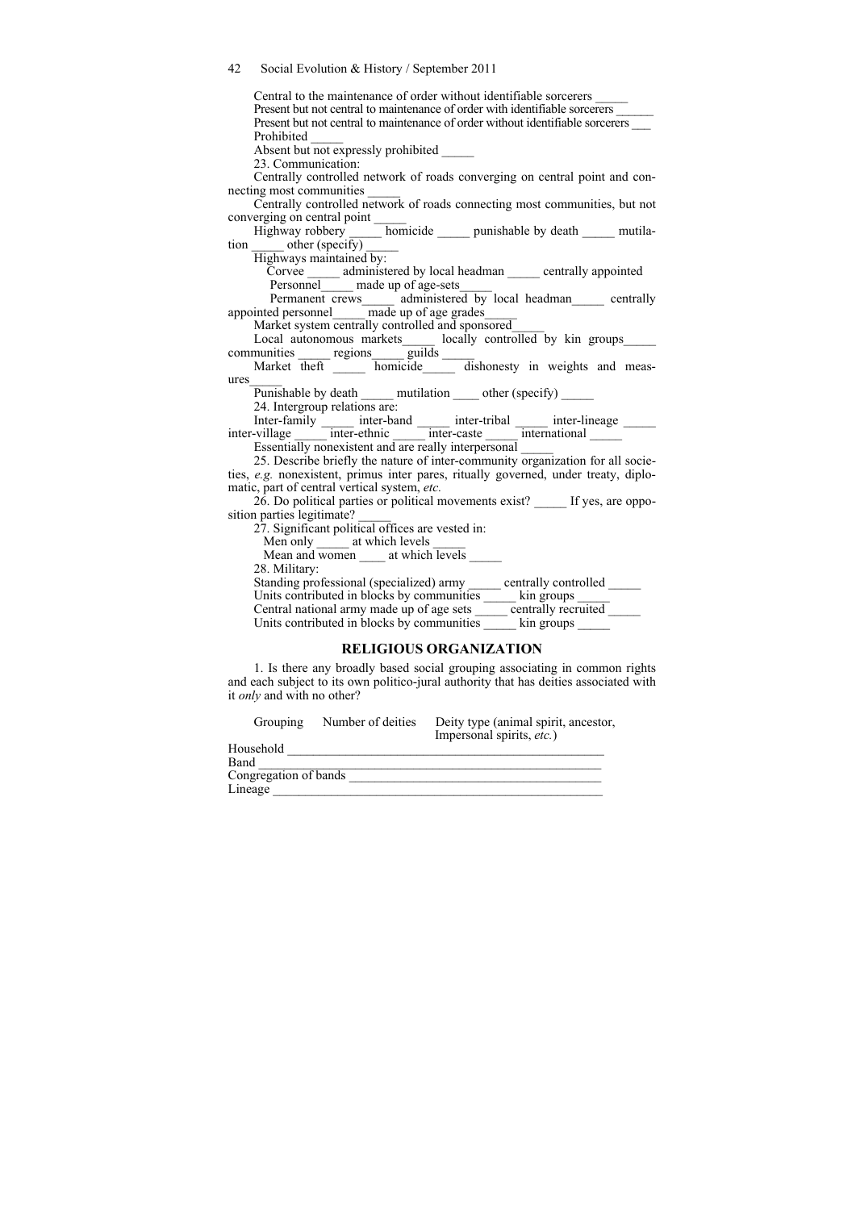Central to the maintenance of order without identifiable sorcerers _____

Present but not central to maintenance of order with identifiable sorcerers ______

Present but not central to maintenance of order without identifiable sorcerers ___

Prohibited _____

Absent but not expressly prohibited _____

23. Communication:

Centrally controlled network of roads converging on central point and connecting most communities _____

Centrally controlled network of roads connecting most communities, but not converging on central point _____

Highway robbery _____ homicide _____ punishable by death _____ mutilation _____ other (specify) _____

Highways maintained by:

Corvee _____ administered by local headman _____ centrally appointed Personnel_____ made up of age-sets_____

Permanent crews_____ administered by local headman_____ centrally appointed personnel_____ made up of age grades_____

Market system centrally controlled and sponsored_____

Local autonomous markets_____ locally controlled by kin groups_____ communities _____ regions_____ guilds _____

Market theft _____ homicide_____ dishonesty in weights and measures_____

Punishable by death _____ mutilation ____ other (specify) _____

24. Intergroup relations are:

Inter-family _____ inter-band _____ inter-tribal _____ inter-lineage _____ inter-village _____ inter-ethnic _____ inter-caste _____ international _____

Essentially nonexistent and are really interpersonal _____

25. Describe briefly the nature of inter-community organization for all societies, *e.g.* nonexistent, primus inter pares, ritually governed, under treaty, diplomatic, part of central vertical system, *etc.*

26. Do political parties or political movements exist? _____ If yes, are opposition parties legitimate? _____

27. Significant political offices are vested in:

Men only _____ at which levels _____

Mean and women ____ at which levels _____

28. Military:

Standing professional (specialized) army _____ centrally controlled _____

Units contributed in blocks by communities _____ kin groups _____

Central national army made up of age sets _____ centrally recruited _____

Units contributed in blocks by communities _____ kin groups _____

## RELIGIOUS ORGANIZATION

1. Is there any broadly based social grouping associating in common rights and each subject to its own politico-jural authority that has deities associated with it *only* and with no other?

| Grouping | Number of deities | Deity type (animal spirit, ancestor, Impersonal spirits, *etc.*) |
|---|---|---|
| Household | | |
| Band | | |
| Congregation of bands | | |
| Lineage | | |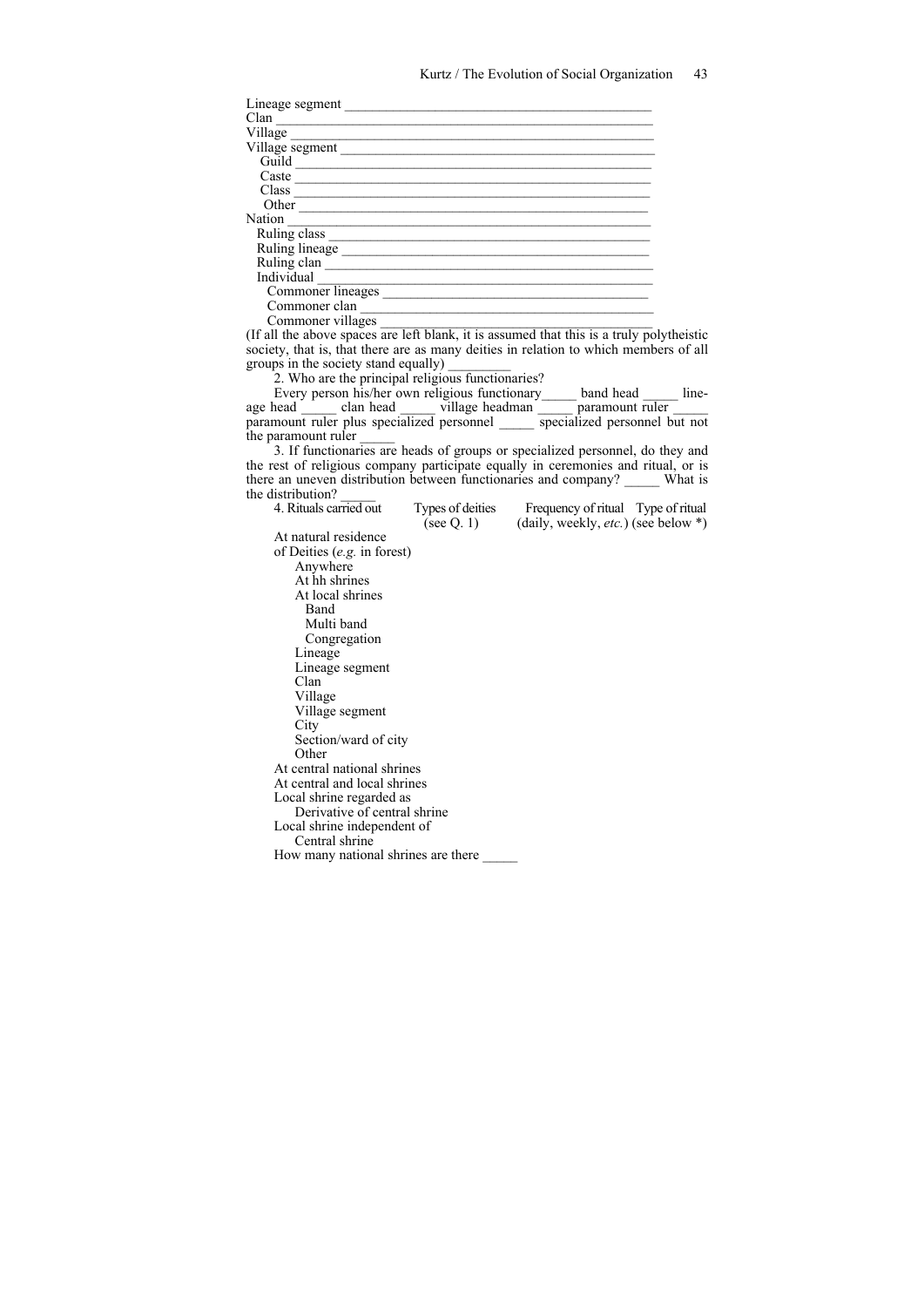Lineage segment ___________________________________________
Clan ___________________________________________
Village ___________________________________________
Village segment ___________________________________________
  Guild ___________________________________________
  Caste ___________________________________________
  Class ___________________________________________
  Other ___________________________________________
Nation ___________________________________________
  Ruling class ___________________________________________
  Ruling lineage ___________________________________________
  Ruling clan ___________________________________________
  Individual ___________________________________________
    Commoner lineages ___________________________________________
    Commoner clan ___________________________________________
    Commoner villages ___________________________________________

(If all the above spaces are left blank, it is assumed that this is a truly polytheistic society, that is, that there are as many deities in relation to which members of all groups in the society stand equally) ________

2. Who are the principal religious functionaries?

Every person his/her own religious functionary_____ band head _____ lineage head _____ clan head _____ village headman _____ paramount ruler _____ paramount ruler plus specialized personnel _____ specialized personnel but not the paramount ruler _____

3. If functionaries are heads of groups or specialized personnel, do they and the rest of religious company participate equally in ceremonies and ritual, or is there an uneven distribution between functionaries and company? _____ What is the distribution? _____

| 4. Rituals carried out | Types of deities (see Q. 1) | Frequency of ritual (daily, weekly, *etc.*) | Type of ritual (see below *) |
|---|---|---|---|
| At natural residence of Deities (*e.g.* in forest) | | | |
| Anywhere | | | |
| At hh shrines | | | |
| At local shrines | | | |
| Band | | | |
| Multi band | | | |
| Congregation | | | |
| Lineage | | | |
| Lineage segment | | | |
| Clan | | | |
| Village | | | |
| Village segment | | | |
| City | | | |
| Section/ward of city | | | |
| Other | | | |
| At central national shrines | | | |
| At central and local shrines | | | |
| Local shrine regarded as Derivative of central shrine | | | |
| Local shrine independent of Central shrine | | | |

How many national shrines are there _____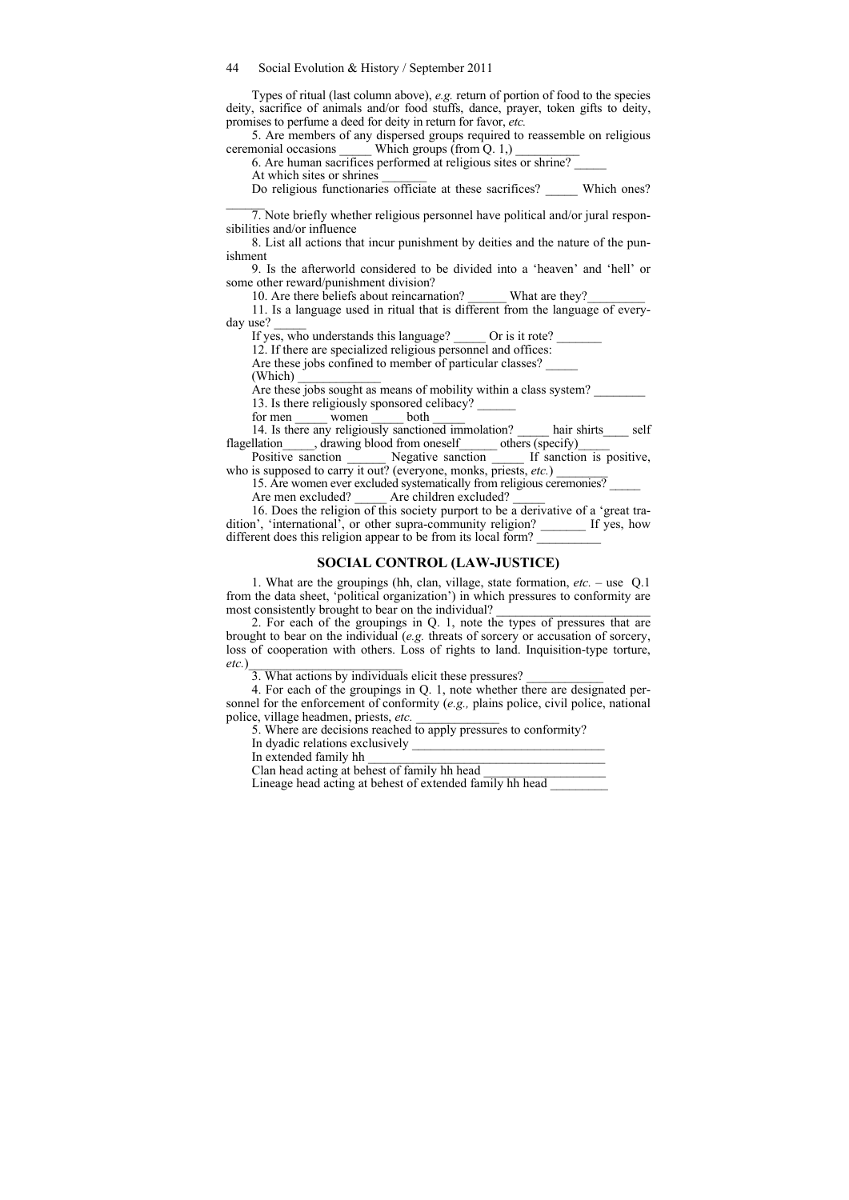Types of ritual (last column above), *e.g.* return of portion of food to the species deity, sacrifice of animals and/or food stuffs, dance, prayer, token gifts to deity, promises to perfume a deed for deity in return for favor, *etc.*

5. Are members of any dispersed groups required to reassemble on religious ceremonial occasions _____ Which groups (from Q. 1,) __________

6. Are human sacrifices performed at religious sites or shrine? _____

At which sites or shrines _______

Do religious functionaries officiate at these sacrifices? _____ Which ones? ______

7. Note briefly whether religious personnel have political and/or jural responsibilities and/or influence

8. List all actions that incur punishment by deities and the nature of the punishment

9. Is the afterworld considered to be divided into a 'heaven' and 'hell' or some other reward/punishment division?

10. Are there beliefs about reincarnation? ______ What are they?_________

11. Is a language used in ritual that is different from the language of everyday use? _____

If yes, who understands this language? _____ Or is it rote? _______

12. If there are specialized religious personnel and offices:

Are these jobs confined to member of particular classes? _____

(Which) _____________

Are these jobs sought as means of mobility within a class system? ________

13. Is there religiously sponsored celibacy? ______

for men _____ women _____ both _____

14. Is there any religiously sanctioned immolation? _____ hair shirts____ self flagellation_____, drawing blood from oneself______ others (specify)_____

Positive sanction ______ Negative sanction _____ If sanction is positive, who is supposed to carry it out? (everyone, monks, priests, *etc.*) _______

15. Are women ever excluded systematically from religious ceremonies? _____

Are men excluded? _____ Are children excluded? _____

16. Does the religion of this society purport to be a derivative of a 'great tradition', 'international', or other supra-community religion? _______ If yes, how different does this religion appear to be from its local form? __________

## SOCIAL CONTROL (LAW-JUSTICE)

1. What are the groupings (hh, clan, village, state formation, *etc.* – use Q.1 from the data sheet, 'political organization') in which pressures to conformity are most consistently brought to bear on the individual? ________________________

2. For each of the groupings in Q. 1, note the types of pressures that are brought to bear on the individual (*e.g.* threats of sorcery or accusation of sorcery, loss of cooperation with others. Loss of rights to land. Inquisition-type torture, *etc.*)________________________

3. What actions by individuals elicit these pressures? ____________

4. For each of the groupings in Q. 1, note whether there are designated personnel for the enforcement of conformity (*e.g.,* plains police, civil police, national police, village headmen, priests, *etc.* _____________

5. Where are decisions reached to apply pressures to conformity?

In dyadic relations exclusively _______________________________

In extended family hh ____________________________________

Clan head acting at behest of family hh head ___________________

Lineage head acting at behest of extended family hh head _________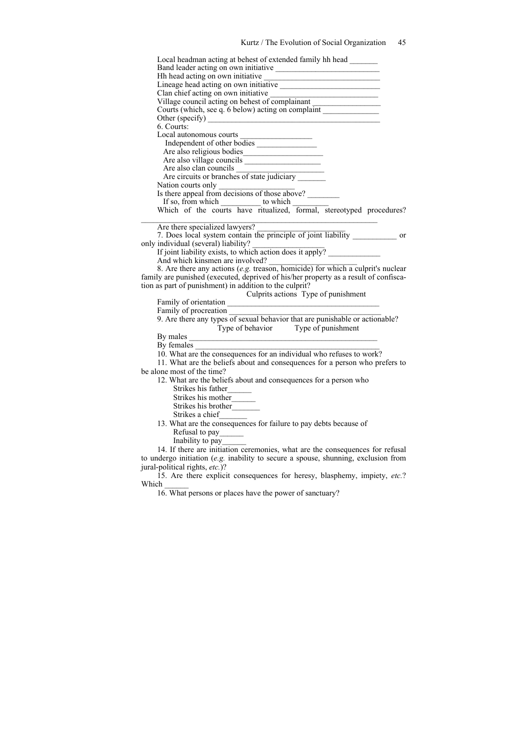Local headman acting at behest of extended family hh head _______

Band leader acting on own initiative ___________________________

Hh head acting on own initiative ______________________________

Lineage head acting on own initiative __________________________

Clan chief acting on own initiative ____________________________

Village council acting on behest of complainant _________________

Courts (which, see q. 6 below) acting on complaint ______________

Other (specify) ___________________________________________

6. Courts:

Local autonomous courts __________________

Independent of other bodies _______________

Are also religious bodies____________________

Are also village councils ___________________

Are also clan councils ______________________

Are circuits or branches of state judiciary _______

Nation courts only ___________________

Is there appeal from decisions of those above? ________

If so, from which __________ to which _________

Which of the courts have ritualized, formal, stereotyped procedures? ____________________________________________________________

Are there specialized lawyers? _______________________

7. Does local system contain the principle of joint liability ___________ or only individual (several) liability? ____________________

If joint liability exists, to which action does it apply? _____________

And which kinsmen are involved? ______________________

8. Are there any actions (*e.g.* treason, homicide) for which a culprit's nuclear family are punished (executed, deprived of his/her property as a result of confiscation as part of punishment) in addition to the culprit?

Culprits actions Type of punishment

Family of orientation ______________________________________

Family of procreation ______________________________________

9. Are there any types of sexual behavior that are punishable or actionable?

Type of behavior Type of punishment

By males ______________________________________________

By females _____________________________________________

10. What are the consequences for an individual who refuses to work?

11. What are the beliefs about and consequences for a person who prefers to be alone most of the time?

12. What are the beliefs about and consequences for a person who

Strikes his father______

Strikes his mother______

Strikes his brother_______

Strikes a chief_______

13. What are the consequences for failure to pay debts because of

Refusal to pay______

Inability to pay______

14. If there are initiation ceremonies, what are the consequences for refusal to undergo initiation (*e.g.* inability to secure a spouse, shunning, exclusion from jural-political rights, *etc.*)?

15. Are there explicit consequences for heresy, blasphemy, impiety, *etc.*? Which ______

16. What persons or places have the power of sanctuary?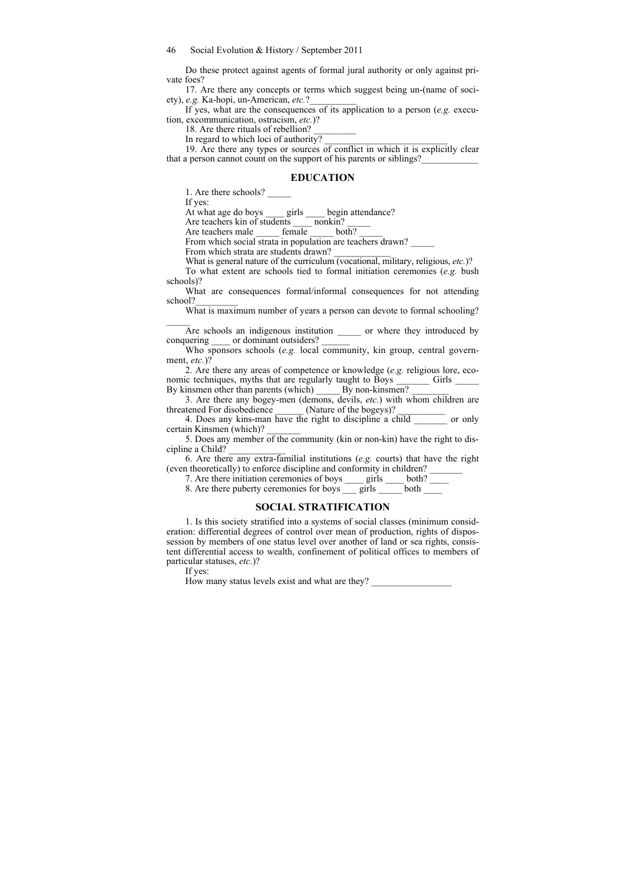Do these protect against agents of formal jural authority or only against private foes?

17. Are there any concepts or terms which suggest being un-(name of society), *e.g.* Ka-hopi, un-American, *etc.*?__________

If yes, what are the consequences of its application to a person (*e.g.* execution, excommunication, ostracism, *etc.*)?

18. Are there rituals of rebellion? _________

In regard to which loci of authority? ___________________________

19. Are there any types or sources of conflict in which it is explicitly clear that a person cannot count on the support of his parents or siblings?____________

## EDUCATION

1. Are there schools? _____

If yes:

At what age do boys ____ girls ____ begin attendance?

Are teachers kin of students ____ nonkin? _____

Are teachers male _____ female _____ both? _____

From which social strata in population are teachers drawn? _____

From which strata are students drawn? ____________

What is general nature of the curriculum (vocational, military, religious, *etc.*)?

To what extent are schools tied to formal initiation ceremonies (*e.g.* bush schools)?

What are consequences formal/informal consequences for not attending school?_________

What is maximum number of years a person can devote to formal schooling? _____

Are schools an indigenous institution _____ or where they introduced by conquering ____ or dominant outsiders? ______

Who sponsors schools (*e.g.* local community, kin group, central government, *etc.*)?

2. Are there any areas of competence or knowledge (*e.g.* religious lore, economic techniques, myths that are regularly taught to Boys _______ Girls _____ By kinsmen other than parents (which) _____ By non-kinsmen? ________

3. Are there any bogey-men (demons, devils, *etc.*) with whom children are threatened For disobedience ______ (Nature of the bogeys)? __________

4. Does any kins-man have the right to discipline a child _______ or only certain Kinsmen (which)? _______

5. Does any member of the community (kin or non-kin) have the right to discipline a Child? ____________

6. Are there any extra-familial institutions (*e.g.* courts) that have the right (even theoretically) to enforce discipline and conformity in children? _______

7. Are there initiation ceremonies of boys ____ girls ____ both? ____

8. Are there puberty ceremonies for boys ___ girls _____ both ____

## SOCIAL STRATIFICATION

1. Is this society stratified into a systems of social classes (minimum consideration: differential degrees of control over mean of production, rights of dispossession by members of one status level over another of land or sea rights, consistent differential access to wealth, confinement of political offices to members of particular statuses, *etc.*)?

If yes:

How many status levels exist and what are they? _________________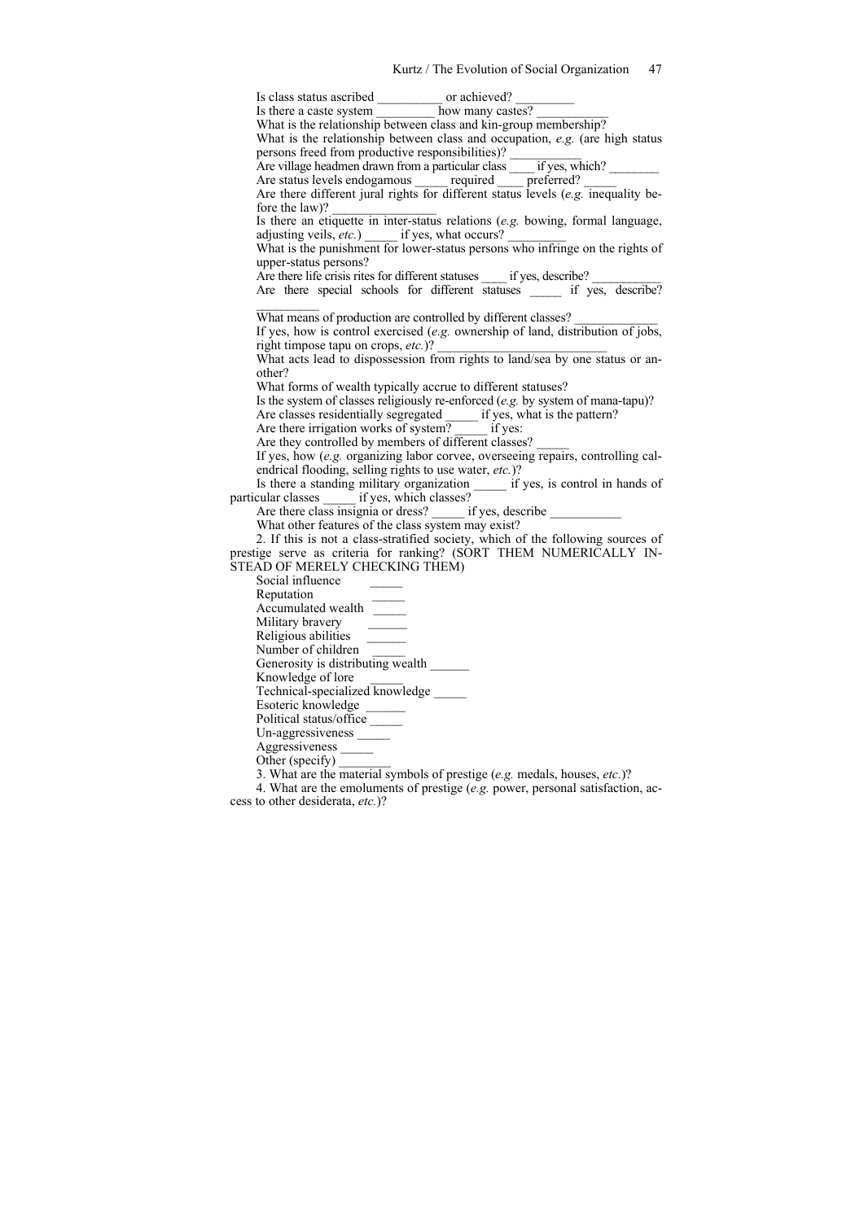Is class status ascribed __________ or achieved? _________

Is there a caste system _________ how many castes? ___________

What is the relationship between class and kin-group membership?

What is the relationship between class and occupation, *e.g.* (are high status persons freed from productive responsibilities)? ___________

Are village headmen drawn from a particular class ____ if yes, which? ________

Are status levels endogamous _____ required ____ preferred? _____

Are there different jural rights for different status levels (*e.g.* inequality before the law)? ________________

Is there an etiquette in inter-status relations (*e.g.* bowing, formal language, adjusting veils, *etc.*) _____ if yes, what occurs? _________

What is the punishment for lower-status persons who infringe on the rights of upper-status persons?

Are there life crisis rites for different statuses ____ if yes, describe? __________

Are there special schools for different statuses _____ if yes, describe? __________

What means of production are controlled by different classes? ____________

If yes, how is control exercised (*e.g.* ownership of land, distribution of jobs, right timpose tapu on crops, *etc.*)? __________________________

What acts lead to dispossession from rights to land/sea by one status or another?

What forms of wealth typically accrue to different statuses?

Is the system of classes religiously re-enforced (*e.g.* by system of mana-tapu)?

Are classes residentially segregated _____ if yes, what is the pattern?

Are there irrigation works of system? _____ if yes:

Are they controlled by members of different classes? _____

If yes, how (*e.g.* organizing labor corvee, overseeing repairs, controlling calendrical flooding, selling rights to use water, *etc.*)?

Is there a standing military organization _____ if yes, is control in hands of particular classes _____ if yes, which classes?

Are there class insignia or dress? _____ if yes, describe ___________

What other features of the class system may exist?

2. If this is not a class-stratified society, which of the following sources of prestige serve as criteria for ranking? (SORT THEM NUMERICALLY INSTEAD OF MERELY CHECKING THEM)

Social influence _____
Reputation _____
Accumulated wealth _____
Military bravery ______
Religious abilities ______
Number of children _____
Generosity is distributing wealth ______
Knowledge of lore _____
Technical-specialized knowledge _____
Esoteric knowledge ______
Political status/office _____
Un-aggressiveness _____
Aggressiveness _____
Other (specify) ________

3. What are the material symbols of prestige (*e.g.* medals, houses, *etc.*)?

4. What are the emoluments of prestige (*e.g.* power, personal satisfaction, access to other desiderata, *etc.*)?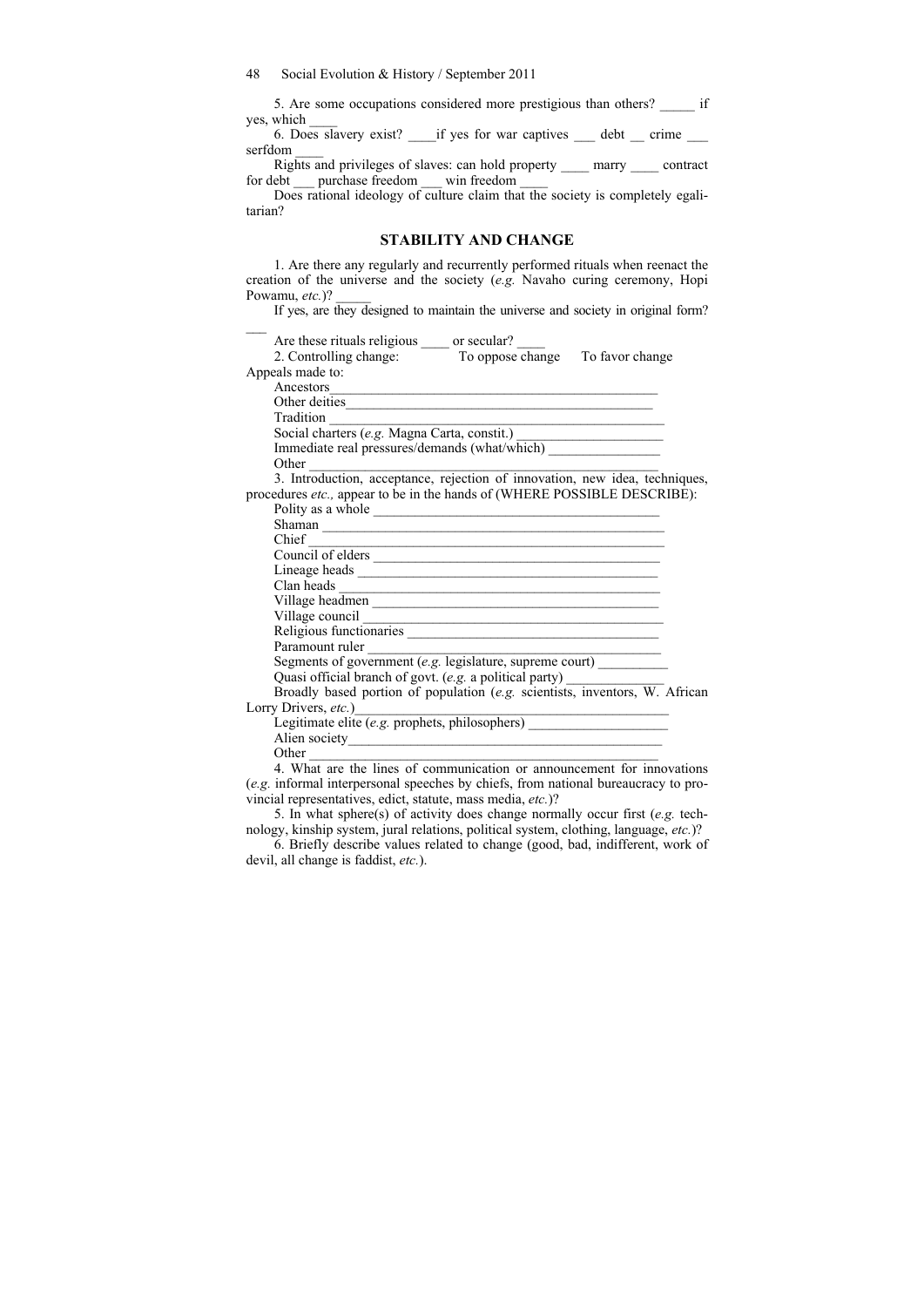5. Are some occupations considered more prestigious than others? _____ if yes, which ____

6. Does slavery exist? ____if yes for war captives ___ debt __ crime ___ serfdom ____

Rights and privileges of slaves: can hold property ____ marry ____ contract for debt ___ purchase freedom ___ win freedom ____

Does rational ideology of culture claim that the society is completely egalitarian?

## STABILITY AND CHANGE

1. Are there any regularly and recurrently performed rituals when reenact the creation of the universe and the society (*e.g.* Navaho curing ceremony, Hopi Powamu, *etc.*)? _____

If yes, are they designed to maintain the universe and society in original form? ___

Are these rituals religious ____ or secular? ____

2. Controlling change: To oppose change To favor change

Appeals made to:

Ancestors_______________________________________________

Other deities_____________________________________________

Tradition _______________________________________________

Social charters (*e.g.* Magna Carta, constit.) _____________________

Immediate real pressures/demands (what/which) ________________

Other __________________________________________________

3. Introduction, acceptance, rejection of innovation, new idea, techniques, procedures *etc.,* appear to be in the hands of (WHERE POSSIBLE DESCRIBE):

Polity as a whole ___________________________________________

Shaman ___________________________________________________

Chief _____________________________________________________

Council of elders ____________________________________________

Lineage heads ______________________________________________

Clan heads _________________________________________________

Village headmen ____________________________________________

Village council ______________________________________________

Religious functionaries _______________________________________

Paramount ruler ____________________________________________

Segments of government (*e.g.* legislature, supreme court) __________

Quasi official branch of govt. (*e.g.* a political party) ______________

Broadly based portion of population (*e.g.* scientists, inventors, W. African Lorry Drivers, *etc.*)_____________________________________________

Legitimate elite (*e.g.* prophets, philosophers) ____________________

Alien society_______________________________________________

Other _____________________________________________________

4. What are the lines of communication or announcement for innovations (*e.g.* informal interpersonal speeches by chiefs, from national bureaucracy to provincial representatives, edict, statute, mass media, *etc.*)?

5. In what sphere(s) of activity does change normally occur first (*e.g.* technology, kinship system, jural relations, political system, clothing, language, *etc.*)?

6. Briefly describe values related to change (good, bad, indifferent, work of devil, all change is faddist, *etc.*).